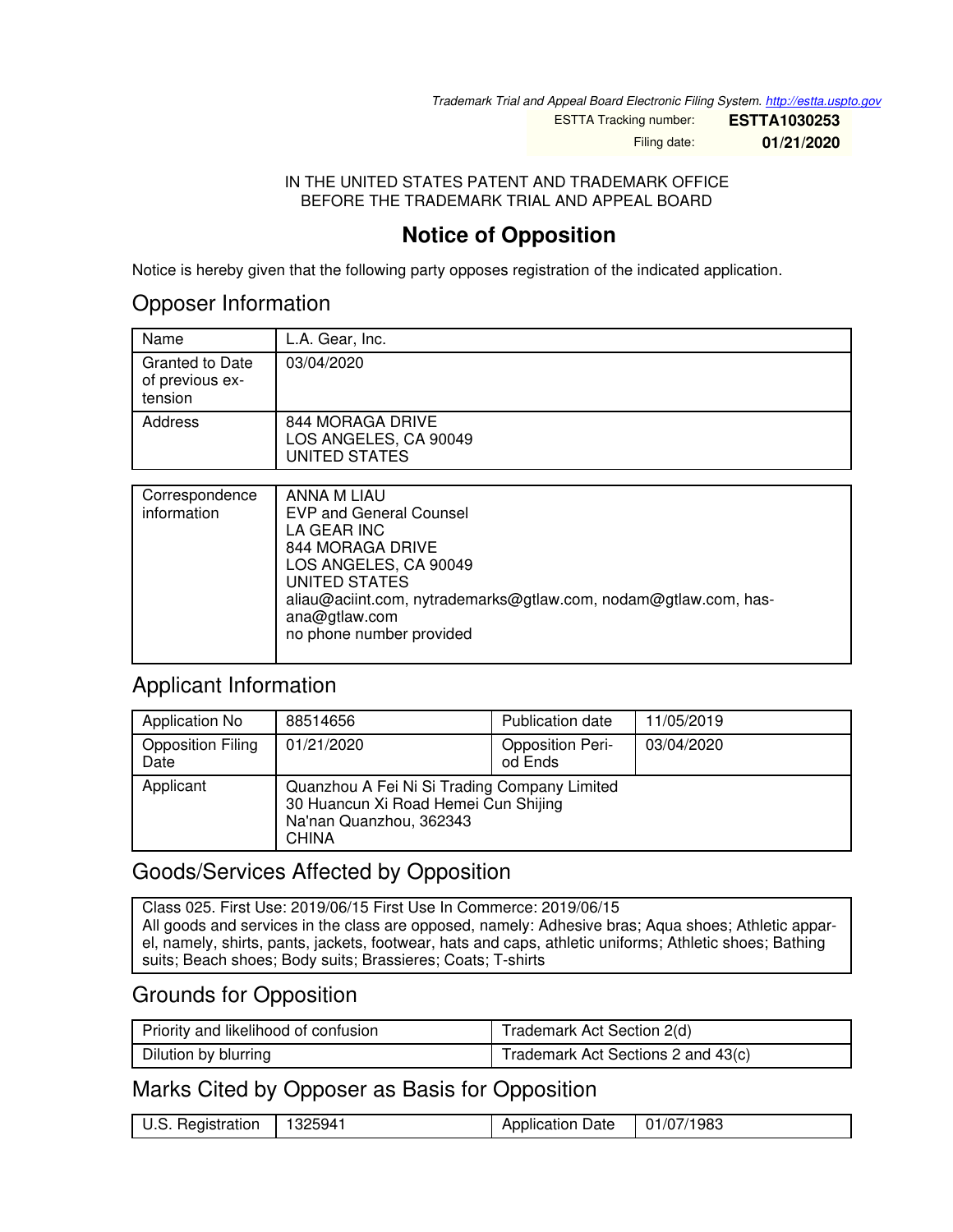Trademark Trial and Appeal Board Electronic Filing System. http://estta.uspto.gov

| ESTTA Tracking number: | **ESTTA1030253** |
|---|---|
| Filing date: | **01/21/2020** |

IN THE UNITED STATES PATENT AND TRADEMARK OFFICE
BEFORE THE TRADEMARK TRIAL AND APPEAL BOARD

# Notice of Opposition

Notice is hereby given that the following party opposes registration of the indicated application.

## Opposer Information

| Name | L.A. Gear, Inc. |
|---|---|
| Granted to Date of previous extension | 03/04/2020 |
| Address | 844 MORAGA DRIVE<br>LOS ANGELES, CA 90049<br>UNITED STATES |

| Correspondence information | ANNA M LIAU<br>EVP and General Counsel<br>LA GEAR INC<br>844 MORAGA DRIVE<br>LOS ANGELES, CA 90049<br>UNITED STATES<br>aliau@aciint.com, nytrademarks@gtlaw.com, nodam@gtlaw.com, hasana@gtlaw.com<br>no phone number provided |
|---|---|

## Applicant Information

| Application No | 88514656 | Publication date | 11/05/2019 |
|---|---|---|---|
| Opposition Filing Date | 01/21/2020 | Opposition Period Ends | 03/04/2020 |
| Applicant | Quanzhou A Fei Ni Si Trading Company Limited<br>30 Huancun Xi Road Hemei Cun Shijing<br>Na'nan Quanzhou, 362343<br>CHINA | | |

## Goods/Services Affected by Opposition

Class 025. First Use: 2019/06/15 First Use In Commerce: 2019/06/15
All goods and services in the class are opposed, namely: Adhesive bras; Aqua shoes; Athletic apparel, namely, shirts, pants, jackets, footwear, hats and caps, athletic uniforms; Athletic shoes; Bathing suits; Beach shoes; Body suits; Brassieres; Coats; T-shirts

## Grounds for Opposition

| Priority and likelihood of confusion | Trademark Act Section 2(d) |
|---|---|
| Dilution by blurring | Trademark Act Sections 2 and 43(c) |

## Marks Cited by Opposer as Basis for Opposition

| U.S. Registration | 1325941 | Application Date | 01/07/1983 |
|---|---|---|---|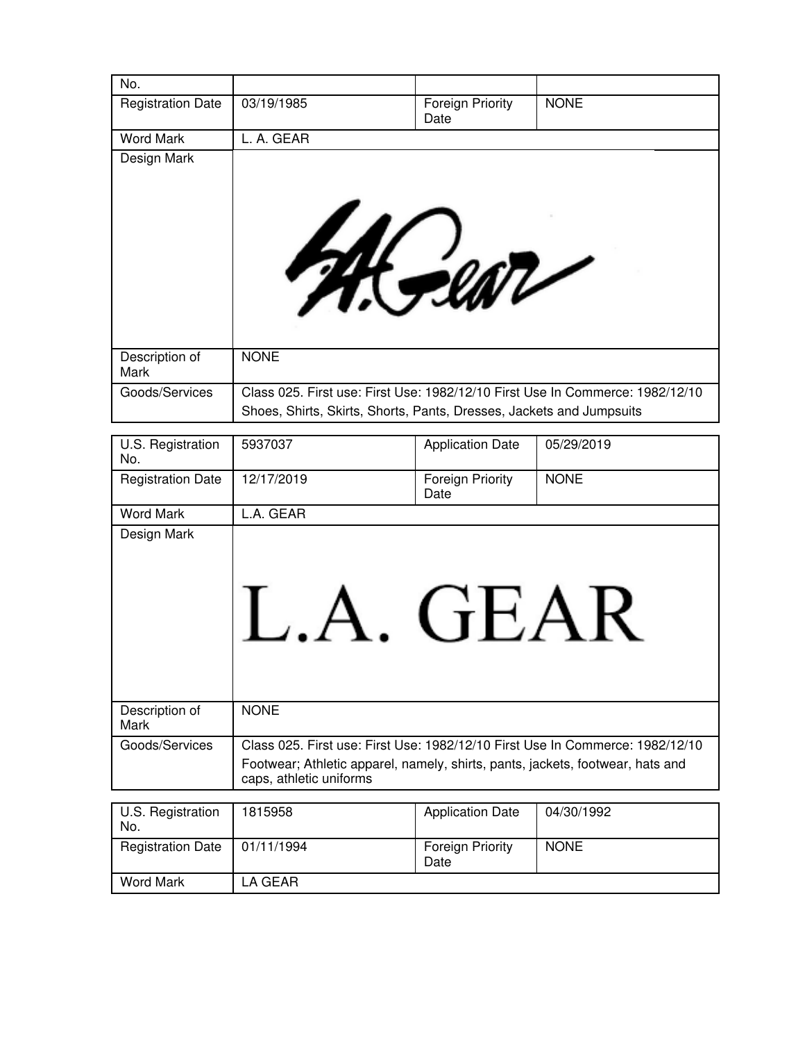| No. | | | |
|---|---|---|---|
| Registration Date | 03/19/1985 | Foreign Priority Date | NONE |
| Word Mark | L. A. GEAR | | |
| Design Mark | | | |
| Description of Mark | NONE | | |
| Goods/Services | Class 025. First use: First Use: 1982/12/10 First Use In Commerce: 1982/12/10 Shoes, Shirts, Skirts, Shorts, Pants, Dresses, Jackets and Jumpsuits | | |

| U.S. Registration No. | 5937037 | Application Date | 05/29/2019 |
|---|---|---|---|
| Registration Date | 12/17/2019 | Foreign Priority Date | NONE |
| Word Mark | L.A. GEAR | | |
| Design Mark | L.A. GEAR | | |
| Description of Mark | NONE | | |
| Goods/Services | Class 025. First use: First Use: 1982/12/10 First Use In Commerce: 1982/12/10 Footwear; Athletic apparel, namely, shirts, pants, jackets, footwear, hats and caps, athletic uniforms | | |

| U.S. Registration No. | 1815958 | Application Date | 04/30/1992 |
|---|---|---|---|
| Registration Date | 01/11/1994 | Foreign Priority Date | NONE |
| Word Mark | LA GEAR | | |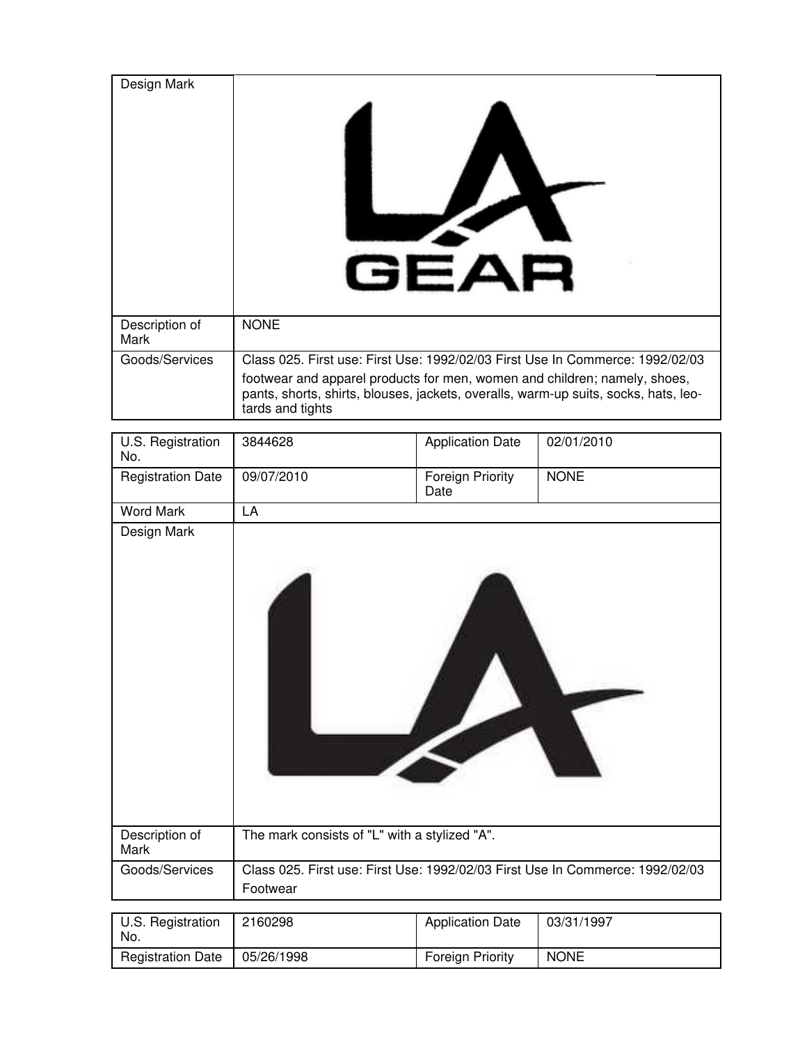| Design Mark | | | |
|---|---|---|---|
| Description of Mark | NONE | | |
| Goods/Services | Class 025. First use: First Use: 1992/02/03 First Use In Commerce: 1992/02/03<br>footwear and apparel products for men, women and children; namely, shoes, pants, shorts, shirts, blouses, jackets, overalls, warm-up suits, socks, hats, leo-tards and tights | | |

| U.S. Registration No. | 3844628 | Application Date | 02/01/2010 |
|---|---|---|---|
| Registration Date | 09/07/2010 | Foreign Priority Date | NONE |
| Word Mark | LA | | |
| Design Mark | | | |
| Description of Mark | The mark consists of "L" with a stylized "A". | | |
| Goods/Services | Class 025. First use: First Use: 1992/02/03 First Use In Commerce: 1992/02/03<br>Footwear | | |

| U.S. Registration No. | 2160298 | Application Date | 03/31/1997 |
|---|---|---|---|
| Registration Date | 05/26/1998 | Foreign Priority | NONE |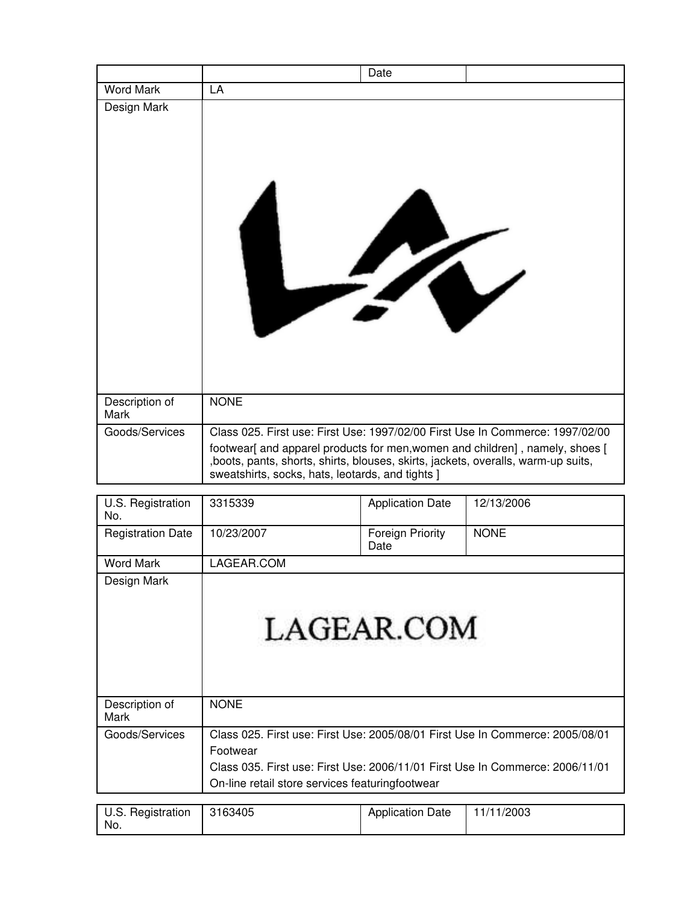| | | Date | |
|---|---|---|---|
| Word Mark | LA | | |
| Design Mark | | | |
| Description of Mark | NONE | | |
| Goods/Services | Class 025. First use: First Use: 1997/02/00 First Use In Commerce: 1997/02/00<br>footwear[ and apparel products for men,women and children] , namely, shoes [ ,boots, pants, shorts, shirts, blouses, skirts, jackets, overalls, warm-up suits, sweatshirts, socks, hats, leotards, and tights ] | | |

| U.S. Registration No. | 3315339 | Application Date | 12/13/2006 |
|---|---|---|---|
| Registration Date | 10/23/2007 | Foreign Priority Date | NONE |
| Word Mark | LAGEAR.COM | | |
| Design Mark | LAGEAR.COM | | |
| Description of Mark | NONE | | |
| Goods/Services | Class 025. First use: First Use: 2005/08/01 First Use In Commerce: 2005/08/01<br>Footwear<br>Class 035. First use: First Use: 2006/11/01 First Use In Commerce: 2006/11/01<br>On-line retail store services featuringfootwear | | |

| U.S. Registration No. | 3163405 | Application Date | 11/11/2003 |
|---|---|---|---|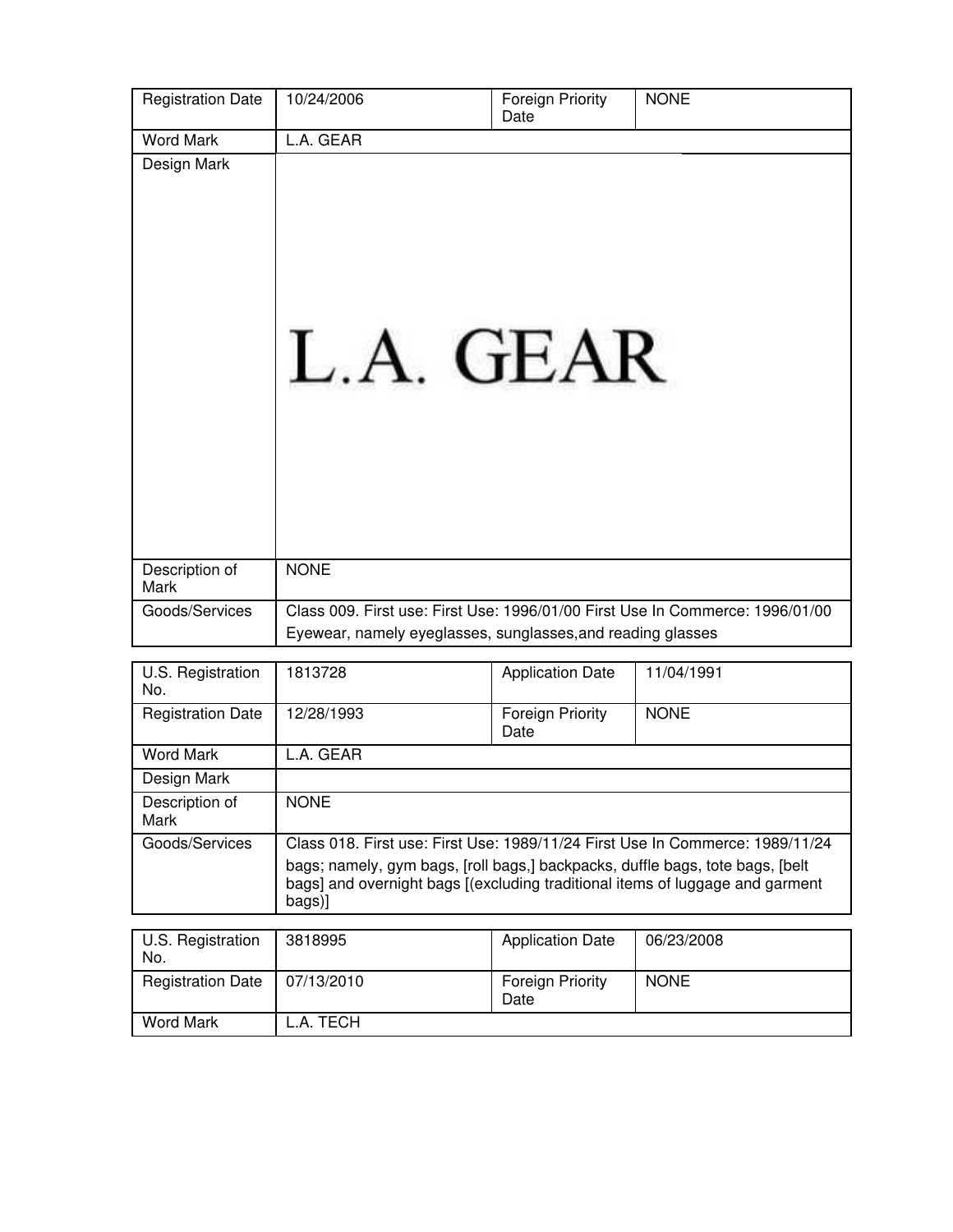| Registration Date | 10/24/2006 | Foreign Priority Date | NONE |
|---|---|---|---|
| Word Mark | L.A. GEAR | | |
| Design Mark | L.A. GEAR | | |
| Description of Mark | NONE | | |
| Goods/Services | Class 009. First use: First Use: 1996/01/00 First Use In Commerce: 1996/01/00<br>Eyewear, namely eyeglasses, sunglasses,and reading glasses | | |

| U.S. Registration No. | 1813728 | Application Date | 11/04/1991 |
|---|---|---|---|
| Registration Date | 12/28/1993 | Foreign Priority Date | NONE |
| Word Mark | L.A. GEAR | | |
| Design Mark | | | |
| Description of Mark | NONE | | |
| Goods/Services | Class 018. First use: First Use: 1989/11/24 First Use In Commerce: 1989/11/24<br>bags; namely, gym bags, [roll bags,] backpacks, duffle bags, tote bags, [belt bags] and overnight bags [(excluding traditional items of luggage and garment bags)] | | |

| U.S. Registration No. | 3818995 | Application Date | 06/23/2008 |
|---|---|---|---|
| Registration Date | 07/13/2010 | Foreign Priority Date | NONE |
| Word Mark | L.A. TECH | | |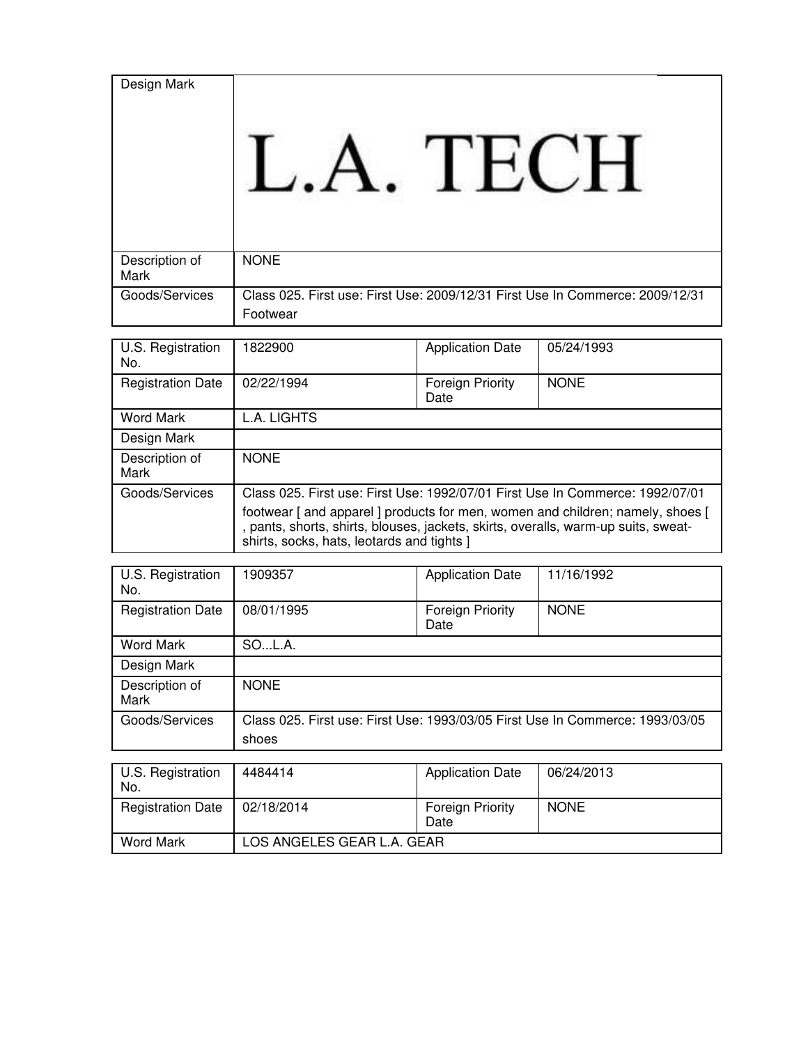| | |
|---|---|
| Design Mark | L.A. TECH |
| Description of Mark | NONE |
| Goods/Services | Class 025. First use: First Use: 2009/12/31 First Use In Commerce: 2009/12/31<br>Footwear |

| | | | |
|---|---|---|---|
| U.S. Registration No. | 1822900 | Application Date | 05/24/1993 |
| Registration Date | 02/22/1994 | Foreign Priority Date | NONE |
| Word Mark | L.A. LIGHTS | | |
| Design Mark | | | |
| Description of Mark | NONE | | |
| Goods/Services | Class 025. First use: First Use: 1992/07/01 First Use In Commerce: 1992/07/01<br>footwear [ and apparel ] products for men, women and children; namely, shoes [ , pants, shorts, shirts, blouses, jackets, skirts, overalls, warm-up suits, sweat-shirts, socks, hats, leotards and tights ] | | |

| | | | |
|---|---|---|---|
| U.S. Registration No. | 1909357 | Application Date | 11/16/1992 |
| Registration Date | 08/01/1995 | Foreign Priority Date | NONE |
| Word Mark | SO...L.A. | | |
| Design Mark | | | |
| Description of Mark | NONE | | |
| Goods/Services | Class 025. First use: First Use: 1993/03/05 First Use In Commerce: 1993/03/05<br>shoes | | |

| | | | |
|---|---|---|---|
| U.S. Registration No. | 4484414 | Application Date | 06/24/2013 |
| Registration Date | 02/18/2014 | Foreign Priority Date | NONE |
| Word Mark | LOS ANGELES GEAR L.A. GEAR | | |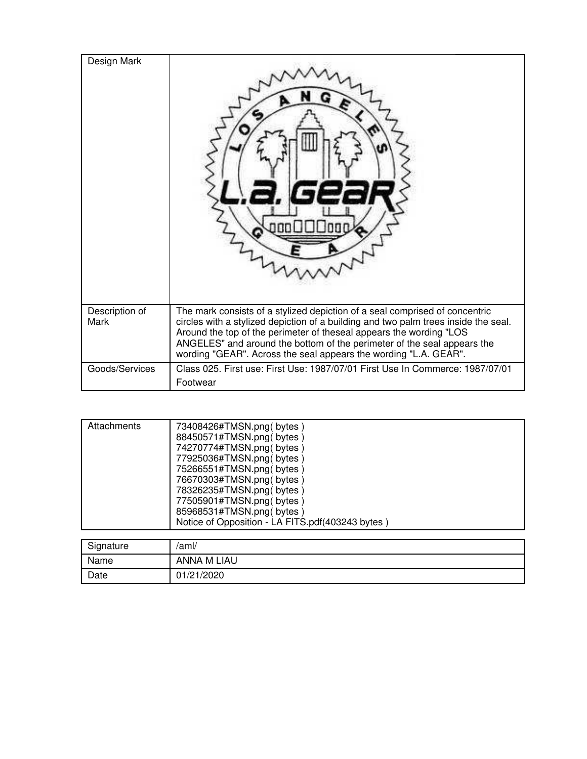| Design Mark | |
| --- | --- |
| Description of Mark | The mark consists of a stylized depiction of a seal comprised of concentric circles with a stylized depiction of a building and two palm trees inside the seal. Around the top of the perimeter of theseal appears the wording "LOS ANGELES" and around the bottom of the perimeter of the seal appears the wording "GEAR". Across the seal appears the wording "L.A. GEAR". |
| Goods/Services | Class 025. First use: First Use: 1987/07/01 First Use In Commerce: 1987/07/01<br>Footwear |

| Attachments | 73408426#TMSN.png( bytes )<br>88450571#TMSN.png( bytes )<br>74270774#TMSN.png( bytes )<br>77925036#TMSN.png( bytes )<br>75266551#TMSN.png( bytes )<br>76670303#TMSN.png( bytes )<br>78326235#TMSN.png( bytes )<br>77505901#TMSN.png( bytes )<br>85968531#TMSN.png( bytes )<br>Notice of Opposition - LA FITS.pdf(403243 bytes ) |
| --- | --- |

| Signature | /aml/ |
| --- | --- |
| Name | ANNA M LIAU |
| Date | 01/21/2020 |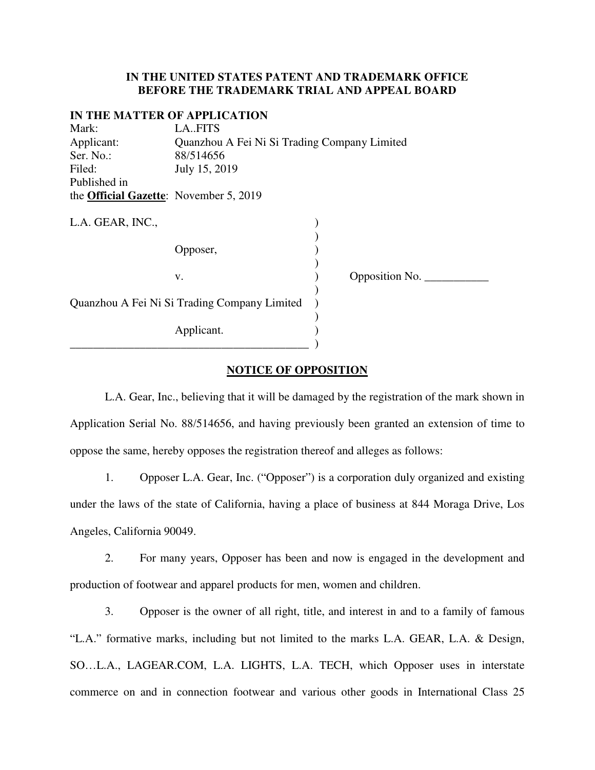**IN THE UNITED STATES PATENT AND TRADEMARK OFFICE**
**BEFORE THE TRADEMARK TRIAL AND APPEAL BOARD**

**IN THE MATTER OF APPLICATION**

Mark: LA..FITS
Applicant: Quanzhou A Fei Ni Si Trading Company Limited
Ser. No.: 88/514656
Filed: July 15, 2019
Published in the **Official Gazette**: November 5, 2019

L.A. GEAR, INC.,

Opposer,

v.

Quanzhou A Fei Ni Si Trading Company Limited

Applicant.

Opposition No. ___________

## NOTICE OF OPPOSITION

L.A. Gear, Inc., believing that it will be damaged by the registration of the mark shown in Application Serial No. 88/514656, and having previously been granted an extension of time to oppose the same, hereby opposes the registration thereof and alleges as follows:

1. Opposer L.A. Gear, Inc. ("Opposer") is a corporation duly organized and existing under the laws of the state of California, having a place of business at 844 Moraga Drive, Los Angeles, California 90049.

2. For many years, Opposer has been and now is engaged in the development and production of footwear and apparel products for men, women and children.

3. Opposer is the owner of all right, title, and interest in and to a family of famous "L.A." formative marks, including but not limited to the marks L.A. GEAR, L.A. & Design, SO…L.A., LAGEAR.COM, L.A. LIGHTS, L.A. TECH, which Opposer uses in interstate commerce on and in connection footwear and various other goods in International Class 25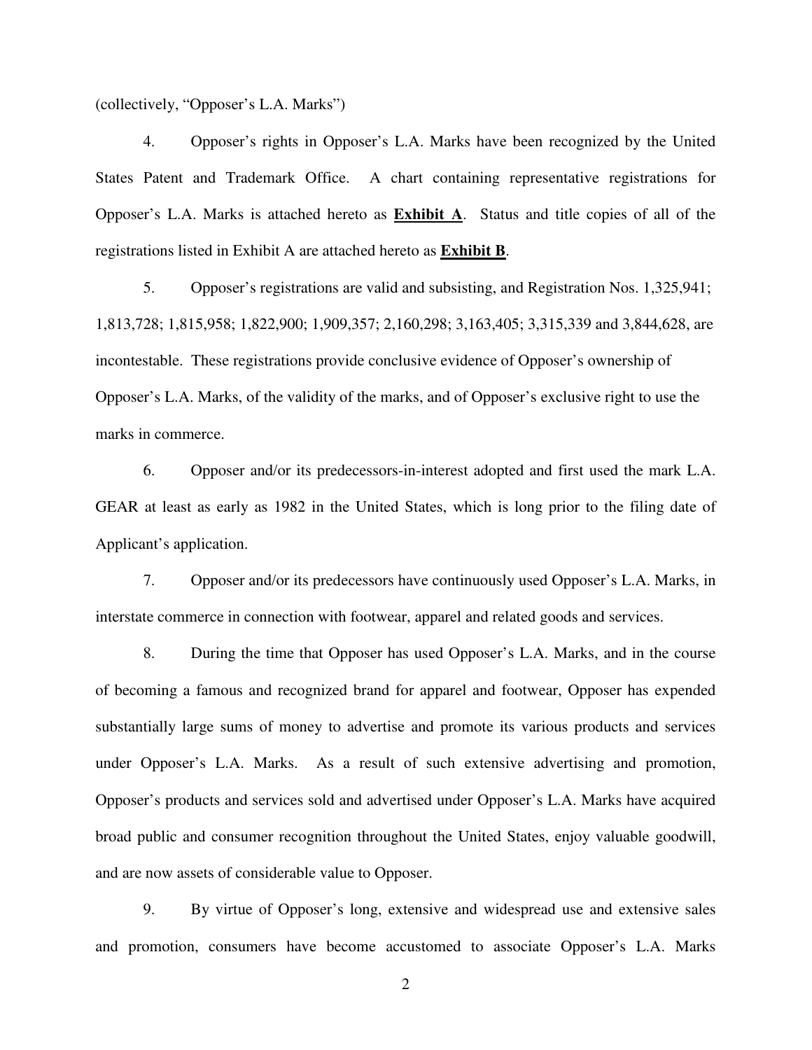(collectively, "Opposer's L.A. Marks")

4. Opposer's rights in Opposer's L.A. Marks have been recognized by the United States Patent and Trademark Office. A chart containing representative registrations for Opposer's L.A. Marks is attached hereto as **Exhibit A**. Status and title copies of all of the registrations listed in Exhibit A are attached hereto as **Exhibit B**.

5. Opposer's registrations are valid and subsisting, and Registration Nos. 1,325,941; 1,813,728; 1,815,958; 1,822,900; 1,909,357; 2,160,298; 3,163,405; 3,315,339 and 3,844,628, are incontestable. These registrations provide conclusive evidence of Opposer's ownership of Opposer's L.A. Marks, of the validity of the marks, and of Opposer's exclusive right to use the marks in commerce.

6. Opposer and/or its predecessors-in-interest adopted and first used the mark L.A. GEAR at least as early as 1982 in the United States, which is long prior to the filing date of Applicant's application.

7. Opposer and/or its predecessors have continuously used Opposer's L.A. Marks, in interstate commerce in connection with footwear, apparel and related goods and services.

8. During the time that Opposer has used Opposer's L.A. Marks, and in the course of becoming a famous and recognized brand for apparel and footwear, Opposer has expended substantially large sums of money to advertise and promote its various products and services under Opposer's L.A. Marks. As a result of such extensive advertising and promotion, Opposer's products and services sold and advertised under Opposer's L.A. Marks have acquired broad public and consumer recognition throughout the United States, enjoy valuable goodwill, and are now assets of considerable value to Opposer.

9. By virtue of Opposer's long, extensive and widespread use and extensive sales and promotion, consumers have become accustomed to associate Opposer's L.A. Marks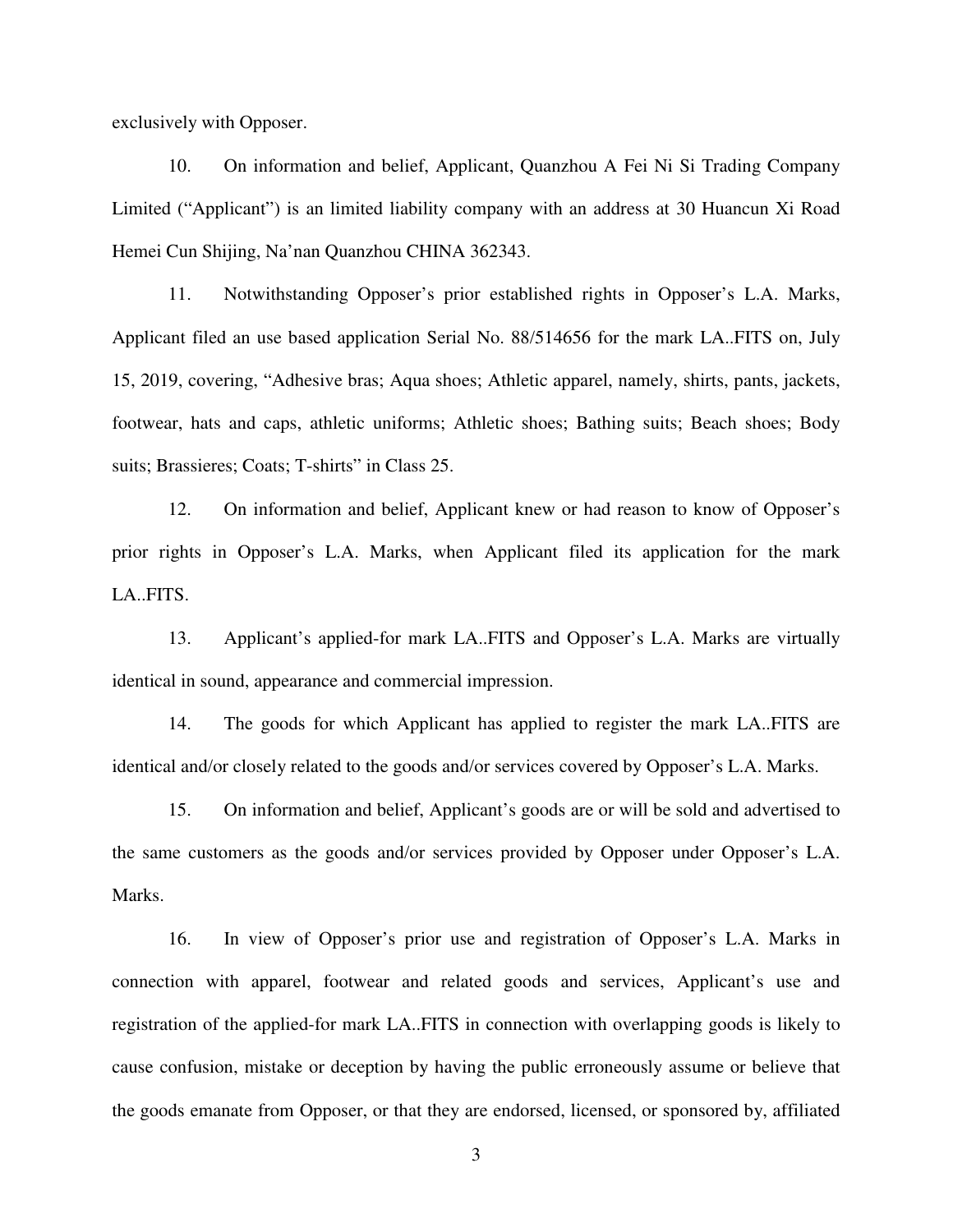exclusively with Opposer.

10. On information and belief, Applicant, Quanzhou A Fei Ni Si Trading Company Limited ("Applicant") is an limited liability company with an address at 30 Huancun Xi Road Hemei Cun Shijing, Na'nan Quanzhou CHINA 362343.

11. Notwithstanding Opposer's prior established rights in Opposer's L.A. Marks, Applicant filed an use based application Serial No. 88/514656 for the mark LA..FITS on, July 15, 2019, covering, "Adhesive bras; Aqua shoes; Athletic apparel, namely, shirts, pants, jackets, footwear, hats and caps, athletic uniforms; Athletic shoes; Bathing suits; Beach shoes; Body suits; Brassieres; Coats; T-shirts" in Class 25.

12. On information and belief, Applicant knew or had reason to know of Opposer's prior rights in Opposer's L.A. Marks, when Applicant filed its application for the mark LA..FITS.

13. Applicant's applied-for mark LA..FITS and Opposer's L.A. Marks are virtually identical in sound, appearance and commercial impression.

14. The goods for which Applicant has applied to register the mark LA..FITS are identical and/or closely related to the goods and/or services covered by Opposer's L.A. Marks.

15. On information and belief, Applicant's goods are or will be sold and advertised to the same customers as the goods and/or services provided by Opposer under Opposer's L.A. Marks.

16. In view of Opposer's prior use and registration of Opposer's L.A. Marks in connection with apparel, footwear and related goods and services, Applicant's use and registration of the applied-for mark LA..FITS in connection with overlapping goods is likely to cause confusion, mistake or deception by having the public erroneously assume or believe that the goods emanate from Opposer, or that they are endorsed, licensed, or sponsored by, affiliated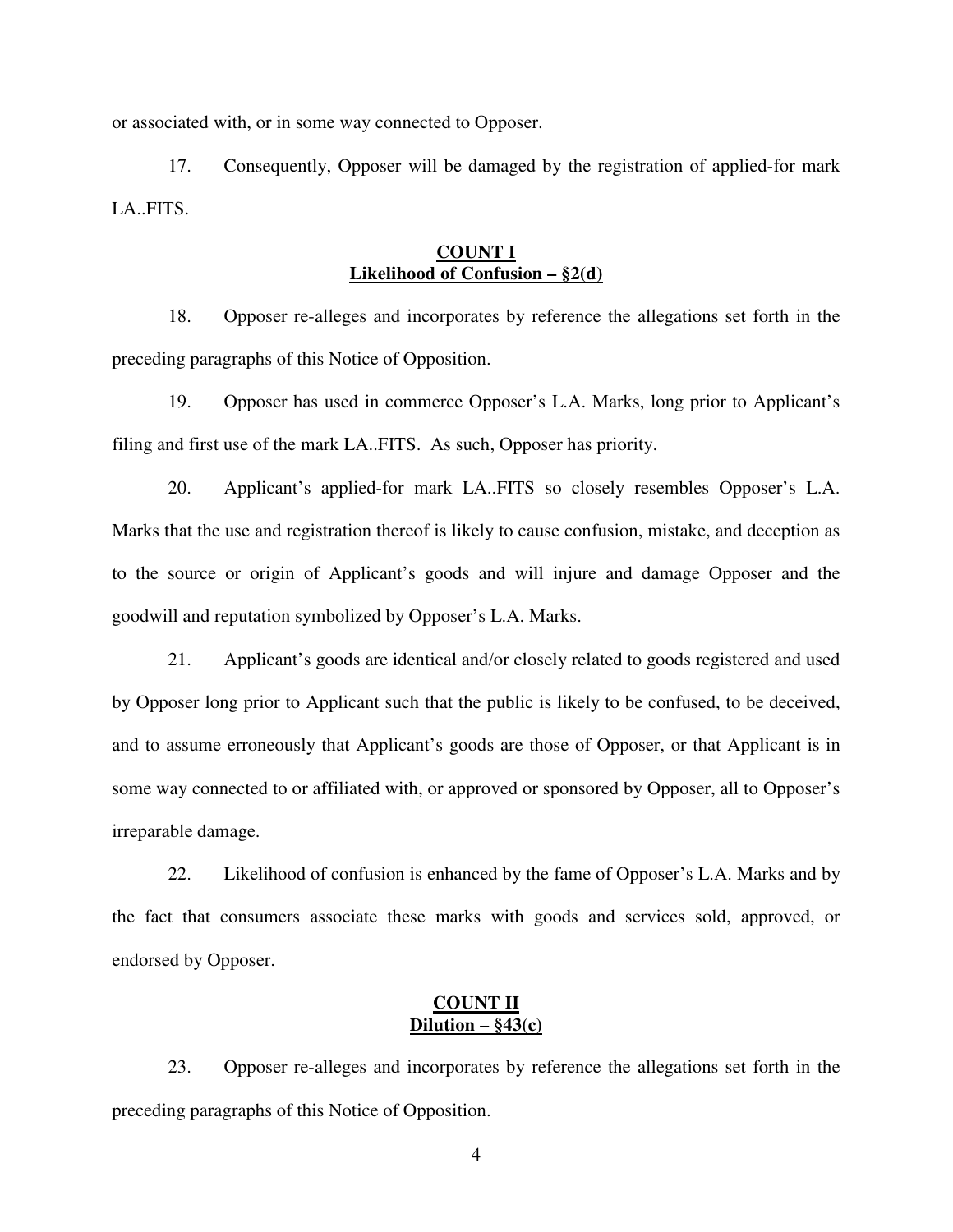or associated with, or in some way connected to Opposer.

17. Consequently, Opposer will be damaged by the registration of applied-for mark LA..FITS.

**<u>COUNT I</u>**
**<u>Likelihood of Confusion – §2(d)</u>**

18. Opposer re-alleges and incorporates by reference the allegations set forth in the preceding paragraphs of this Notice of Opposition.

19. Opposer has used in commerce Opposer's L.A. Marks, long prior to Applicant's filing and first use of the mark LA..FITS. As such, Opposer has priority.

20. Applicant's applied-for mark LA..FITS so closely resembles Opposer's L.A. Marks that the use and registration thereof is likely to cause confusion, mistake, and deception as to the source or origin of Applicant's goods and will injure and damage Opposer and the goodwill and reputation symbolized by Opposer's L.A. Marks.

21. Applicant's goods are identical and/or closely related to goods registered and used by Opposer long prior to Applicant such that the public is likely to be confused, to be deceived, and to assume erroneously that Applicant's goods are those of Opposer, or that Applicant is in some way connected to or affiliated with, or approved or sponsored by Opposer, all to Opposer's irreparable damage.

22. Likelihood of confusion is enhanced by the fame of Opposer's L.A. Marks and by the fact that consumers associate these marks with goods and services sold, approved, or endorsed by Opposer.

**<u>COUNT II</u>**
**<u>Dilution – §43(c)</u>**

23. Opposer re-alleges and incorporates by reference the allegations set forth in the preceding paragraphs of this Notice of Opposition.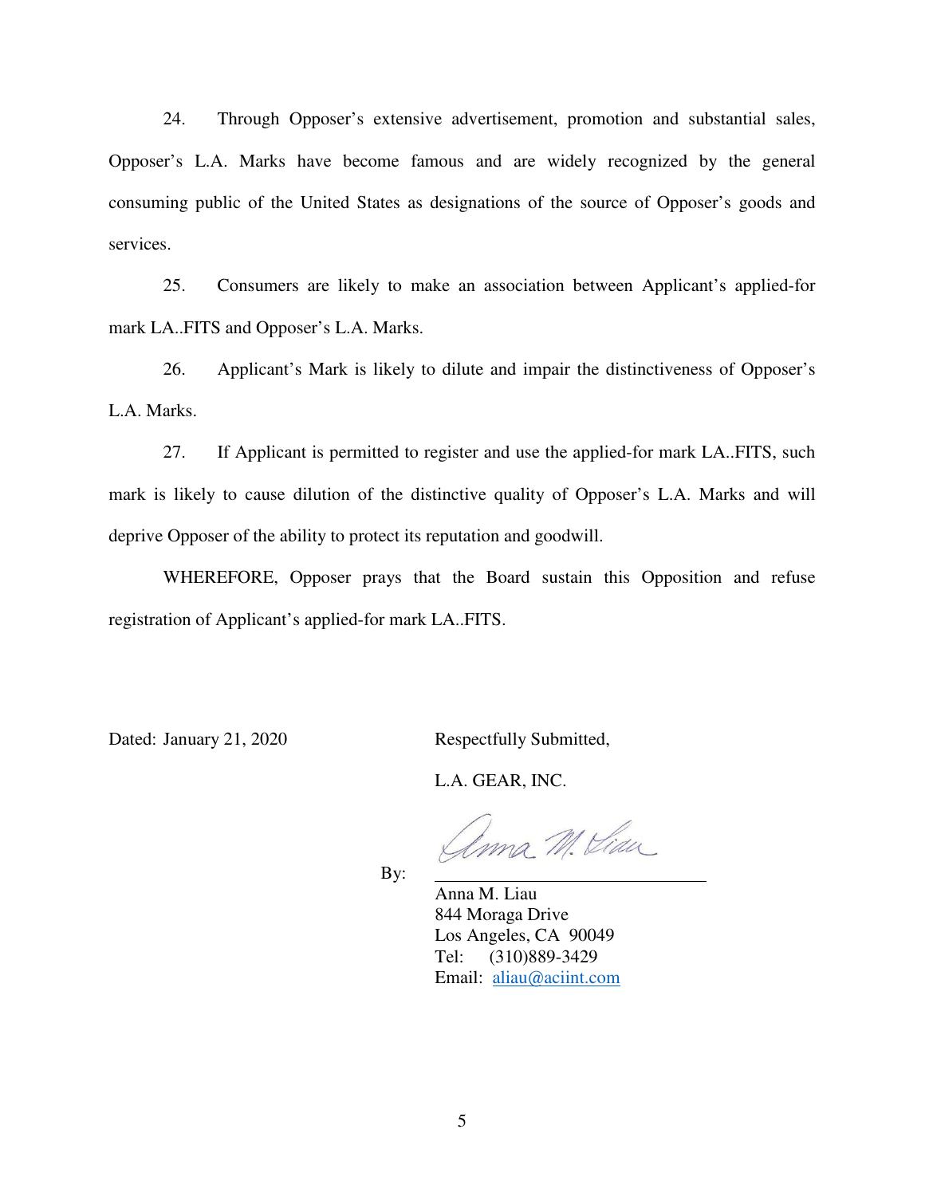24. Through Opposer's extensive advertisement, promotion and substantial sales, Opposer's L.A. Marks have become famous and are widely recognized by the general consuming public of the United States as designations of the source of Opposer's goods and services.

25. Consumers are likely to make an association between Applicant's applied-for mark LA..FITS and Opposer's L.A. Marks.

26. Applicant's Mark is likely to dilute and impair the distinctiveness of Opposer's L.A. Marks.

27. If Applicant is permitted to register and use the applied-for mark LA..FITS, such mark is likely to cause dilution of the distinctive quality of Opposer's L.A. Marks and will deprive Opposer of the ability to protect its reputation and goodwill.

WHEREFORE, Opposer prays that the Board sustain this Opposition and refuse registration of Applicant's applied-for mark LA..FITS.

Dated: January 21, 2020

Respectfully Submitted,

L.A. GEAR, INC.

By: Anna M. Liau

Anna M. Liau
844 Moraga Drive
Los Angeles, CA 90049
Tel: (310)889-3429
Email: aliau@aciint.com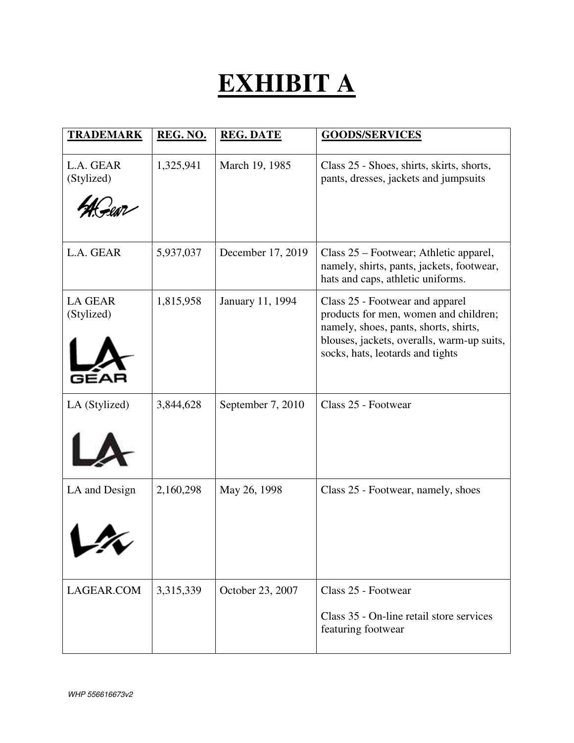# EXHIBIT A

| TRADEMARK | REG. NO. | REG. DATE | GOODS/SERVICES |
|---|---|---|---|
| L.A. GEAR (Stylized) | 1,325,941 | March 19, 1985 | Class 25 - Shoes, shirts, skirts, shorts, pants, dresses, jackets and jumpsuits |
| L.A. GEAR | 5,937,037 | December 17, 2019 | Class 25 – Footwear; Athletic apparel, namely, shirts, pants, jackets, footwear, hats and caps, athletic uniforms. |
| LA GEAR (Stylized) | 1,815,958 | January 11, 1994 | Class 25 - Footwear and apparel products for men, women and children; namely, shoes, pants, shorts, shirts, blouses, jackets, overalls, warm-up suits, socks, hats, leotards and tights |
| LA (Stylized) | 3,844,628 | September 7, 2010 | Class 25 - Footwear |
| LA and Design | 2,160,298 | May 26, 1998 | Class 25 - Footwear, namely, shoes |
| LAGEAR.COM | 3,315,339 | October 23, 2007 | Class 25 - Footwear<br><br>Class 35 - On-line retail store services featuring footwear |

WHP 556616673v2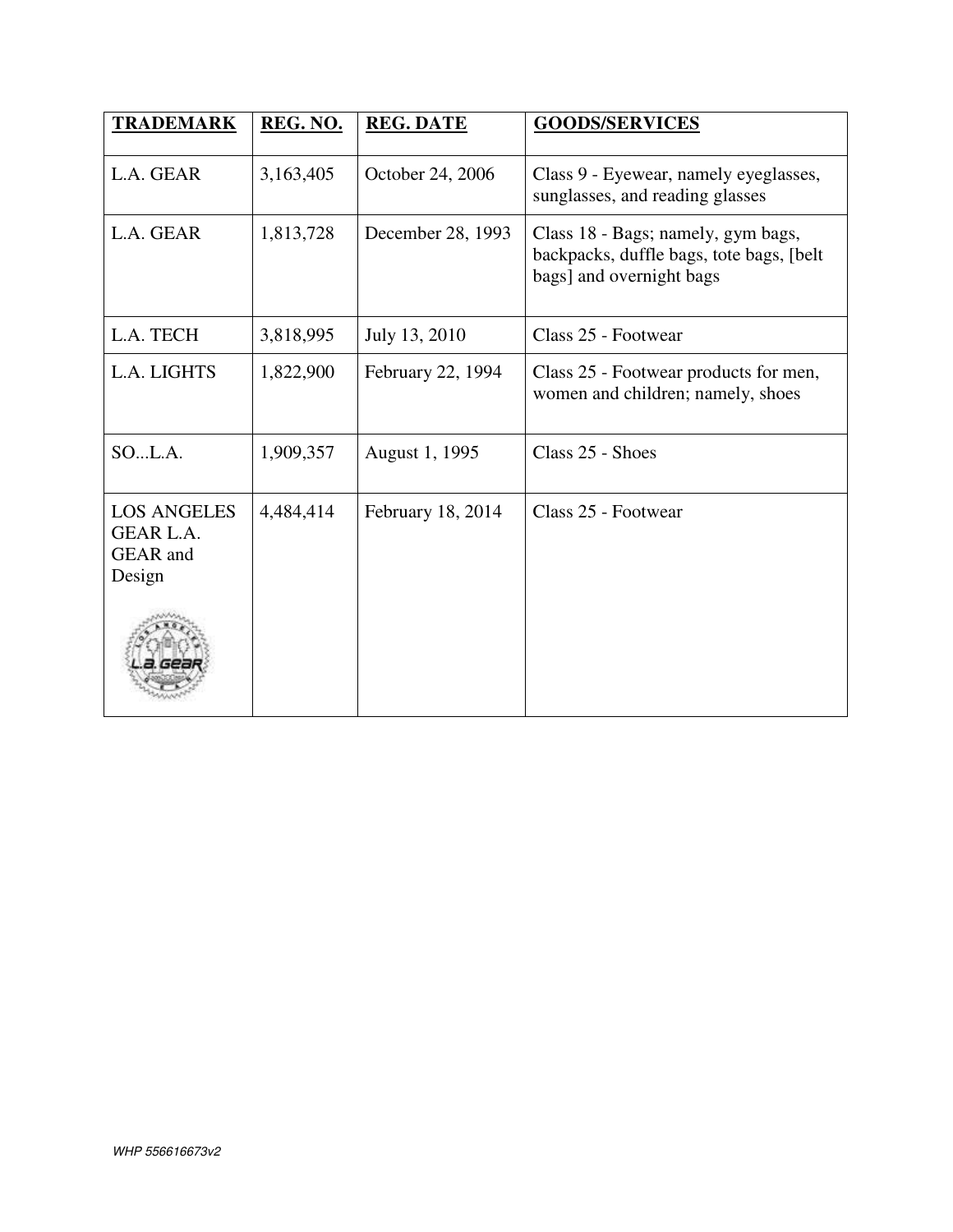| TRADEMARK | REG. NO. | REG. DATE | GOODS/SERVICES |
| --- | --- | --- | --- |
| L.A. GEAR | 3,163,405 | October 24, 2006 | Class 9 - Eyewear, namely eyeglasses, sunglasses, and reading glasses |
| L.A. GEAR | 1,813,728 | December 28, 1993 | Class 18 - Bags; namely, gym bags, backpacks, duffle bags, tote bags, [belt bags] and overnight bags |
| L.A. TECH | 3,818,995 | July 13, 2010 | Class 25 - Footwear |
| L.A. LIGHTS | 1,822,900 | February 22, 1994 | Class 25 - Footwear products for men, women and children; namely, shoes |
| SO...L.A. | 1,909,357 | August 1, 1995 | Class 25 - Shoes |
| LOS ANGELES GEAR L.A. GEAR and Design | 4,484,414 | February 18, 2014 | Class 25 - Footwear |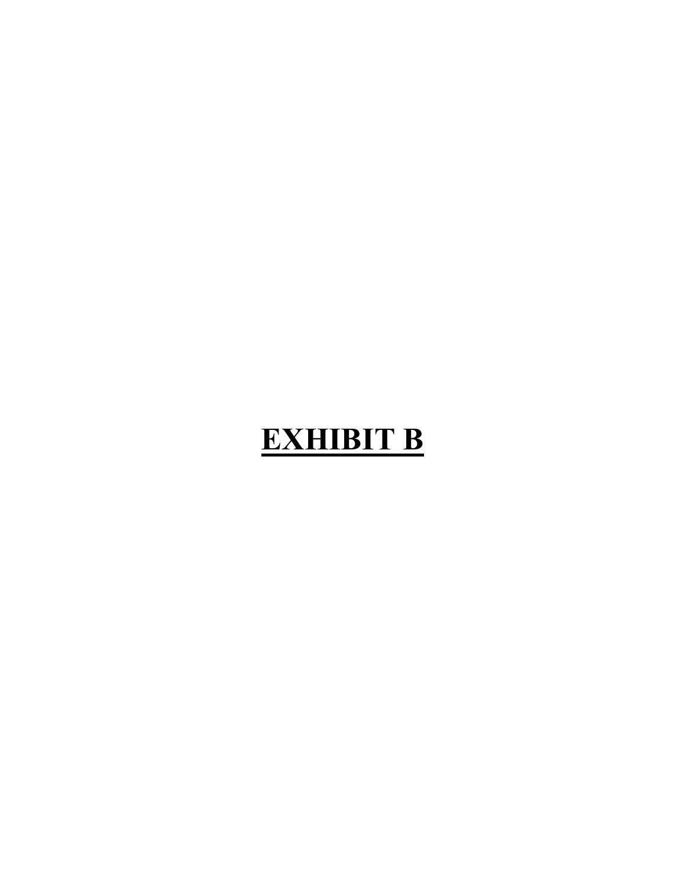# <u>EXHIBIT B</u>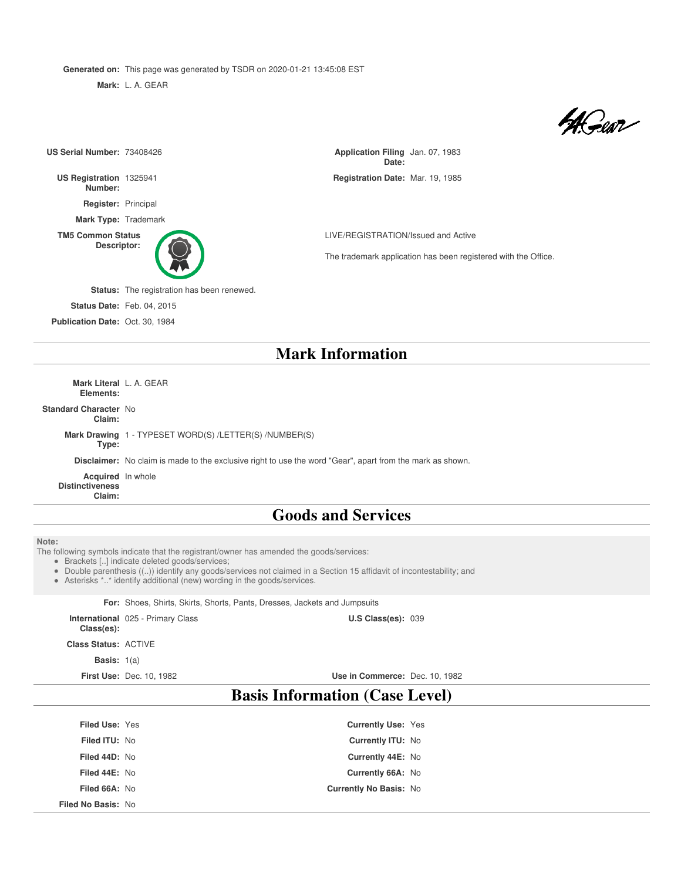**Generated on:** This page was generated by TSDR on 2020-01-21 13:45:08 EST

**Mark:** L. A. GEAR

| | | | |
|---|---|---|---|
| **US Serial Number:** | 73408426 | **Application Filing Date:** | Jan. 07, 1983 |
| **US Registration Number:** | 1325941 | **Registration Date:** | Mar. 19, 1985 |
| **Register:** | Principal | | |
| **Mark Type:** | Trademark | | |
| **TM5 Common Status Descriptor:** | | | LIVE/REGISTRATION/Issued and Active<br>The trademark application has been registered with the Office. |
| **Status:** | The registration has been renewed. | | |
| **Status Date:** | Feb. 04, 2015 | | |
| **Publication Date:** | Oct. 30, 1984 | | |

## Mark Information

**Mark Literal Elements:** L. A. GEAR

**Standard Character Claim:** No

**Mark Drawing Type:** 1 - TYPESET WORD(S) /LETTER(S) /NUMBER(S)

**Disclaimer:** No claim is made to the exclusive right to use the word "Gear", apart from the mark as shown.

**Acquired Distinctiveness Claim:** In whole

## Goods and Services

**Note:**
The following symbols indicate that the registrant/owner has amended the goods/services:

- Brackets [..] indicate deleted goods/services;
- Double parenthesis ((..)) identify any goods/services not claimed in a Section 15 affidavit of incontestability; and
- Asterisks *..* identify additional (new) wording in the goods/services.

**For:** Shoes, Shirts, Skirts, Shorts, Pants, Dresses, Jackets and Jumpsuits

| | | | |
|---|---|---|---|
| **International Class(es):** | 025 - Primary Class | **U.S Class(es):** | 039 |
| **Class Status:** | ACTIVE | | |
| **Basis:** | 1(a) | | |
| **First Use:** | Dec. 10, 1982 | **Use in Commerce:** | Dec. 10, 1982 |

## Basis Information (Case Level)

| | | | |
|---|---|---|---|
| **Filed Use:** | Yes | **Currently Use:** | Yes |
| **Filed ITU:** | No | **Currently ITU:** | No |
| **Filed 44D:** | No | **Currently 44E:** | No |
| **Filed 44E:** | No | **Currently 66A:** | No |
| **Filed 66A:** | No | **Currently No Basis:** | No |
| **Filed No Basis:** | No | | |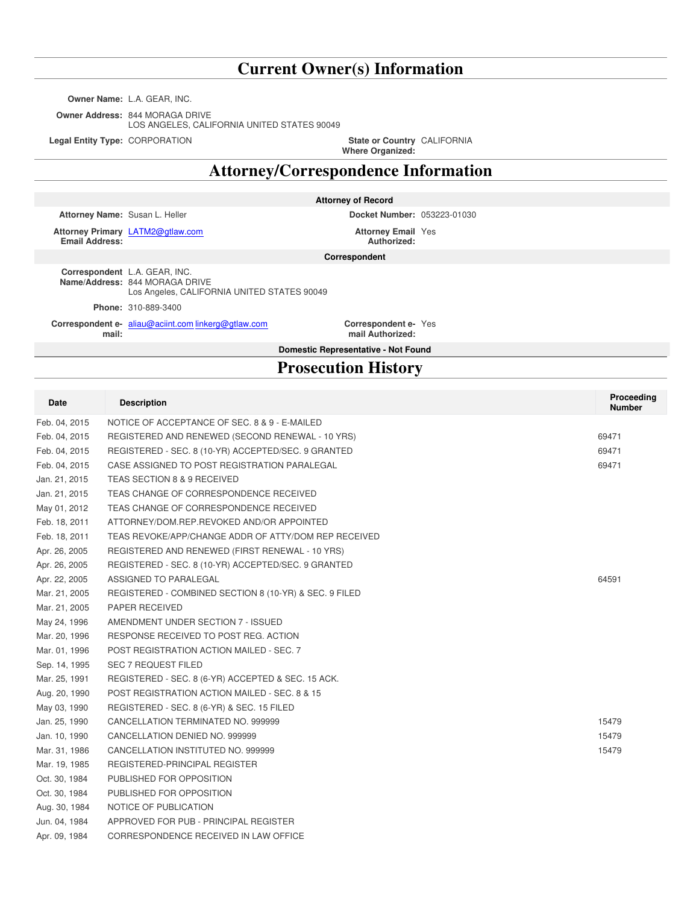# Current Owner(s) Information

**Owner Name:** L.A. GEAR, INC.

**Owner Address:** 844 MORAGA DRIVE
LOS ANGELES, CALIFORNIA UNITED STATES 90049

**Legal Entity Type:** CORPORATION

**State or Country Where Organized:** CALIFORNIA

# Attorney/Correspondence Information

**Attorney of Record**

**Attorney Name:** Susan L. Heller

**Docket Number:** 053223-01030

**Attorney Primary Email Address:** LATM2@gtlaw.com

**Attorney Email Authorized:** Yes

**Correspondent**

**Correspondent Name/Address:** L.A. GEAR, INC.
844 MORAGA DRIVE
Los Angeles, CALIFORNIA UNITED STATES 90049

**Phone:** 310-889-3400

**Correspondent e-mail:** aliau@aciint.com linkerg@gtlaw.com

**Correspondent e-mail Authorized:** Yes

**Domestic Representative - Not Found**

# Prosecution History

| Date | Description | Proceeding Number |
|---|---|---|
| Feb. 04, 2015 | NOTICE OF ACCEPTANCE OF SEC. 8 & 9 - E-MAILED | |
| Feb. 04, 2015 | REGISTERED AND RENEWED (SECOND RENEWAL - 10 YRS) | 69471 |
| Feb. 04, 2015 | REGISTERED - SEC. 8 (10-YR) ACCEPTED/SEC. 9 GRANTED | 69471 |
| Feb. 04, 2015 | CASE ASSIGNED TO POST REGISTRATION PARALEGAL | 69471 |
| Jan. 21, 2015 | TEAS SECTION 8 & 9 RECEIVED | |
| Jan. 21, 2015 | TEAS CHANGE OF CORRESPONDENCE RECEIVED | |
| May 01, 2012 | TEAS CHANGE OF CORRESPONDENCE RECEIVED | |
| Feb. 18, 2011 | ATTORNEY/DOM.REP.REVOKED AND/OR APPOINTED | |
| Feb. 18, 2011 | TEAS REVOKE/APP/CHANGE ADDR OF ATTY/DOM REP RECEIVED | |
| Apr. 26, 2005 | REGISTERED AND RENEWED (FIRST RENEWAL - 10 YRS) | |
| Apr. 26, 2005 | REGISTERED - SEC. 8 (10-YR) ACCEPTED/SEC. 9 GRANTED | |
| Apr. 22, 2005 | ASSIGNED TO PARALEGAL | 64591 |
| Mar. 21, 2005 | REGISTERED - COMBINED SECTION 8 (10-YR) & SEC. 9 FILED | |
| Mar. 21, 2005 | PAPER RECEIVED | |
| May 24, 1996 | AMENDMENT UNDER SECTION 7 - ISSUED | |
| Mar. 20, 1996 | RESPONSE RECEIVED TO POST REG. ACTION | |
| Mar. 01, 1996 | POST REGISTRATION ACTION MAILED - SEC. 7 | |
| Sep. 14, 1995 | SEC 7 REQUEST FILED | |
| Mar. 25, 1991 | REGISTERED - SEC. 8 (6-YR) ACCEPTED & SEC. 15 ACK. | |
| Aug. 20, 1990 | POST REGISTRATION ACTION MAILED - SEC. 8 & 15 | |
| May 03, 1990 | REGISTERED - SEC. 8 (6-YR) & SEC. 15 FILED | |
| Jan. 25, 1990 | CANCELLATION TERMINATED NO. 999999 | 15479 |
| Jan. 10, 1990 | CANCELLATION DENIED NO. 999999 | 15479 |
| Mar. 31, 1986 | CANCELLATION INSTITUTED NO. 999999 | 15479 |
| Mar. 19, 1985 | REGISTERED-PRINCIPAL REGISTER | |
| Oct. 30, 1984 | PUBLISHED FOR OPPOSITION | |
| Oct. 30, 1984 | PUBLISHED FOR OPPOSITION | |
| Aug. 30, 1984 | NOTICE OF PUBLICATION | |
| Jun. 04, 1984 | APPROVED FOR PUB - PRINCIPAL REGISTER | |
| Apr. 09, 1984 | CORRESPONDENCE RECEIVED IN LAW OFFICE | |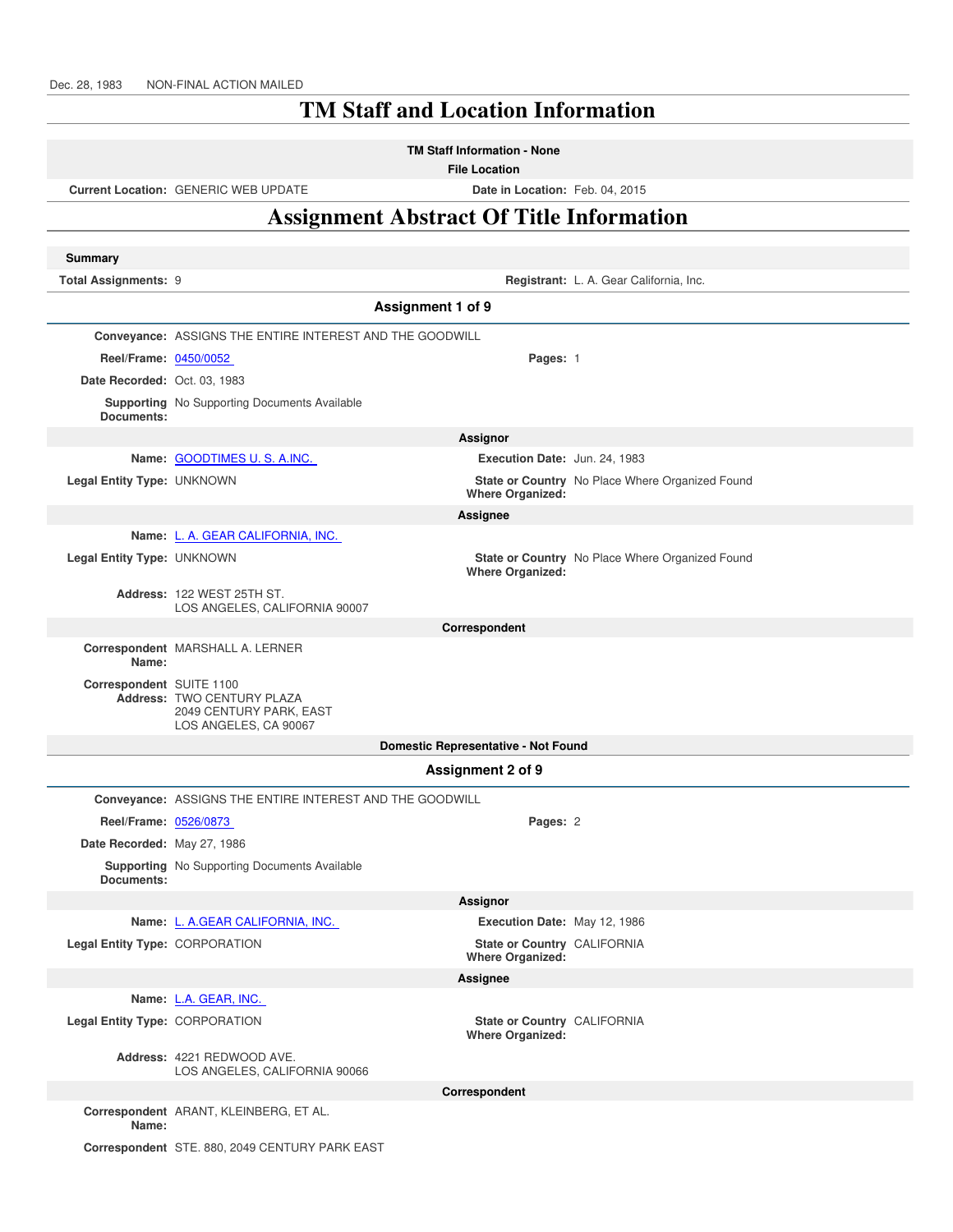Dec. 28, 1983 NON-FINAL ACTION MAILED

# TM Staff and Location Information

**TM Staff Information - None**

**File Location**

**Current Location:** GENERIC WEB UPDATE **Date in Location:** Feb. 04, 2015

# Assignment Abstract Of Title Information

**Summary**

**Total Assignments:** 9 **Registrant:** L. A. Gear California, Inc.

## Assignment 1 of 9

**Conveyance:** ASSIGNS THE ENTIRE INTEREST AND THE GOODWILL

**Reel/Frame:** 0450/0052 **Pages:** 1

**Date Recorded:** Oct. 03, 1983

**Supporting Documents:** No Supporting Documents Available

**Assignor**

**Name:** GOODTIMES U. S. A.INC. **Execution Date:** Jun. 24, 1983

**Legal Entity Type:** UNKNOWN **State or Country Where Organized:** No Place Where Organized Found

**Assignee**

**Name:** L. A. GEAR CALIFORNIA, INC.

**Legal Entity Type:** UNKNOWN **State or Country Where Organized:** No Place Where Organized Found

**Address:** 122 WEST 25TH ST.
LOS ANGELES, CALIFORNIA 90007

**Correspondent**

**Correspondent Name:** MARSHALL A. LERNER

**Correspondent Address:** SUITE 1100
TWO CENTURY PLAZA
2049 CENTURY PARK, EAST
LOS ANGELES, CA 90067

**Domestic Representative - Not Found**

## Assignment 2 of 9

**Conveyance:** ASSIGNS THE ENTIRE INTEREST AND THE GOODWILL

**Reel/Frame:** 0526/0873 **Pages:** 2

**Date Recorded:** May 27, 1986

**Supporting Documents:** No Supporting Documents Available

**Assignor**

**Name:** L. A.GEAR CALIFORNIA, INC. **Execution Date:** May 12, 1986

**Legal Entity Type:** CORPORATION **State or Country Where Organized:** CALIFORNIA

**Assignee**

**Name:** L.A. GEAR, INC.

**Legal Entity Type:** CORPORATION **State or Country Where Organized:** CALIFORNIA

**Address:** 4221 REDWOOD AVE.
LOS ANGELES, CALIFORNIA 90066

**Correspondent**

**Correspondent Name:** ARANT, KLEINBERG, ET AL.

**Correspondent** STE. 880, 2049 CENTURY PARK EAST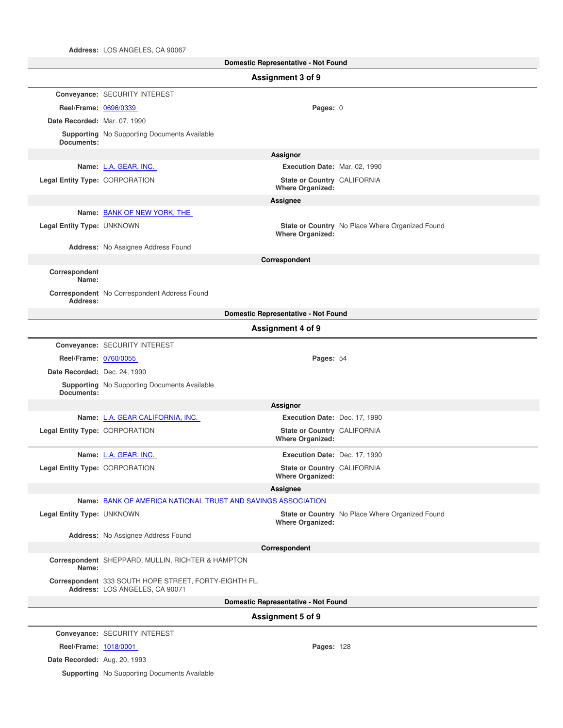**Address:** LOS ANGELES, CA 90067

**Domestic Representative - Not Found**

## Assignment 3 of 9

**Conveyance:** SECURITY INTEREST

**Reel/Frame:** 0696/0339 **Pages:** 0

**Date Recorded:** Mar. 07, 1990

**Supporting Documents:** No Supporting Documents Available

**Assignor**

**Name:** L.A. GEAR, INC. **Execution Date:** Mar. 02, 1990

**Legal Entity Type:** CORPORATION **State or Country Where Organized:** CALIFORNIA

**Assignee**

**Name:** BANK OF NEW YORK, THE

**Legal Entity Type:** UNKNOWN **State or Country Where Organized:** No Place Where Organized Found

**Address:** No Assignee Address Found

**Correspondent**

**Correspondent Name:**

**Correspondent Address:** No Correspondent Address Found

**Domestic Representative - Not Found**

## Assignment 4 of 9

**Conveyance:** SECURITY INTEREST

**Reel/Frame:** 0760/0055 **Pages:** 54

**Date Recorded:** Dec. 24, 1990

**Supporting Documents:** No Supporting Documents Available

**Assignor**

**Name:** L.A. GEAR CALIFORNIA, INC. **Execution Date:** Dec. 17, 1990

**Legal Entity Type:** CORPORATION **State or Country Where Organized:** CALIFORNIA

**Name:** L.A. GEAR, INC. **Execution Date:** Dec. 17, 1990

**Legal Entity Type:** CORPORATION **State or Country Where Organized:** CALIFORNIA

**Assignee**

**Name:** BANK OF AMERICA NATIONAL TRUST AND SAVINGS ASSOCIATION

**Legal Entity Type:** UNKNOWN **State or Country Where Organized:** No Place Where Organized Found

**Address:** No Assignee Address Found

**Correspondent**

**Correspondent Name:** SHEPPARD, MULLIN, RICHTER & HAMPTON

**Correspondent Address:** 333 SOUTH HOPE STREET, FORTY-EIGHTH FL.
LOS ANGELES, CA 90071

**Domestic Representative - Not Found**

## Assignment 5 of 9

**Conveyance:** SECURITY INTEREST

**Reel/Frame:** 1018/0001 **Pages:** 128

**Date Recorded:** Aug. 20, 1993

**Supporting** No Supporting Documents Available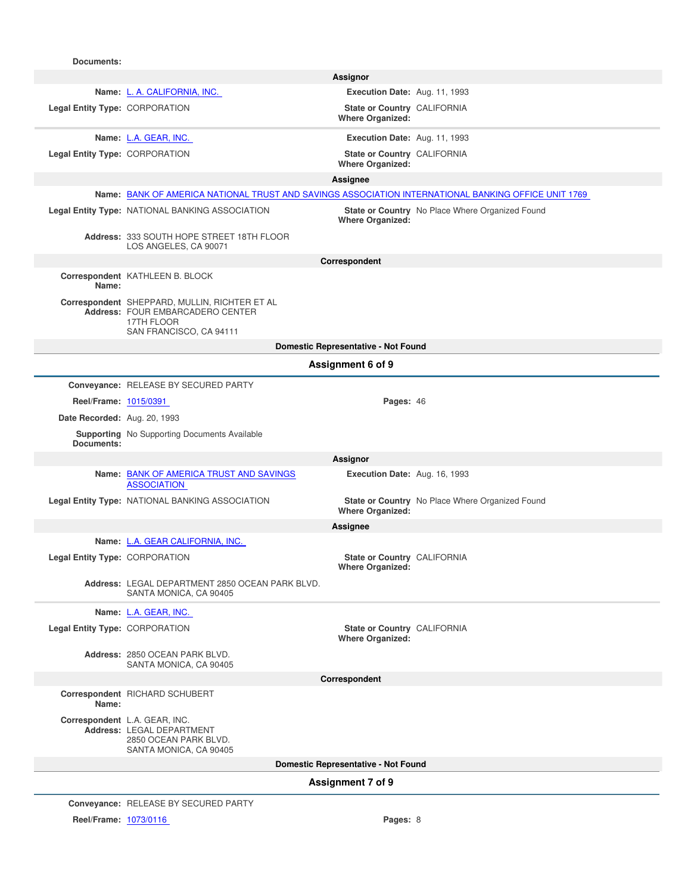**Documents:**

**Assignor**

**Name:** L. A. CALIFORNIA, INC.
**Execution Date:** Aug. 11, 1993
**Legal Entity Type:** CORPORATION
**State or Country Where Organized:** CALIFORNIA

**Name:** L.A. GEAR, INC.
**Execution Date:** Aug. 11, 1993
**Legal Entity Type:** CORPORATION
**State or Country Where Organized:** CALIFORNIA

**Assignee**

**Name:** BANK OF AMERICA NATIONAL TRUST AND SAVINGS ASSOCIATION INTERNATIONAL BANKING OFFICE UNIT 1769
**Legal Entity Type:** NATIONAL BANKING ASSOCIATION
**State or Country Where Organized:** No Place Where Organized Found
**Address:** 333 SOUTH HOPE STREET 18TH FLOOR
LOS ANGELES, CA 90071

**Correspondent**

**Correspondent Name:** KATHLEEN B. BLOCK
**Correspondent Address:** SHEPPARD, MULLIN, RICHTER ET AL
FOUR EMBARCADERO CENTER
17TH FLOOR
SAN FRANCISCO, CA 94111

**Domestic Representative - Not Found**

## Assignment 6 of 9

**Conveyance:** RELEASE BY SECURED PARTY
**Reel/Frame:** 1015/0391
**Pages:** 46
**Date Recorded:** Aug. 20, 1993
**Supporting Documents:** No Supporting Documents Available

**Assignor**

**Name:** BANK OF AMERICA TRUST AND SAVINGS ASSOCIATION
**Execution Date:** Aug. 16, 1993
**Legal Entity Type:** NATIONAL BANKING ASSOCIATION
**State or Country Where Organized:** No Place Where Organized Found

**Assignee**

**Name:** L.A. GEAR CALIFORNIA, INC.
**Legal Entity Type:** CORPORATION
**State or Country Where Organized:** CALIFORNIA
**Address:** LEGAL DEPARTMENT 2850 OCEAN PARK BLVD.
SANTA MONICA, CA 90405

**Name:** L.A. GEAR, INC.
**Legal Entity Type:** CORPORATION
**State or Country Where Organized:** CALIFORNIA
**Address:** 2850 OCEAN PARK BLVD.
SANTA MONICA, CA 90405

**Correspondent**

**Correspondent Name:** RICHARD SCHUBERT
**Correspondent Address:** L.A. GEAR, INC.
LEGAL DEPARTMENT
2850 OCEAN PARK BLVD.
SANTA MONICA, CA 90405

**Domestic Representative - Not Found**

## Assignment 7 of 9

**Conveyance:** RELEASE BY SECURED PARTY
**Reel/Frame:** 1073/0116
**Pages:** 8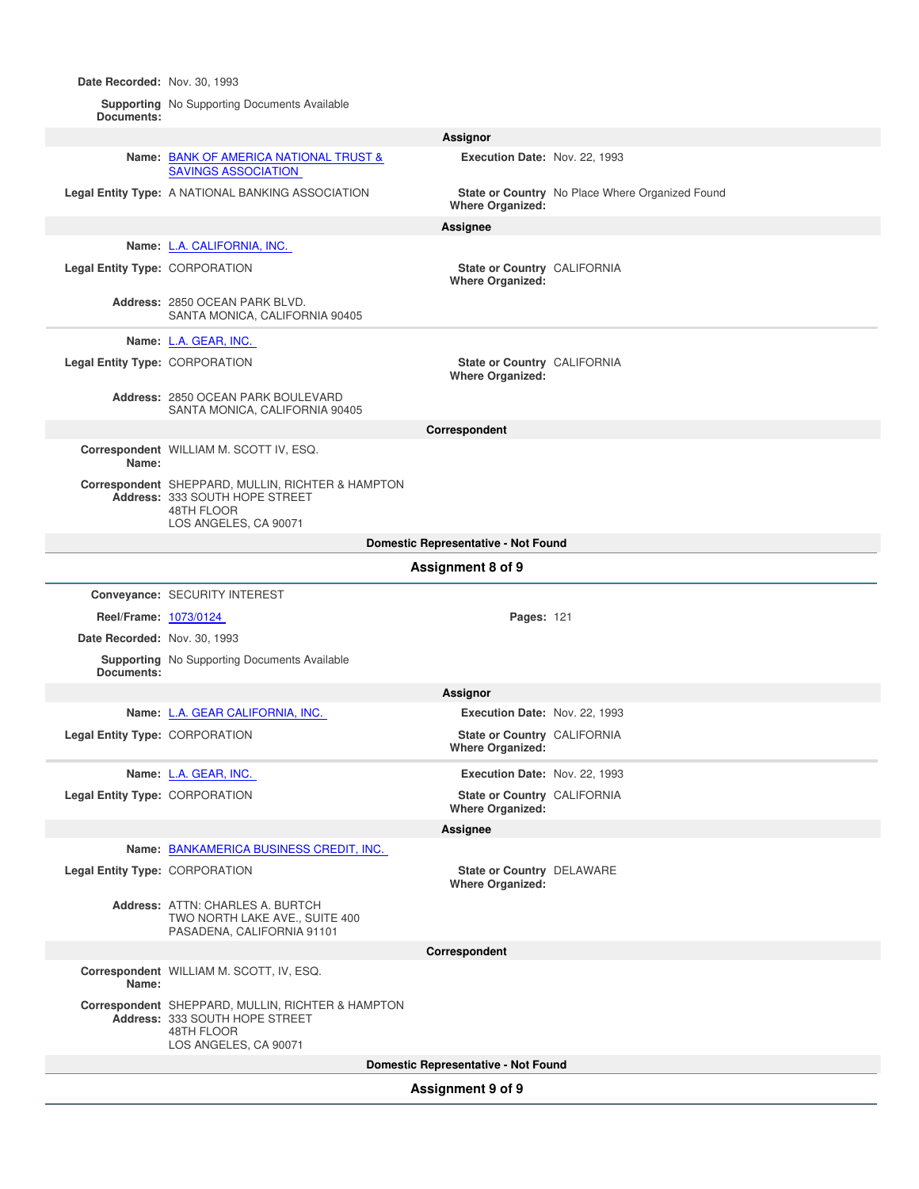**Date Recorded:** Nov. 30, 1993

**Supporting Documents:** No Supporting Documents Available

### Assignor

**Name:** BANK OF AMERICA NATIONAL TRUST & SAVINGS ASSOCIATION

**Execution Date:** Nov. 22, 1993

**Legal Entity Type:** A NATIONAL BANKING ASSOCIATION

**State or Country Where Organized:** No Place Where Organized Found

### Assignee

**Name:** L.A. CALIFORNIA, INC.

**Legal Entity Type:** CORPORATION

**State or Country Where Organized:** CALIFORNIA

**Address:** 2850 OCEAN PARK BLVD.
SANTA MONICA, CALIFORNIA 90405

**Name:** L.A. GEAR, INC.

**Legal Entity Type:** CORPORATION

**State or Country Where Organized:** CALIFORNIA

**Address:** 2850 OCEAN PARK BOULEVARD
SANTA MONICA, CALIFORNIA 90405

### Correspondent

**Correspondent Name:** WILLIAM M. SCOTT IV, ESQ.

**Correspondent Address:** SHEPPARD, MULLIN, RICHTER & HAMPTON
333 SOUTH HOPE STREET
48TH FLOOR
LOS ANGELES, CA 90071

### Domestic Representative - Not Found

## Assignment 8 of 9

**Conveyance:** SECURITY INTEREST

**Reel/Frame:** 1073/0124

**Pages:** 121

**Date Recorded:** Nov. 30, 1993

**Supporting Documents:** No Supporting Documents Available

### Assignor

**Name:** L.A. GEAR CALIFORNIA, INC.

**Execution Date:** Nov. 22, 1993

**Legal Entity Type:** CORPORATION

**State or Country Where Organized:** CALIFORNIA

**Name:** L.A. GEAR, INC.

**Execution Date:** Nov. 22, 1993

**Legal Entity Type:** CORPORATION

**State or Country Where Organized:** CALIFORNIA

### Assignee

**Name:** BANKAMERICA BUSINESS CREDIT, INC.

**Legal Entity Type:** CORPORATION

**State or Country Where Organized:** DELAWARE

**Address:** ATTN: CHARLES A. BURTCH
TWO NORTH LAKE AVE., SUITE 400
PASADENA, CALIFORNIA 91101

### Correspondent

**Correspondent Name:** WILLIAM M. SCOTT, IV, ESQ.

**Correspondent Address:** SHEPPARD, MULLIN, RICHTER & HAMPTON
333 SOUTH HOPE STREET
48TH FLOOR
LOS ANGELES, CA 90071

### Domestic Representative - Not Found

## Assignment 9 of 9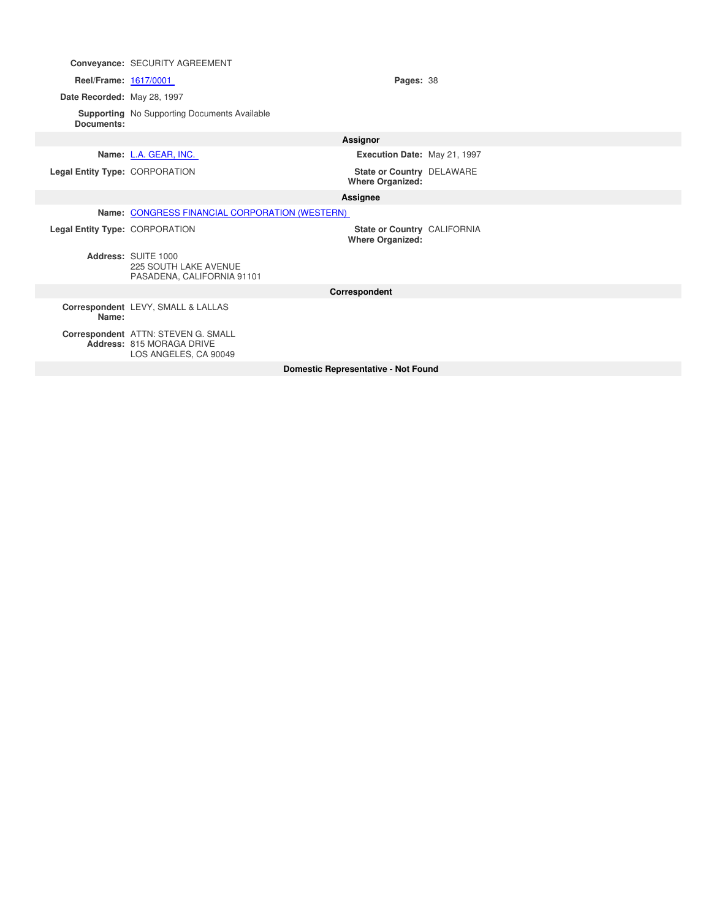**Conveyance:** SECURITY AGREEMENT

**Reel/Frame:** 1617/0001 **Pages:** 38

**Date Recorded:** May 28, 1997

**Supporting Documents:** No Supporting Documents Available

### Assignor

**Name:** L.A. GEAR, INC. **Execution Date:** May 21, 1997

**Legal Entity Type:** CORPORATION **State or Country Where Organized:** DELAWARE

### Assignee

**Name:** CONGRESS FINANCIAL CORPORATION (WESTERN)

**Legal Entity Type:** CORPORATION **State or Country Where Organized:** CALIFORNIA

**Address:** SUITE 1000
225 SOUTH LAKE AVENUE
PASADENA, CALIFORNIA 91101

### Correspondent

**Correspondent Name:** LEVY, SMALL & LALLAS

**Correspondent Address:** ATTN: STEVEN G. SMALL
815 MORAGA DRIVE
LOS ANGELES, CA 90049

### Domestic Representative - Not Found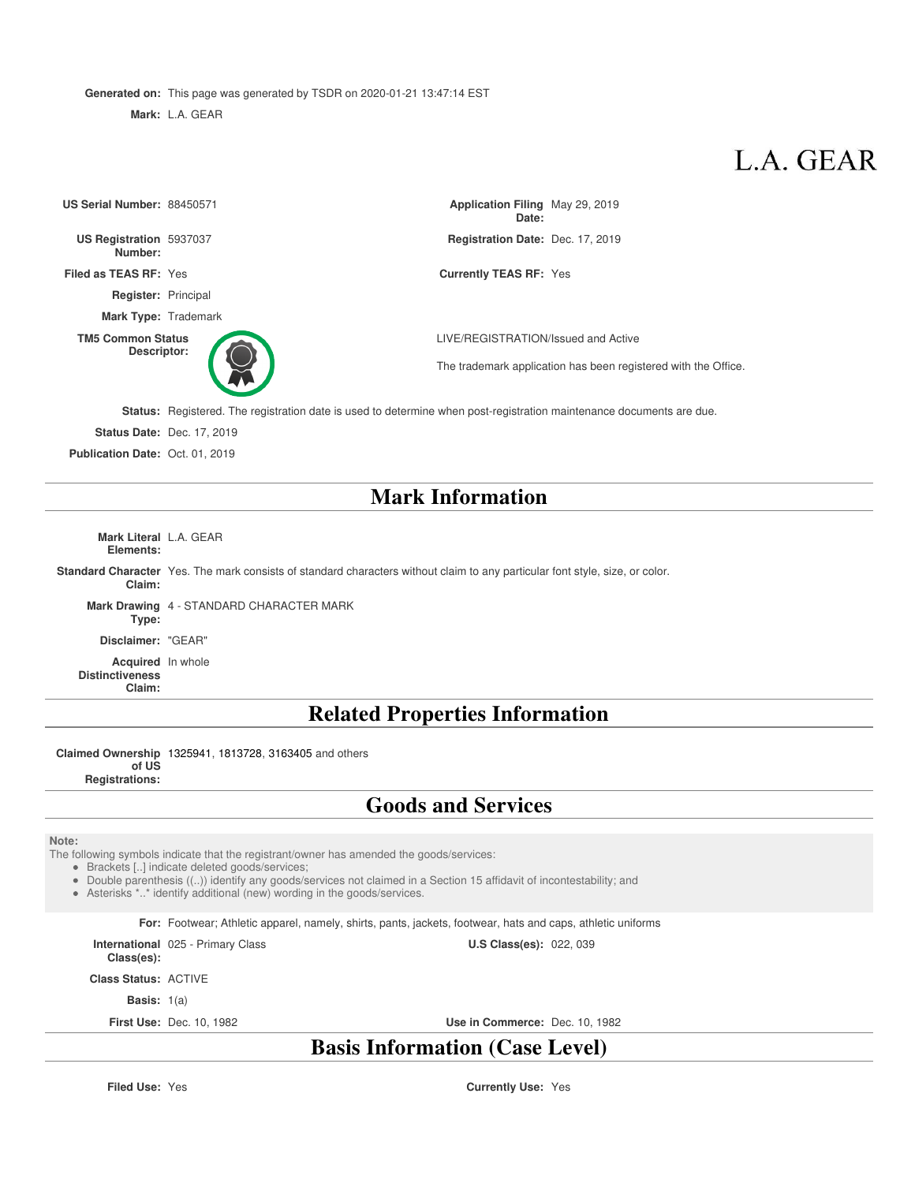**Generated on:** This page was generated by TSDR on 2020-01-21 13:47:14 EST

**Mark:** L.A. GEAR

# L.A. GEAR

**US Serial Number:** 88450571

**Application Filing Date:** May 29, 2019

**US Registration Number:** 5937037

**Registration Date:** Dec. 17, 2019

**Filed as TEAS RF:** Yes

**Currently TEAS RF:** Yes

**Register:** Principal

**Mark Type:** Trademark

**TM5 Common Status Descriptor:** LIVE/REGISTRATION/Issued and Active

The trademark application has been registered with the Office.

**Status:** Registered. The registration date is used to determine when post-registration maintenance documents are due.

**Status Date:** Dec. 17, 2019

**Publication Date:** Oct. 01, 2019

## Mark Information

**Mark Literal Elements:** L.A. GEAR

**Standard Character Claim:** Yes. The mark consists of standard characters without claim to any particular font style, size, or color.

**Mark Drawing Type:** 4 - STANDARD CHARACTER MARK

**Disclaimer:** "GEAR"

**Acquired Distinctiveness Claim:** In whole

## Related Properties Information

**Claimed Ownership of US Registrations:** 1325941, 1813728, 3163405 and others

## Goods and Services

**Note:**
The following symbols indicate that the registrant/owner has amended the goods/services:

- Brackets [..] indicate deleted goods/services;
- Double parenthesis ((..)) identify any goods/services not claimed in a Section 15 affidavit of incontestability; and
- Asterisks *..* identify additional (new) wording in the goods/services.

**For:** Footwear; Athletic apparel, namely, shirts, pants, jackets, footwear, hats and caps, athletic uniforms

**International Class(es):** 025 - Primary Class

**U.S Class(es):** 022, 039

**Class Status:** ACTIVE

**Basis:** 1(a)

**First Use:** Dec. 10, 1982

**Use in Commerce:** Dec. 10, 1982

## Basis Information (Case Level)

**Filed Use:** Yes

**Currently Use:** Yes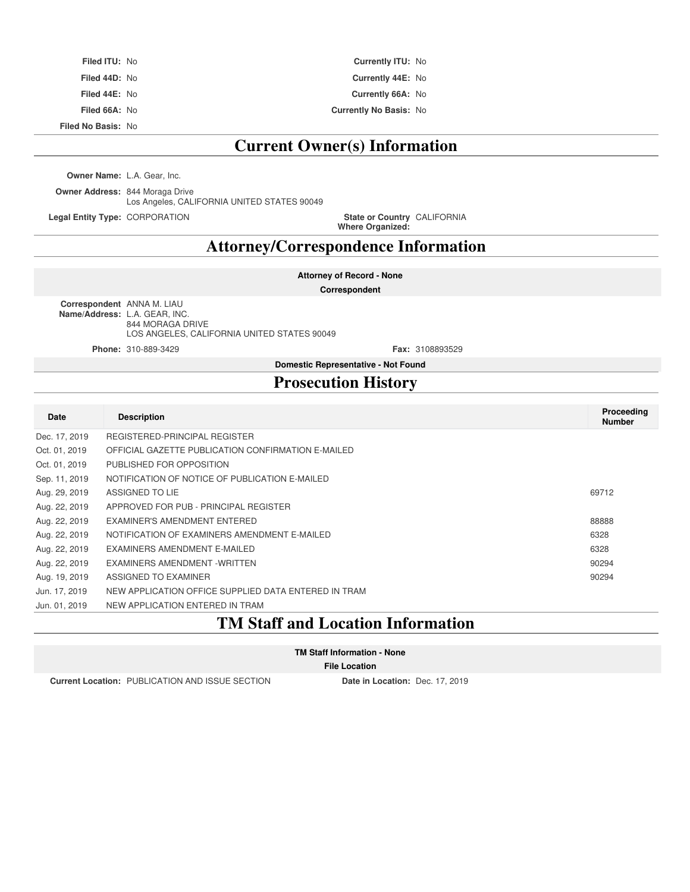**Filed ITU:** No

**Filed 44D:** No

**Filed 44E:** No

**Filed 66A:** No

**Filed No Basis:** No

**Currently ITU:** No

**Currently 44E:** No

**Currently 66A:** No

**Currently No Basis:** No

## Current Owner(s) Information

**Owner Name:** L.A. Gear, Inc.

**Owner Address:** 844 Moraga Drive
Los Angeles, CALIFORNIA UNITED STATES 90049

**Legal Entity Type:** CORPORATION

**State or Country Where Organized:** CALIFORNIA

## Attorney/Correspondence Information

**Attorney of Record - None**

**Correspondent**

**Correspondent Name/Address:** ANNA M. LIAU
L.A. GEAR, INC.
844 MORAGA DRIVE
LOS ANGELES, CALIFORNIA UNITED STATES 90049

**Phone:** 310-889-3429

**Fax:** 3108893529

**Domestic Representative - Not Found**

## Prosecution History

| Date | Description | Proceeding Number |
|---|---|---|
| Dec. 17, 2019 | REGISTERED-PRINCIPAL REGISTER | |
| Oct. 01, 2019 | OFFICIAL GAZETTE PUBLICATION CONFIRMATION E-MAILED | |
| Oct. 01, 2019 | PUBLISHED FOR OPPOSITION | |
| Sep. 11, 2019 | NOTIFICATION OF NOTICE OF PUBLICATION E-MAILED | |
| Aug. 29, 2019 | ASSIGNED TO LIE | 69712 |
| Aug. 22, 2019 | APPROVED FOR PUB - PRINCIPAL REGISTER | |
| Aug. 22, 2019 | EXAMINER'S AMENDMENT ENTERED | 88888 |
| Aug. 22, 2019 | NOTIFICATION OF EXAMINERS AMENDMENT E-MAILED | 6328 |
| Aug. 22, 2019 | EXAMINERS AMENDMENT E-MAILED | 6328 |
| Aug. 22, 2019 | EXAMINERS AMENDMENT -WRITTEN | 90294 |
| Aug. 19, 2019 | ASSIGNED TO EXAMINER | 90294 |
| Jun. 17, 2019 | NEW APPLICATION OFFICE SUPPLIED DATA ENTERED IN TRAM | |
| Jun. 01, 2019 | NEW APPLICATION ENTERED IN TRAM | |

## TM Staff and Location Information

**TM Staff Information - None**

**File Location**

**Current Location:** PUBLICATION AND ISSUE SECTION

**Date in Location:** Dec. 17, 2019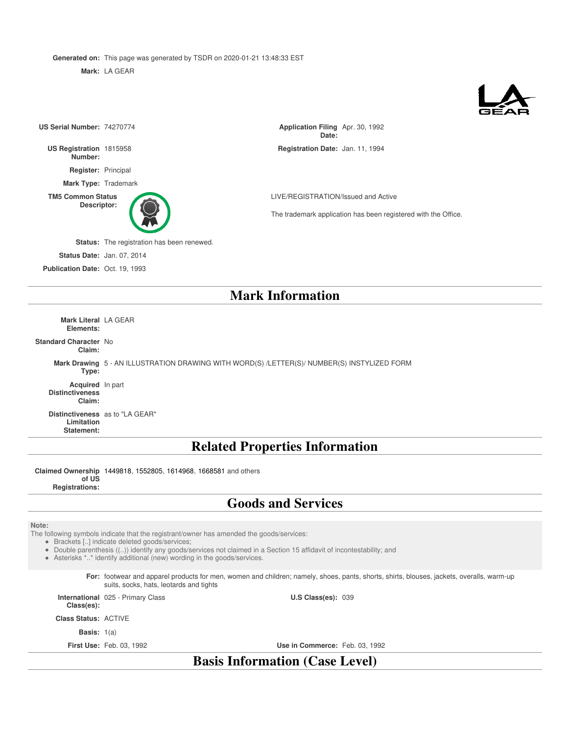**Generated on:** This page was generated by TSDR on 2020-01-21 13:48:33 EST

**Mark:** LA GEAR

**US Serial Number:** 74270774

**Application Filing Date:** Apr. 30, 1992

**US Registration Number:** 1815958

**Registration Date:** Jan. 11, 1994

**Register:** Principal

**Mark Type:** Trademark

**TM5 Common Status Descriptor:** LIVE/REGISTRATION/Issued and Active

The trademark application has been registered with the Office.

**Status:** The registration has been renewed.

**Status Date:** Jan. 07, 2014

**Publication Date:** Oct. 19, 1993

# Mark Information

**Mark Literal Elements:** LA GEAR

**Standard Character Claim:** No

**Mark Drawing Type:** 5 - AN ILLUSTRATION DRAWING WITH WORD(S) /LETTER(S)/ NUMBER(S) INSTYLIZED FORM

**Acquired Distinctiveness Claim:** In part

**Distinctiveness Limitation Statement:** as to "LA GEAR"

# Related Properties Information

**Claimed Ownership of US Registrations:** 1449818, 1552805, 1614968, 1668581 and others

# Goods and Services

**Note:**
The following symbols indicate that the registrant/owner has amended the goods/services:

- Brackets [..] indicate deleted goods/services;
- Double parenthesis ((..)) identify any goods/services not claimed in a Section 15 affidavit of incontestability; and
- Asterisks *..* identify additional (new) wording in the goods/services.

**For:** footwear and apparel products for men, women and children; namely, shoes, pants, shorts, shirts, blouses, jackets, overalls, warm-up suits, socks, hats, leotards and tights

**International Class(es):** 025 - Primary Class

**U.S Class(es):** 039

**Class Status:** ACTIVE

**Basis:** 1(a)

**First Use:** Feb. 03, 1992

**Use in Commerce:** Feb. 03, 1992

# Basis Information (Case Level)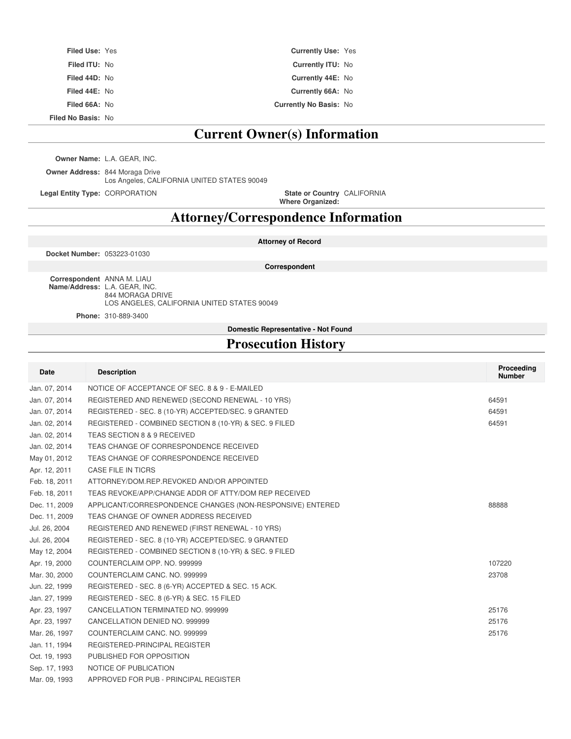| | | | |
|---|---|---|---|
| **Filed Use:** | Yes | **Currently Use:** | Yes |
| **Filed ITU:** | No | **Currently ITU:** | No |
| **Filed 44D:** | No | **Currently 44E:** | No |
| **Filed 44E:** | No | **Currently 66A:** | No |
| **Filed 66A:** | No | **Currently No Basis:** | No |
| **Filed No Basis:** | No | | |

# Current Owner(s) Information

**Owner Name:** L.A. GEAR, INC.

**Owner Address:** 844 Moraga Drive
Los Angeles, CALIFORNIA UNITED STATES 90049

**Legal Entity Type:** CORPORATION

**State or Country Where Organized:** CALIFORNIA

# Attorney/Correspondence Information

**Attorney of Record**

**Docket Number:** 053223-01030

**Correspondent**

**Correspondent Name/Address:** ANNA M. LIAU
L.A. GEAR, INC.
844 MORAGA DRIVE
LOS ANGELES, CALIFORNIA UNITED STATES 90049

**Phone:** 310-889-3400

**Domestic Representative - Not Found**

# Prosecution History

| Date | Description | Proceeding Number |
|---|---|---|
| Jan. 07, 2014 | NOTICE OF ACCEPTANCE OF SEC. 8 & 9 - E-MAILED | |
| Jan. 07, 2014 | REGISTERED AND RENEWED (SECOND RENEWAL - 10 YRS) | 64591 |
| Jan. 07, 2014 | REGISTERED - SEC. 8 (10-YR) ACCEPTED/SEC. 9 GRANTED | 64591 |
| Jan. 02, 2014 | REGISTERED - COMBINED SECTION 8 (10-YR) & SEC. 9 FILED | 64591 |
| Jan. 02, 2014 | TEAS SECTION 8 & 9 RECEIVED | |
| Jan. 02, 2014 | TEAS CHANGE OF CORRESPONDENCE RECEIVED | |
| May 01, 2012 | TEAS CHANGE OF CORRESPONDENCE RECEIVED | |
| Apr. 12, 2011 | CASE FILE IN TICRS | |
| Feb. 18, 2011 | ATTORNEY/DOM.REP.REVOKED AND/OR APPOINTED | |
| Feb. 18, 2011 | TEAS REVOKE/APP/CHANGE ADDR OF ATTY/DOM REP RECEIVED | |
| Dec. 11, 2009 | APPLICANT/CORRESPONDENCE CHANGES (NON-RESPONSIVE) ENTERED | 88888 |
| Dec. 11, 2009 | TEAS CHANGE OF OWNER ADDRESS RECEIVED | |
| Jul. 26, 2004 | REGISTERED AND RENEWED (FIRST RENEWAL - 10 YRS) | |
| Jul. 26, 2004 | REGISTERED - SEC. 8 (10-YR) ACCEPTED/SEC. 9 GRANTED | |
| May 12, 2004 | REGISTERED - COMBINED SECTION 8 (10-YR) & SEC. 9 FILED | |
| Apr. 19, 2000 | COUNTERCLAIM OPP. NO. 999999 | 107220 |
| Mar. 30, 2000 | COUNTERCLAIM CANC. NO. 999999 | 23708 |
| Jun. 22, 1999 | REGISTERED - SEC. 8 (6-YR) ACCEPTED & SEC. 15 ACK. | |
| Jan. 27, 1999 | REGISTERED - SEC. 8 (6-YR) & SEC. 15 FILED | |
| Apr. 23, 1997 | CANCELLATION TERMINATED NO. 999999 | 25176 |
| Apr. 23, 1997 | CANCELLATION DENIED NO. 999999 | 25176 |
| Mar. 26, 1997 | COUNTERCLAIM CANC. NO. 999999 | 25176 |
| Jan. 11, 1994 | REGISTERED-PRINCIPAL REGISTER | |
| Oct. 19, 1993 | PUBLISHED FOR OPPOSITION | |
| Sep. 17, 1993 | NOTICE OF PUBLICATION | |
| Mar. 09, 1993 | APPROVED FOR PUB - PRINCIPAL REGISTER | |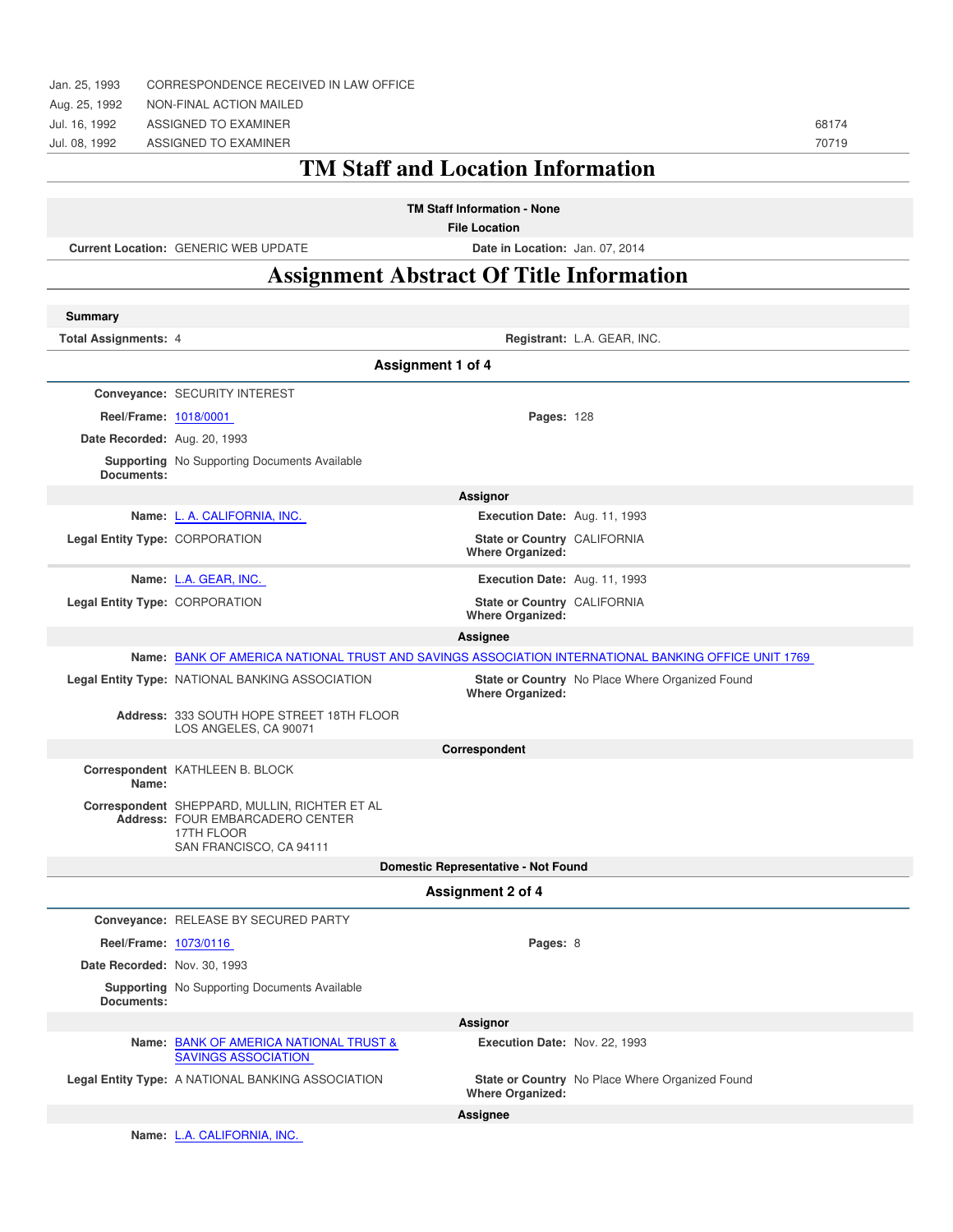| | | |
|---|---|---|
| Jan. 25, 1993 | CORRESPONDENCE RECEIVED IN LAW OFFICE | |
| Aug. 25, 1992 | NON-FINAL ACTION MAILED | |
| Jul. 16, 1992 | ASSIGNED TO EXAMINER | 68174 |
| Jul. 08, 1992 | ASSIGNED TO EXAMINER | 70719 |

# TM Staff and Location Information

**TM Staff Information - None**

**File Location**

**Current Location:** GENERIC WEB UPDATE    **Date in Location:** Jan. 07, 2014

# Assignment Abstract Of Title Information

**Summary**

**Total Assignments:** 4    **Registrant:** L.A. GEAR, INC.

## Assignment 1 of 4

**Conveyance:** SECURITY INTEREST

**Reel/Frame:** 1018/0001    **Pages:** 128

**Date Recorded:** Aug. 20, 1993

**Supporting Documents:** No Supporting Documents Available

**Assignor**

**Name:** L. A. CALIFORNIA, INC.    **Execution Date:** Aug. 11, 1993

**Legal Entity Type:** CORPORATION    **State or Country Where Organized:** CALIFORNIA

**Name:** L.A. GEAR, INC.    **Execution Date:** Aug. 11, 1993

**Legal Entity Type:** CORPORATION    **State or Country Where Organized:** CALIFORNIA

**Assignee**

**Name:** BANK OF AMERICA NATIONAL TRUST AND SAVINGS ASSOCIATION INTERNATIONAL BANKING OFFICE UNIT 1769

**Legal Entity Type:** NATIONAL BANKING ASSOCIATION    **State or Country Where Organized:** No Place Where Organized Found

**Address:** 333 SOUTH HOPE STREET 18TH FLOOR
LOS ANGELES, CA 90071

**Correspondent**

**Correspondent Name:** KATHLEEN B. BLOCK

**Correspondent Address:** SHEPPARD, MULLIN, RICHTER ET AL
FOUR EMBARCADERO CENTER
17TH FLOOR
SAN FRANCISCO, CA 94111

**Domestic Representative - Not Found**

## Assignment 2 of 4

**Conveyance:** RELEASE BY SECURED PARTY

**Reel/Frame:** 1073/0116    **Pages:** 8

**Date Recorded:** Nov. 30, 1993

**Supporting Documents:** No Supporting Documents Available

**Assignor**

**Name:** BANK OF AMERICA NATIONAL TRUST & SAVINGS ASSOCIATION    **Execution Date:** Nov. 22, 1993

**Legal Entity Type:** A NATIONAL BANKING ASSOCIATION    **State or Country Where Organized:** No Place Where Organized Found

**Assignee**

**Name:** L.A. CALIFORNIA, INC.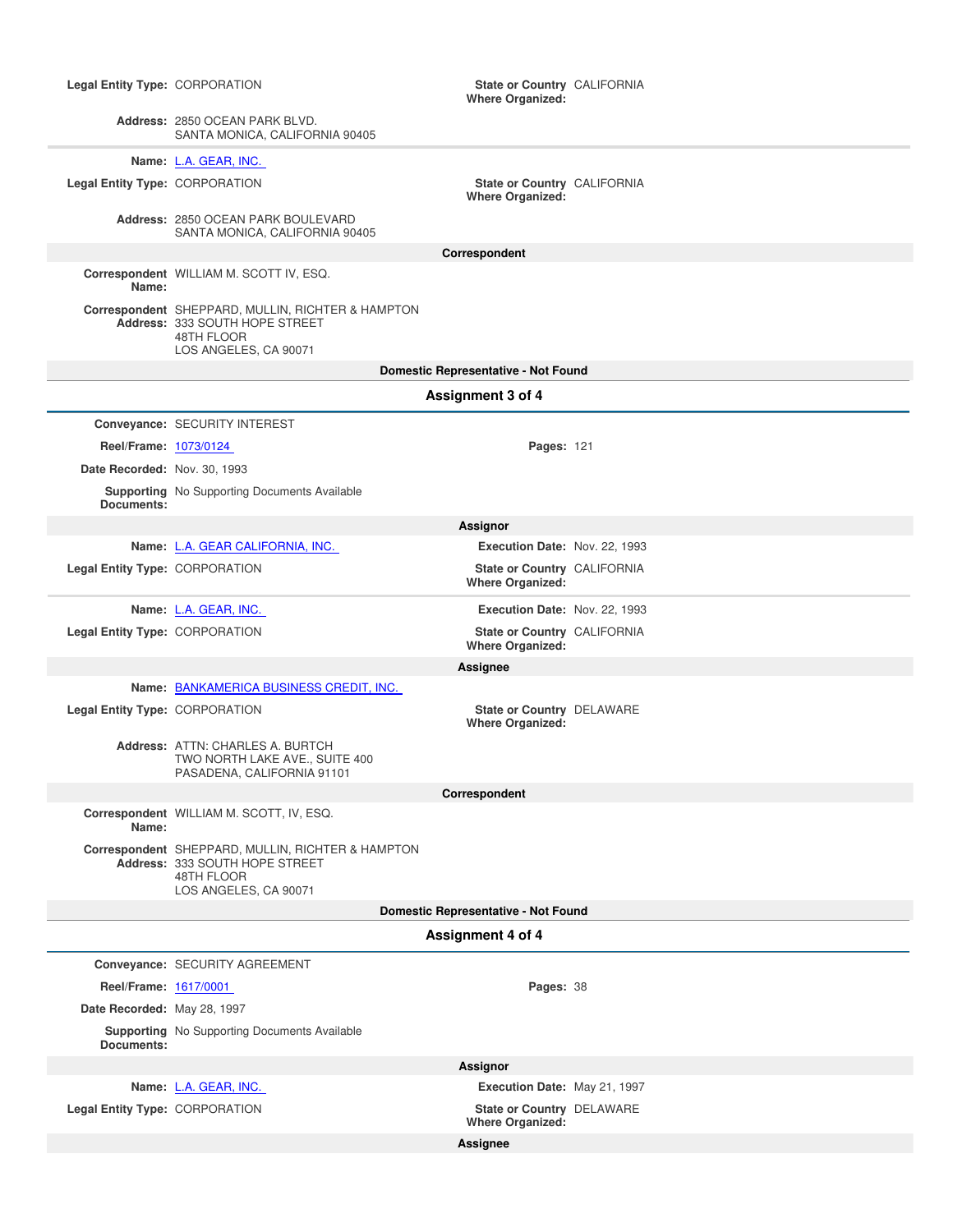**Legal Entity Type:** CORPORATION

**State or Country Where Organized:** CALIFORNIA

**Address:** 2850 OCEAN PARK BLVD.
SANTA MONICA, CALIFORNIA 90405

---

**Name:** L.A. GEAR, INC.

**Legal Entity Type:** CORPORATION

**State or Country Where Organized:** CALIFORNIA

**Address:** 2850 OCEAN PARK BOULEVARD
SANTA MONICA, CALIFORNIA 90405

**Correspondent**

**Correspondent Name:** WILLIAM M. SCOTT IV, ESQ.

**Correspondent Address:** SHEPPARD, MULLIN, RICHTER & HAMPTON
333 SOUTH HOPE STREET
48TH FLOOR
LOS ANGELES, CA 90071

**Domestic Representative - Not Found**

## Assignment 3 of 4

**Conveyance:** SECURITY INTEREST

**Reel/Frame:** 1073/0124

**Pages:** 121

**Date Recorded:** Nov. 30, 1993

**Supporting Documents:** No Supporting Documents Available

**Assignor**

**Name:** L.A. GEAR CALIFORNIA, INC.

**Execution Date:** Nov. 22, 1993

**Legal Entity Type:** CORPORATION

**State or Country Where Organized:** CALIFORNIA

---

**Name:** L.A. GEAR, INC.

**Execution Date:** Nov. 22, 1993

**Legal Entity Type:** CORPORATION

**State or Country Where Organized:** CALIFORNIA

**Assignee**

**Name:** BANKAMERICA BUSINESS CREDIT, INC.

**Legal Entity Type:** CORPORATION

**State or Country Where Organized:** DELAWARE

**Address:** ATTN: CHARLES A. BURTCH
TWO NORTH LAKE AVE., SUITE 400
PASADENA, CALIFORNIA 91101

**Correspondent**

**Correspondent Name:** WILLIAM M. SCOTT, IV, ESQ.

**Correspondent Address:** SHEPPARD, MULLIN, RICHTER & HAMPTON
333 SOUTH HOPE STREET
48TH FLOOR
LOS ANGELES, CA 90071

**Domestic Representative - Not Found**

## Assignment 4 of 4

**Conveyance:** SECURITY AGREEMENT

**Reel/Frame:** 1617/0001

**Pages:** 38

**Date Recorded:** May 28, 1997

**Supporting Documents:** No Supporting Documents Available

**Assignor**

**Name:** L.A. GEAR, INC.

**Execution Date:** May 21, 1997

**Legal Entity Type:** CORPORATION

**State or Country Where Organized:** DELAWARE

**Assignee**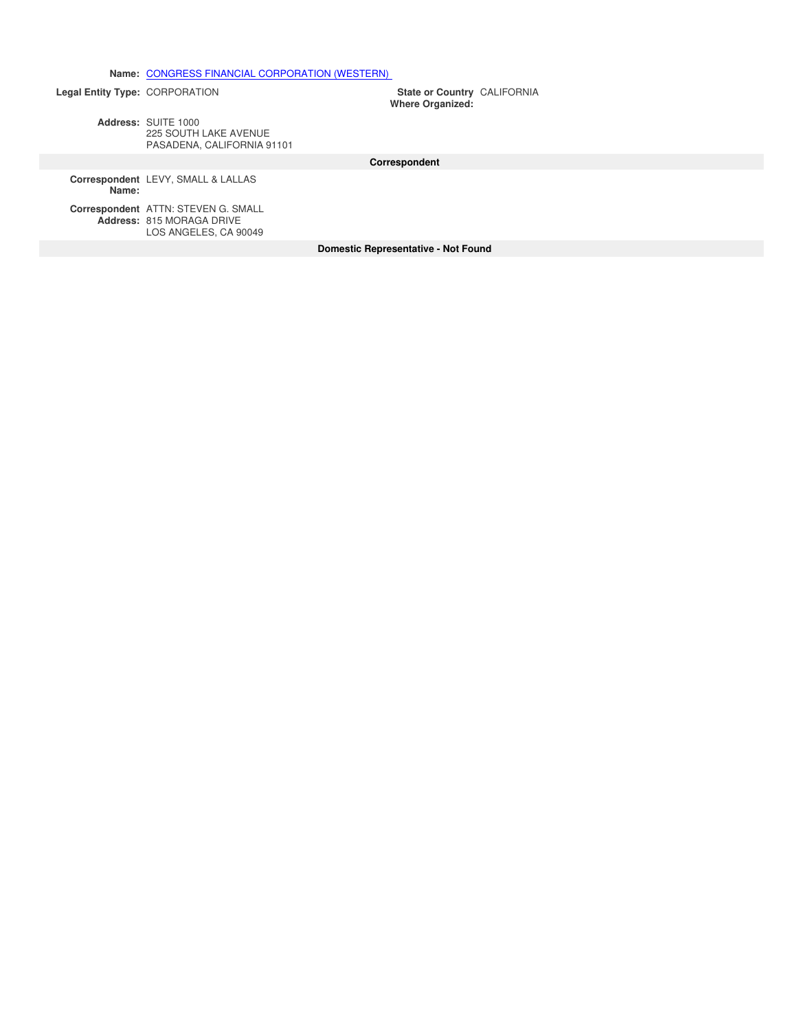**Name:** CONGRESS FINANCIAL CORPORATION (WESTERN)

**Legal Entity Type:** CORPORATION

**State or Country Where Organized:** CALIFORNIA

**Address:** SUITE 1000
225 SOUTH LAKE AVENUE
PASADENA, CALIFORNIA 91101

**Correspondent**

**Correspondent Name:** LEVY, SMALL & LALLAS

**Correspondent Address:** ATTN: STEVEN G. SMALL
815 MORAGA DRIVE
LOS ANGELES, CA 90049

**Domestic Representative - Not Found**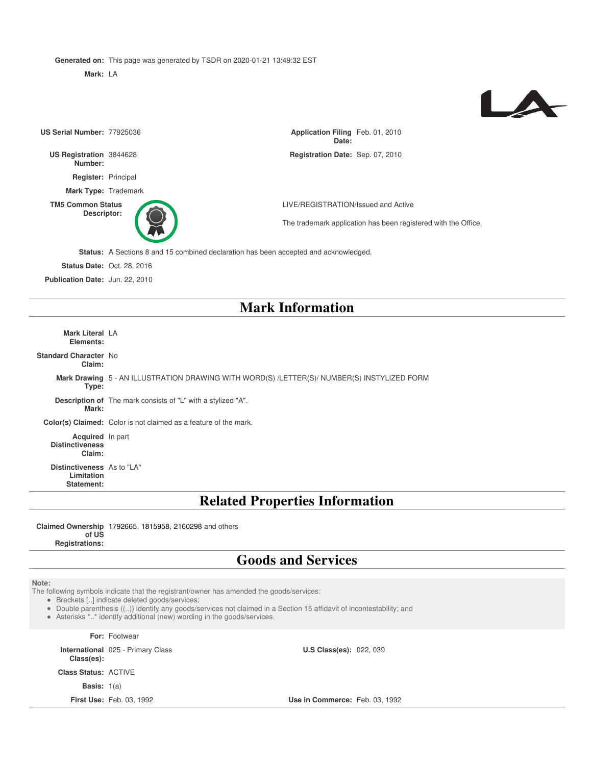**Generated on:** This page was generated by TSDR on 2020-01-21 13:49:32 EST

**Mark:** LA

**US Serial Number:** 77925036

**Application Filing Date:** Feb. 01, 2010

**US Registration Number:** 3844628

**Registration Date:** Sep. 07, 2010

**Register:** Principal

**Mark Type:** Trademark

**TM5 Common Status Descriptor:** LIVE/REGISTRATION/Issued and Active

The trademark application has been registered with the Office.

**Status:** A Sections 8 and 15 combined declaration has been accepted and acknowledged.

**Status Date:** Oct. 28, 2016

**Publication Date:** Jun. 22, 2010

## Mark Information

**Mark Literal Elements:** LA

**Standard Character Claim:** No

**Mark Drawing Type:** 5 - AN ILLUSTRATION DRAWING WITH WORD(S) /LETTER(S)/ NUMBER(S) INSTYLIZED FORM

**Description of Mark:** The mark consists of "L" with a stylized "A".

**Color(s) Claimed:** Color is not claimed as a feature of the mark.

**Acquired Distinctiveness Claim:** In part

**Distinctiveness Limitation Statement:** As to "LA"

## Related Properties Information

**Claimed Ownership of US Registrations:** 1792665, 1815958, 2160298 and others

## Goods and Services

**Note:**
The following symbols indicate that the registrant/owner has amended the goods/services:

- Brackets [..] indicate deleted goods/services;
- Double parenthesis ((..)) identify any goods/services not claimed in a Section 15 affidavit of incontestability; and
- Asterisks *..* identify additional (new) wording in the goods/services.

**For:** Footwear

**International Class(es):** 025 - Primary Class

**U.S Class(es):** 022, 039

**Class Status:** ACTIVE

**Basis:** 1(a)

**First Use:** Feb. 03, 1992

**Use in Commerce:** Feb. 03, 1992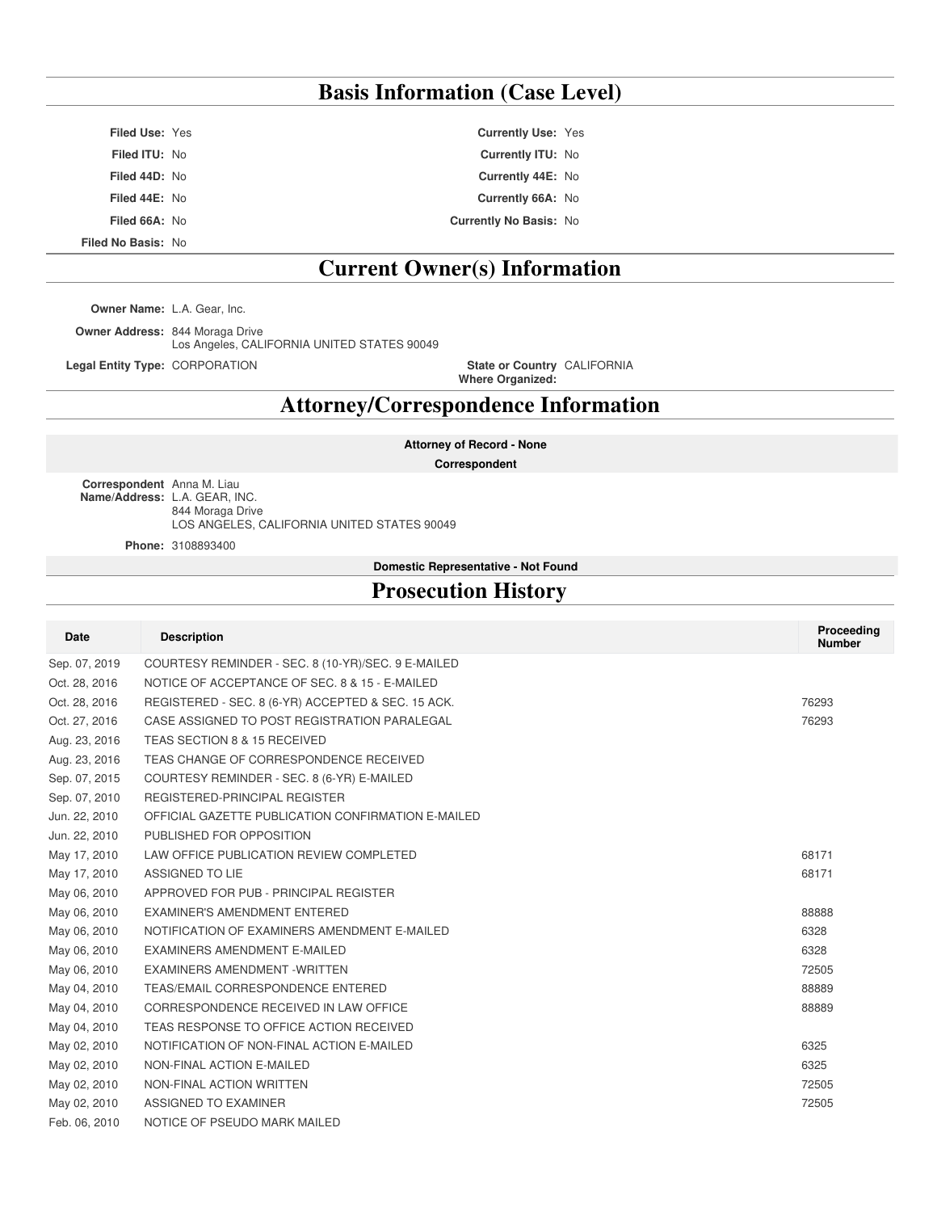## Basis Information (Case Level)

**Filed Use:** Yes

**Filed ITU:** No

**Filed 44D:** No

**Filed 44E:** No

**Filed 66A:** No

**Filed No Basis:** No

**Currently Use:** Yes

**Currently ITU:** No

**Currently 44E:** No

**Currently 66A:** No

**Currently No Basis:** No

## Current Owner(s) Information

**Owner Name:** L.A. Gear, Inc.

**Owner Address:** 844 Moraga Drive
Los Angeles, CALIFORNIA UNITED STATES 90049

**Legal Entity Type:** CORPORATION

**State or Country Where Organized:** CALIFORNIA

## Attorney/Correspondence Information

**Attorney of Record - None**

**Correspondent**

**Correspondent Name/Address:** Anna M. Liau
L.A. GEAR, INC.
844 Moraga Drive
LOS ANGELES, CALIFORNIA UNITED STATES 90049

**Phone:** 3108893400

**Domestic Representative - Not Found**

## Prosecution History

| Date | Description | Proceeding Number |
|---|---|---|
| Sep. 07, 2019 | COURTESY REMINDER - SEC. 8 (10-YR)/SEC. 9 E-MAILED | |
| Oct. 28, 2016 | NOTICE OF ACCEPTANCE OF SEC. 8 & 15 - E-MAILED | |
| Oct. 28, 2016 | REGISTERED - SEC. 8 (6-YR) ACCEPTED & SEC. 15 ACK. | 76293 |
| Oct. 27, 2016 | CASE ASSIGNED TO POST REGISTRATION PARALEGAL | 76293 |
| Aug. 23, 2016 | TEAS SECTION 8 & 15 RECEIVED | |
| Aug. 23, 2016 | TEAS CHANGE OF CORRESPONDENCE RECEIVED | |
| Sep. 07, 2015 | COURTESY REMINDER - SEC. 8 (6-YR) E-MAILED | |
| Sep. 07, 2010 | REGISTERED-PRINCIPAL REGISTER | |
| Jun. 22, 2010 | OFFICIAL GAZETTE PUBLICATION CONFIRMATION E-MAILED | |
| Jun. 22, 2010 | PUBLISHED FOR OPPOSITION | |
| May 17, 2010 | LAW OFFICE PUBLICATION REVIEW COMPLETED | 68171 |
| May 17, 2010 | ASSIGNED TO LIE | 68171 |
| May 06, 2010 | APPROVED FOR PUB - PRINCIPAL REGISTER | |
| May 06, 2010 | EXAMINER'S AMENDMENT ENTERED | 88888 |
| May 06, 2010 | NOTIFICATION OF EXAMINERS AMENDMENT E-MAILED | 6328 |
| May 06, 2010 | EXAMINERS AMENDMENT E-MAILED | 6328 |
| May 06, 2010 | EXAMINERS AMENDMENT -WRITTEN | 72505 |
| May 04, 2010 | TEAS/EMAIL CORRESPONDENCE ENTERED | 88889 |
| May 04, 2010 | CORRESPONDENCE RECEIVED IN LAW OFFICE | 88889 |
| May 04, 2010 | TEAS RESPONSE TO OFFICE ACTION RECEIVED | |
| May 02, 2010 | NOTIFICATION OF NON-FINAL ACTION E-MAILED | 6325 |
| May 02, 2010 | NON-FINAL ACTION E-MAILED | 6325 |
| May 02, 2010 | NON-FINAL ACTION WRITTEN | 72505 |
| May 02, 2010 | ASSIGNED TO EXAMINER | 72505 |
| Feb. 06, 2010 | NOTICE OF PSEUDO MARK MAILED | |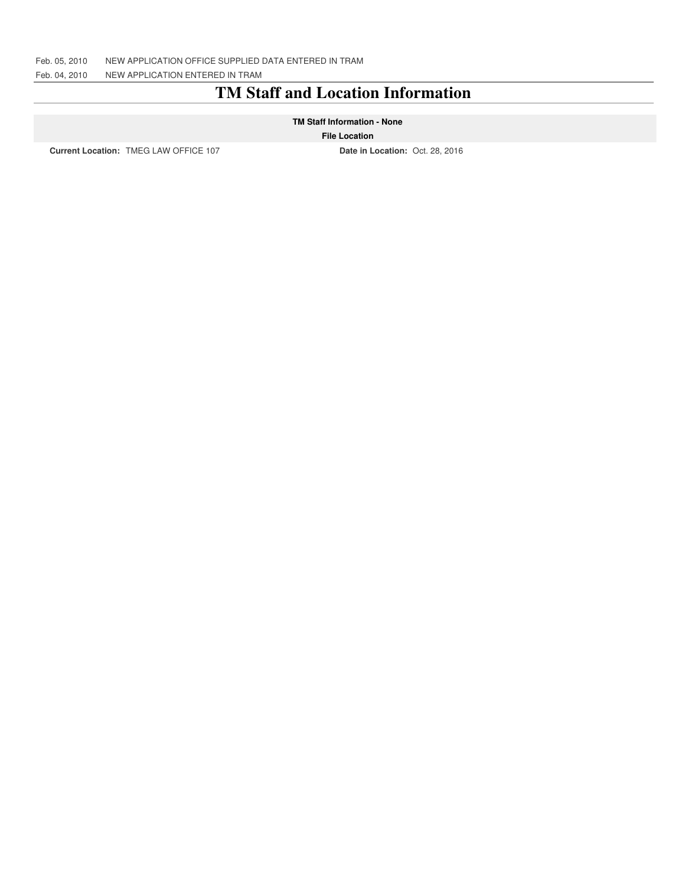Feb. 05, 2010 NEW APPLICATION OFFICE SUPPLIED DATA ENTERED IN TRAM

Feb. 04, 2010 NEW APPLICATION ENTERED IN TRAM

# TM Staff and Location Information

**TM Staff Information - None**

**File Location**

**Current Location:** TMEG LAW OFFICE 107 **Date in Location:** Oct. 28, 2016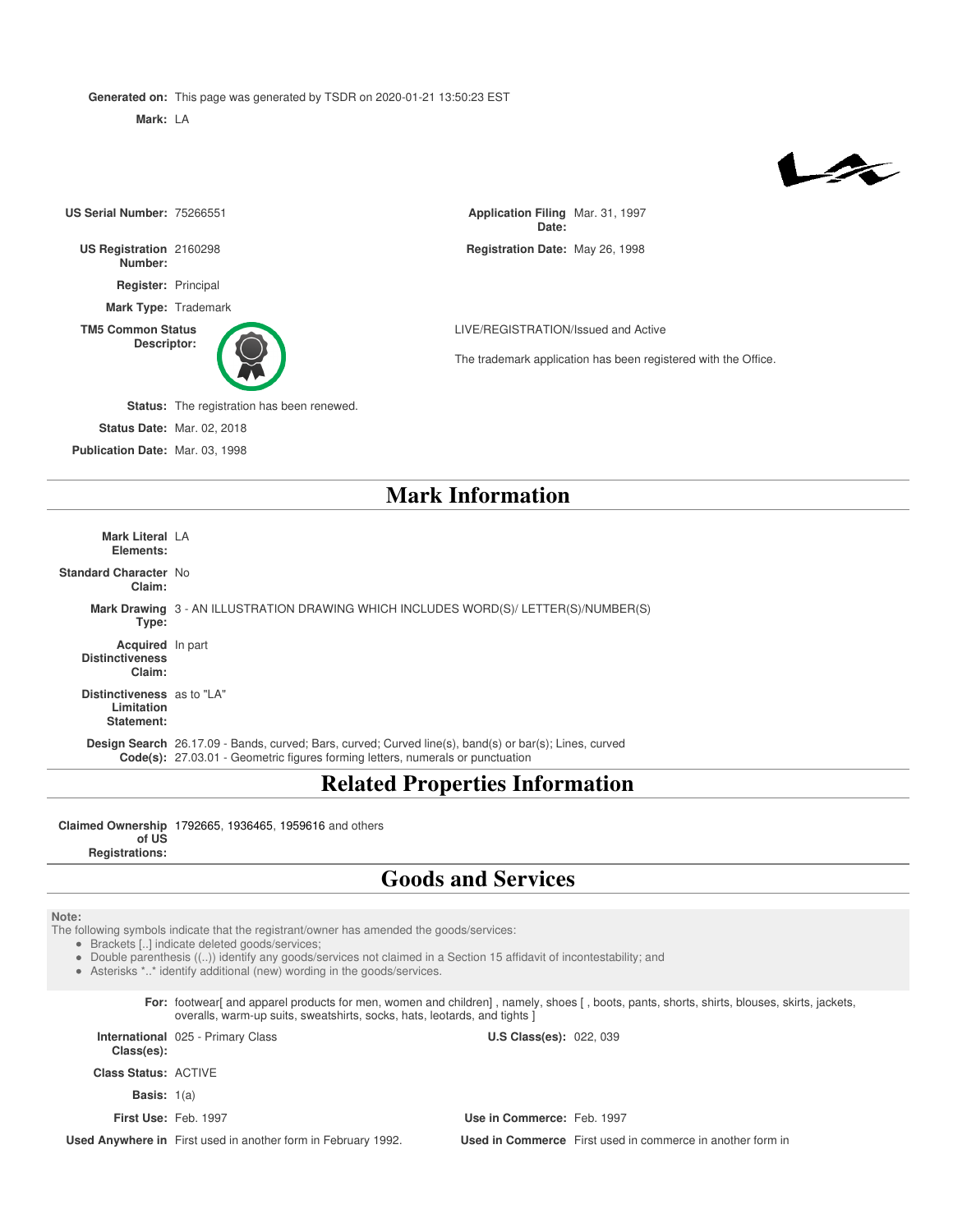**Generated on:** This page was generated by TSDR on 2020-01-21 13:50:23 EST

**Mark:** LA

**US Serial Number:** 75266551

**Application Filing Date:** Mar. 31, 1997

**US Registration Number:** 2160298

**Registration Date:** May 26, 1998

**Register:** Principal

**Mark Type:** Trademark

**TM5 Common Status Descriptor:** LIVE/REGISTRATION/Issued and Active

The trademark application has been registered with the Office.

**Status:** The registration has been renewed.

**Status Date:** Mar. 02, 2018

**Publication Date:** Mar. 03, 1998

## Mark Information

**Mark Literal Elements:** LA

**Standard Character Claim:** No

**Mark Drawing Type:** 3 - AN ILLUSTRATION DRAWING WHICH INCLUDES WORD(S)/ LETTER(S)/NUMBER(S)

**Acquired Distinctiveness Claim:** In part

**Distinctiveness Limitation Statement:** as to "LA"

**Design Search Code(s):** 26.17.09 - Bands, curved; Bars, curved; Curved line(s), band(s) or bar(s); Lines, curved
27.03.01 - Geometric figures forming letters, numerals or punctuation

## Related Properties Information

**Claimed Ownership of US Registrations:** 1792665, 1936465, 1959616 and others

## Goods and Services

**Note:**
The following symbols indicate that the registrant/owner has amended the goods/services:

- Brackets [..] indicate deleted goods/services;
- Double parenthesis ((..)) identify any goods/services not claimed in a Section 15 affidavit of incontestability; and
- Asterisks *..* identify additional (new) wording in the goods/services.

**For:** footwear[ and apparel products for men, women and children] , namely, shoes [ , boots, pants, shorts, shirts, blouses, skirts, jackets, overalls, warm-up suits, sweatshirts, socks, hats, leotards, and tights ]

**International Class(es):** 025 - Primary Class

**U.S Class(es):** 022, 039

**Class Status:** ACTIVE

**Basis:** 1(a)

**First Use:** Feb. 1997

**Use in Commerce:** Feb. 1997

**Used Anywhere in** First used in another form in February 1992.

**Used in Commerce** First used in commerce in another form in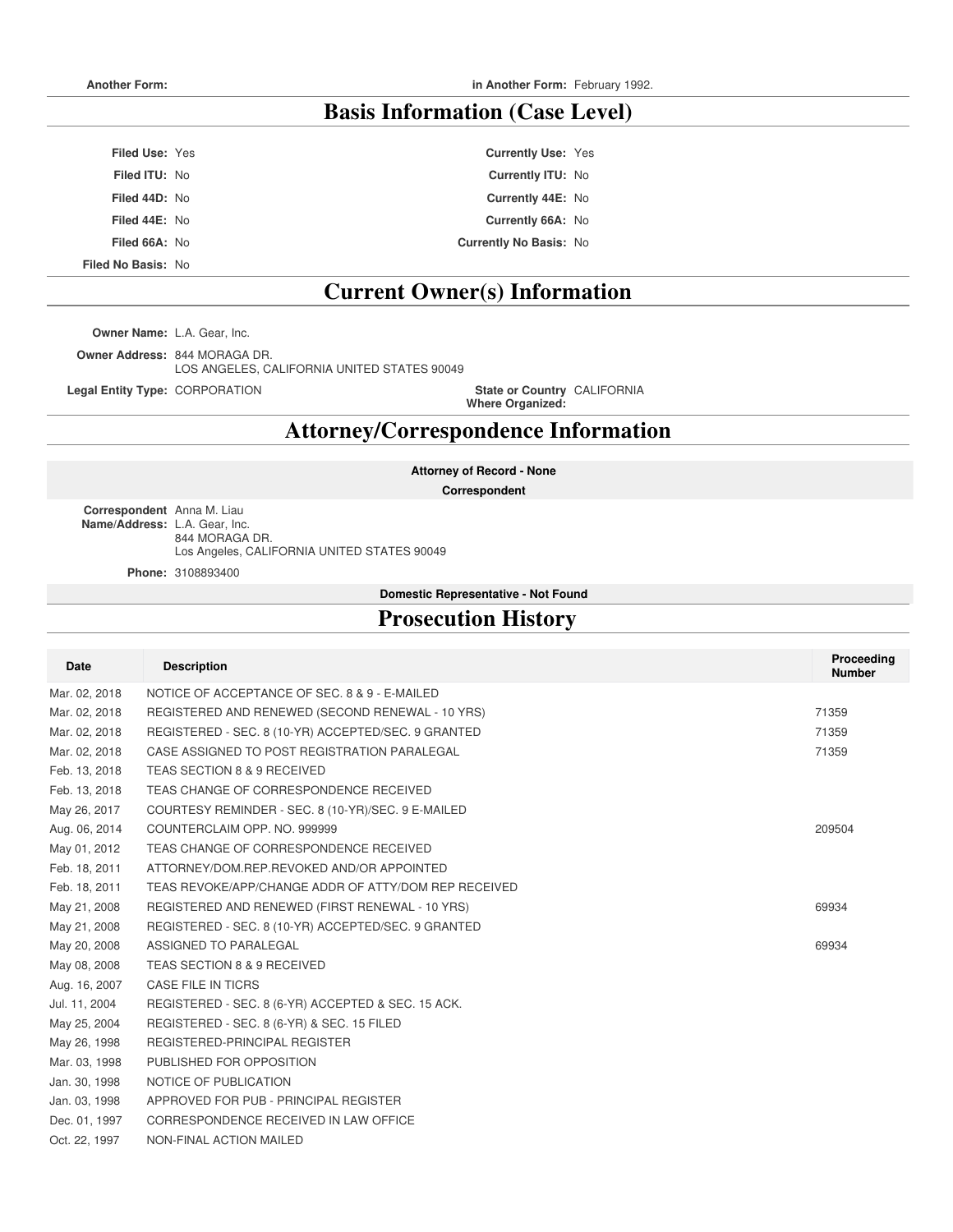**Another Form:** **in Another Form:** February 1992.

## Basis Information (Case Level)

**Filed Use:** Yes
**Filed ITU:** No
**Filed 44D:** No
**Filed 44E:** No
**Filed 66A:** No
**Filed No Basis:** No

**Currently Use:** Yes
**Currently ITU:** No
**Currently 44E:** No
**Currently 66A:** No
**Currently No Basis:** No

## Current Owner(s) Information

**Owner Name:** L.A. Gear, Inc.

**Owner Address:** 844 MORAGA DR.
LOS ANGELES, CALIFORNIA UNITED STATES 90049

**Legal Entity Type:** CORPORATION

**State or Country Where Organized:** CALIFORNIA

## Attorney/Correspondence Information

**Attorney of Record - None**

**Correspondent**

**Correspondent Name/Address:** Anna M. Liau
L.A. Gear, Inc.
844 MORAGA DR.
Los Angeles, CALIFORNIA UNITED STATES 90049

**Phone:** 3108893400

**Domestic Representative - Not Found**

## Prosecution History

| Date | Description | Proceeding Number |
|---|---|---|
| Mar. 02, 2018 | NOTICE OF ACCEPTANCE OF SEC. 8 & 9 - E-MAILED | |
| Mar. 02, 2018 | REGISTERED AND RENEWED (SECOND RENEWAL - 10 YRS) | 71359 |
| Mar. 02, 2018 | REGISTERED - SEC. 8 (10-YR) ACCEPTED/SEC. 9 GRANTED | 71359 |
| Mar. 02, 2018 | CASE ASSIGNED TO POST REGISTRATION PARALEGAL | 71359 |
| Feb. 13, 2018 | TEAS SECTION 8 & 9 RECEIVED | |
| Feb. 13, 2018 | TEAS CHANGE OF CORRESPONDENCE RECEIVED | |
| May 26, 2017 | COURTESY REMINDER - SEC. 8 (10-YR)/SEC. 9 E-MAILED | |
| Aug. 06, 2014 | COUNTERCLAIM OPP. NO. 999999 | 209504 |
| May 01, 2012 | TEAS CHANGE OF CORRESPONDENCE RECEIVED | |
| Feb. 18, 2011 | ATTORNEY/DOM.REP.REVOKED AND/OR APPOINTED | |
| Feb. 18, 2011 | TEAS REVOKE/APP/CHANGE ADDR OF ATTY/DOM REP RECEIVED | |
| May 21, 2008 | REGISTERED AND RENEWED (FIRST RENEWAL - 10 YRS) | 69934 |
| May 21, 2008 | REGISTERED - SEC. 8 (10-YR) ACCEPTED/SEC. 9 GRANTED | |
| May 20, 2008 | ASSIGNED TO PARALEGAL | 69934 |
| May 08, 2008 | TEAS SECTION 8 & 9 RECEIVED | |
| Aug. 16, 2007 | CASE FILE IN TICRS | |
| Jul. 11, 2004 | REGISTERED - SEC. 8 (6-YR) ACCEPTED & SEC. 15 ACK. | |
| May 25, 2004 | REGISTERED - SEC. 8 (6-YR) & SEC. 15 FILED | |
| May 26, 1998 | REGISTERED-PRINCIPAL REGISTER | |
| Mar. 03, 1998 | PUBLISHED FOR OPPOSITION | |
| Jan. 30, 1998 | NOTICE OF PUBLICATION | |
| Jan. 03, 1998 | APPROVED FOR PUB - PRINCIPAL REGISTER | |
| Dec. 01, 1997 | CORRESPONDENCE RECEIVED IN LAW OFFICE | |
| Oct. 22, 1997 | NON-FINAL ACTION MAILED | |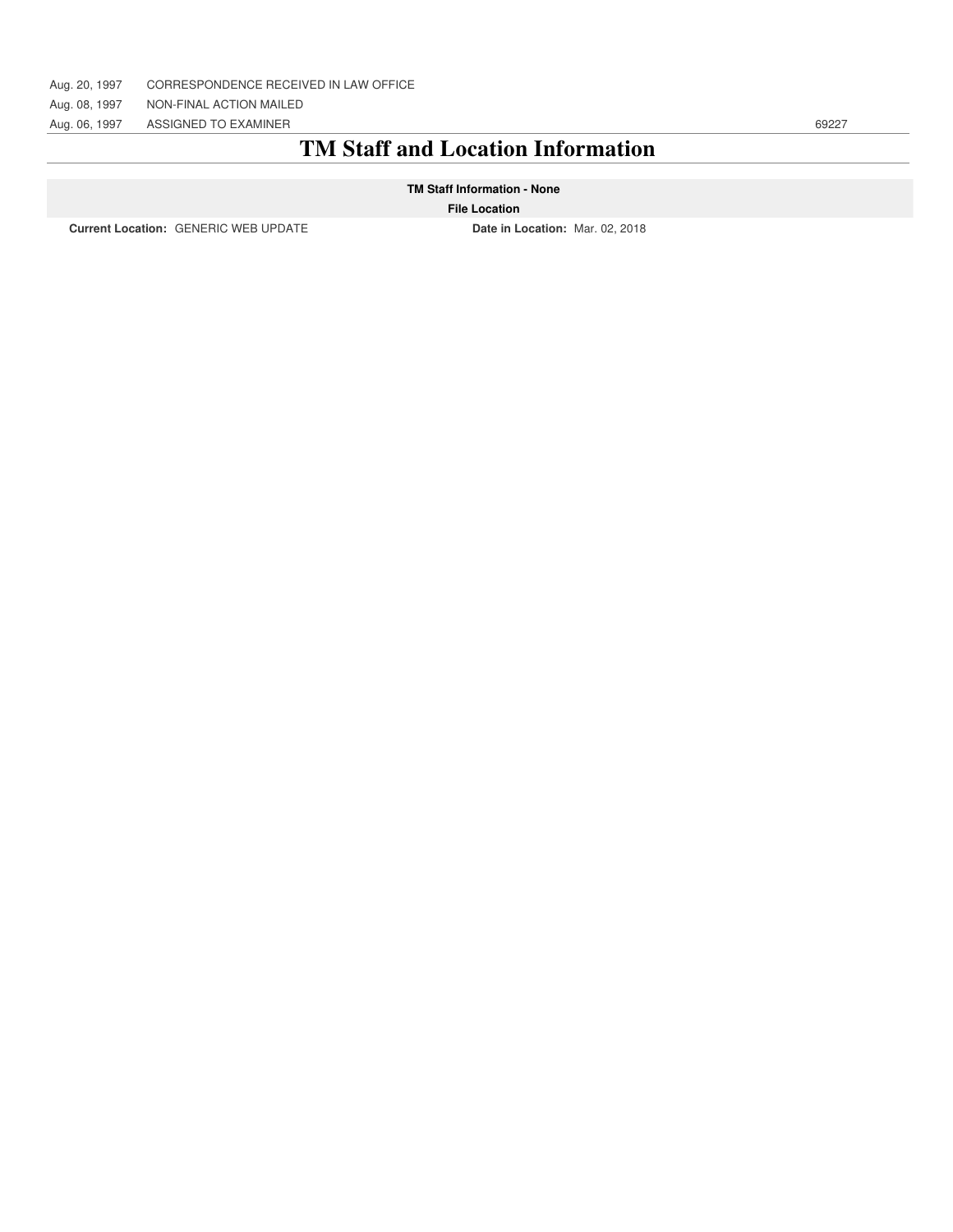| | | |
|---|---|---|
| Aug. 20, 1997 | CORRESPONDENCE RECEIVED IN LAW OFFICE | |
| Aug. 08, 1997 | NON-FINAL ACTION MAILED | |
| Aug. 06, 1997 | ASSIGNED TO EXAMINER | 69227 |

# TM Staff and Location Information

**TM Staff Information - None**

**File Location**

**Current Location:** GENERIC WEB UPDATE **Date in Location:** Mar. 02, 2018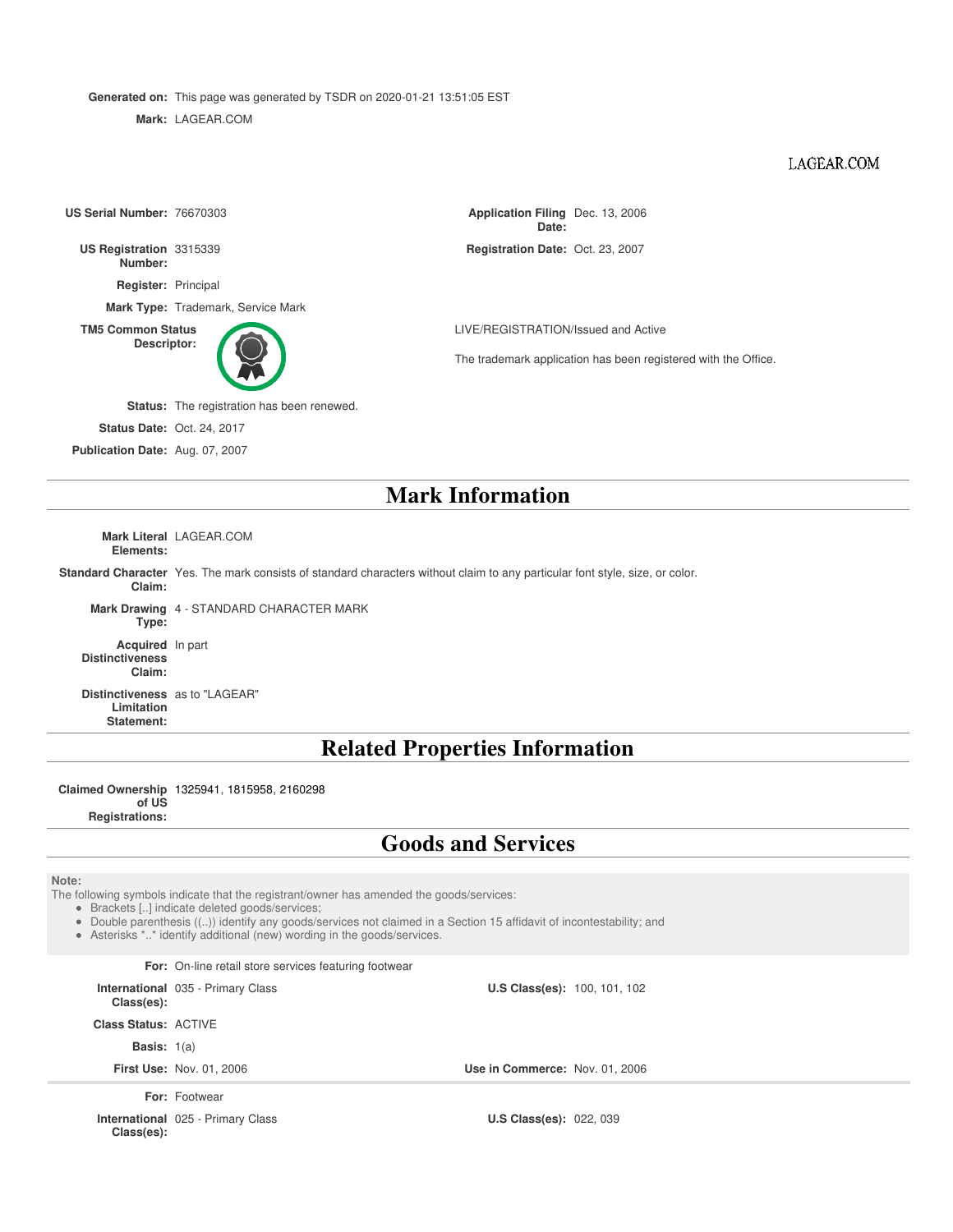**Generated on:** This page was generated by TSDR on 2020-01-21 13:51:05 EST

**Mark:** LAGEAR.COM

LAGEAR.COM

| | | | |
|---|---|---|---|
| **US Serial Number:** | 76670303 | **Application Filing Date:** | Dec. 13, 2006 |
| **US Registration Number:** | 3315339 | **Registration Date:** | Oct. 23, 2007 |
| **Register:** | Principal | | |
| **Mark Type:** | Trademark, Service Mark | | |
| **TM5 Common Status Descriptor:** | | | LIVE/REGISTRATION/Issued and Active<br><br>The trademark application has been registered with the Office. |
| **Status:** | The registration has been renewed. | | |
| **Status Date:** | Oct. 24, 2017 | | |
| **Publication Date:** | Aug. 07, 2007 | | |

# Mark Information

**Mark Literal Elements:** LAGEAR.COM

**Standard Character Claim:** Yes. The mark consists of standard characters without claim to any particular font style, size, or color.

**Mark Drawing Type:** 4 - STANDARD CHARACTER MARK

**Acquired Distinctiveness Claim:** In part

**Distinctiveness Limitation Statement:** as to "LAGEAR"

# Related Properties Information

**Claimed Ownership of US Registrations:** 1325941, 1815958, 2160298

# Goods and Services

**Note:**
The following symbols indicate that the registrant/owner has amended the goods/services:
- Brackets [..] indicate deleted goods/services;
- Double parenthesis ((..)) identify any goods/services not claimed in a Section 15 affidavit of incontestability; and
- Asterisks *..* identify additional (new) wording in the goods/services.

**For:** On-line retail store services featuring footwear

**International Class(es):** 035 - Primary Class **U.S Class(es):** 100, 101, 102

**Class Status:** ACTIVE

**Basis:** 1(a)

**First Use:** Nov. 01, 2006 **Use in Commerce:** Nov. 01, 2006

**For:** Footwear

**International Class(es):** 025 - Primary Class **U.S Class(es):** 022, 039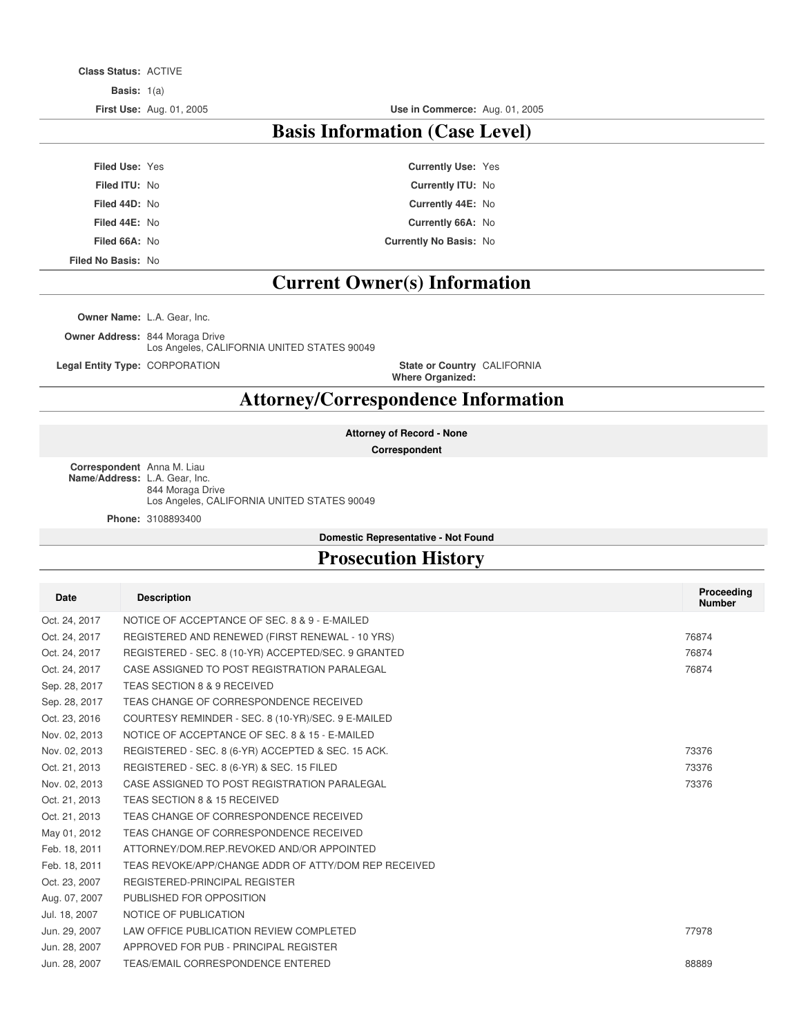**Class Status:** ACTIVE

**Basis:** 1(a)

**First Use:** Aug. 01, 2005 **Use in Commerce:** Aug. 01, 2005

## Basis Information (Case Level)

**Filed Use:** Yes **Currently Use:** Yes

**Filed ITU:** No **Currently ITU:** No

**Filed 44D:** No **Currently 44E:** No

**Filed 44E:** No **Currently 66A:** No

**Filed 66A:** No **Currently No Basis:** No

**Filed No Basis:** No

## Current Owner(s) Information

**Owner Name:** L.A. Gear, Inc.

**Owner Address:** 844 Moraga Drive
Los Angeles, CALIFORNIA UNITED STATES 90049

**Legal Entity Type:** CORPORATION **State or Country Where Organized:** CALIFORNIA

## Attorney/Correspondence Information

**Attorney of Record - None**

**Correspondent**

**Correspondent Name/Address:** Anna M. Liau
L.A. Gear, Inc.
844 Moraga Drive
Los Angeles, CALIFORNIA UNITED STATES 90049

**Phone:** 3108893400

**Domestic Representative - Not Found**

## Prosecution History

| Date | Description | Proceeding Number |
|---|---|---|
| Oct. 24, 2017 | NOTICE OF ACCEPTANCE OF SEC. 8 & 9 - E-MAILED | |
| Oct. 24, 2017 | REGISTERED AND RENEWED (FIRST RENEWAL - 10 YRS) | 76874 |
| Oct. 24, 2017 | REGISTERED - SEC. 8 (10-YR) ACCEPTED/SEC. 9 GRANTED | 76874 |
| Oct. 24, 2017 | CASE ASSIGNED TO POST REGISTRATION PARALEGAL | 76874 |
| Sep. 28, 2017 | TEAS SECTION 8 & 9 RECEIVED | |
| Sep. 28, 2017 | TEAS CHANGE OF CORRESPONDENCE RECEIVED | |
| Oct. 23, 2016 | COURTESY REMINDER - SEC. 8 (10-YR)/SEC. 9 E-MAILED | |
| Nov. 02, 2013 | NOTICE OF ACCEPTANCE OF SEC. 8 & 15 - E-MAILED | |
| Nov. 02, 2013 | REGISTERED - SEC. 8 (6-YR) ACCEPTED & SEC. 15 ACK. | 73376 |
| Oct. 21, 2013 | REGISTERED - SEC. 8 (6-YR) & SEC. 15 FILED | 73376 |
| Nov. 02, 2013 | CASE ASSIGNED TO POST REGISTRATION PARALEGAL | 73376 |
| Oct. 21, 2013 | TEAS SECTION 8 & 15 RECEIVED | |
| Oct. 21, 2013 | TEAS CHANGE OF CORRESPONDENCE RECEIVED | |
| May 01, 2012 | TEAS CHANGE OF CORRESPONDENCE RECEIVED | |
| Feb. 18, 2011 | ATTORNEY/DOM.REP.REVOKED AND/OR APPOINTED | |
| Feb. 18, 2011 | TEAS REVOKE/APP/CHANGE ADDR OF ATTY/DOM REP RECEIVED | |
| Oct. 23, 2007 | REGISTERED-PRINCIPAL REGISTER | |
| Aug. 07, 2007 | PUBLISHED FOR OPPOSITION | |
| Jul. 18, 2007 | NOTICE OF PUBLICATION | |
| Jun. 29, 2007 | LAW OFFICE PUBLICATION REVIEW COMPLETED | 77978 |
| Jun. 28, 2007 | APPROVED FOR PUB - PRINCIPAL REGISTER | |
| Jun. 28, 2007 | TEAS/EMAIL CORRESPONDENCE ENTERED | 88889 |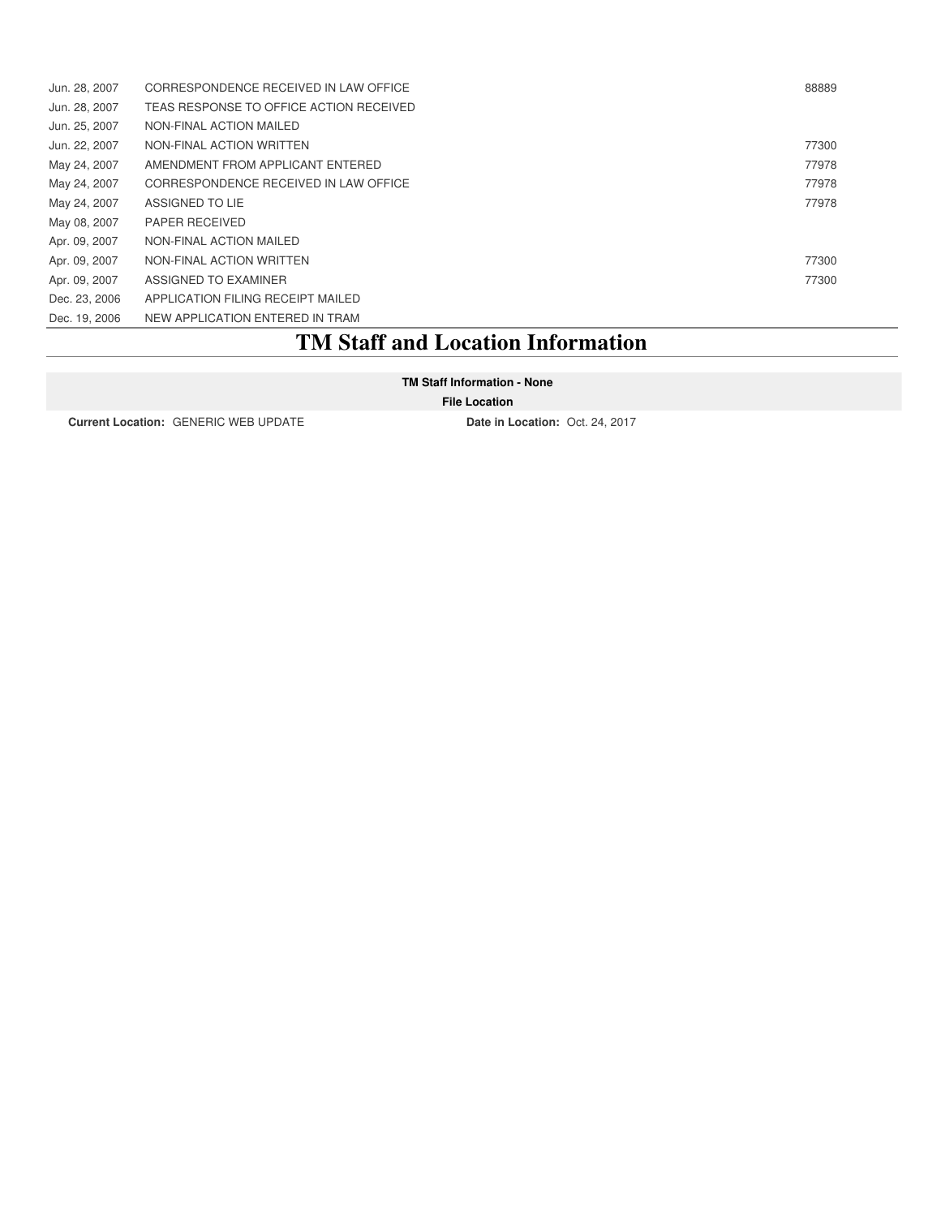| | | |
|---|---|---|
| Jun. 28, 2007 | CORRESPONDENCE RECEIVED IN LAW OFFICE | 88889 |
| Jun. 28, 2007 | TEAS RESPONSE TO OFFICE ACTION RECEIVED | |
| Jun. 25, 2007 | NON-FINAL ACTION MAILED | |
| Jun. 22, 2007 | NON-FINAL ACTION WRITTEN | 77300 |
| May 24, 2007 | AMENDMENT FROM APPLICANT ENTERED | 77978 |
| May 24, 2007 | CORRESPONDENCE RECEIVED IN LAW OFFICE | 77978 |
| May 24, 2007 | ASSIGNED TO LIE | 77978 |
| May 08, 2007 | PAPER RECEIVED | |
| Apr. 09, 2007 | NON-FINAL ACTION MAILED | |
| Apr. 09, 2007 | NON-FINAL ACTION WRITTEN | 77300 |
| Apr. 09, 2007 | ASSIGNED TO EXAMINER | 77300 |
| Dec. 23, 2006 | APPLICATION FILING RECEIPT MAILED | |
| Dec. 19, 2006 | NEW APPLICATION ENTERED IN TRAM | |

# TM Staff and Location Information

**TM Staff Information - None**

**File Location**

**Current Location:** GENERIC WEB UPDATE **Date in Location:** Oct. 24, 2017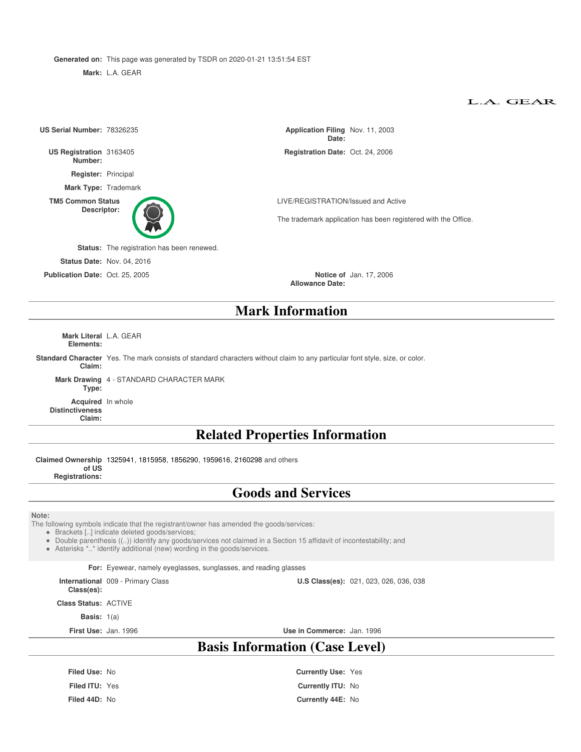**Generated on:** This page was generated by TSDR on 2020-01-21 13:51:54 EST

**Mark:** L.A. GEAR

L.A. GEAR

| | | | |
|---|---|---|---|
| **US Serial Number:** | 78326235 | **Application Filing Date:** | Nov. 11, 2003 |
| **US Registration Number:** | 3163405 | **Registration Date:** | Oct. 24, 2006 |
| **Register:** | Principal | | |
| **Mark Type:** | Trademark | | |
| **TM5 Common Status Descriptor:** | | | LIVE/REGISTRATION/Issued and Active<br>The trademark application has been registered with the Office. |
| **Status:** | The registration has been renewed. | | |
| **Status Date:** | Nov. 04, 2016 | | |
| **Publication Date:** | Oct. 25, 2005 | **Notice of Allowance Date:** | Jan. 17, 2006 |

## Mark Information

**Mark Literal Elements:** L.A. GEAR

**Standard Character Claim:** Yes. The mark consists of standard characters without claim to any particular font style, size, or color.

**Mark Drawing Type:** 4 - STANDARD CHARACTER MARK

**Acquired Distinctiveness Claim:** In whole

## Related Properties Information

**Claimed Ownership of US Registrations:** 1325941, 1815958, 1856290, 1959616, 2160298 and others

## Goods and Services

**Note:**
The following symbols indicate that the registrant/owner has amended the goods/services:
- Brackets [..] indicate deleted goods/services;
- Double parenthesis ((..)) identify any goods/services not claimed in a Section 15 affidavit of incontestability; and
- Asterisks *..* identify additional (new) wording in the goods/services.

**For:** Eyewear, namely eyeglasses, sunglasses, and reading glasses

| | | | |
|---|---|---|---|
| **International Class(es):** | 009 - Primary Class | **U.S Class(es):** | 021, 023, 026, 036, 038 |
| **Class Status:** | ACTIVE | | |
| **Basis:** | 1(a) | | |
| **First Use:** | Jan. 1996 | **Use in Commerce:** | Jan. 1996 |

## Basis Information (Case Level)

| | | | |
|---|---|---|---|
| **Filed Use:** | No | **Currently Use:** | Yes |
| **Filed ITU:** | Yes | **Currently ITU:** | No |
| **Filed 44D:** | No | **Currently 44E:** | No |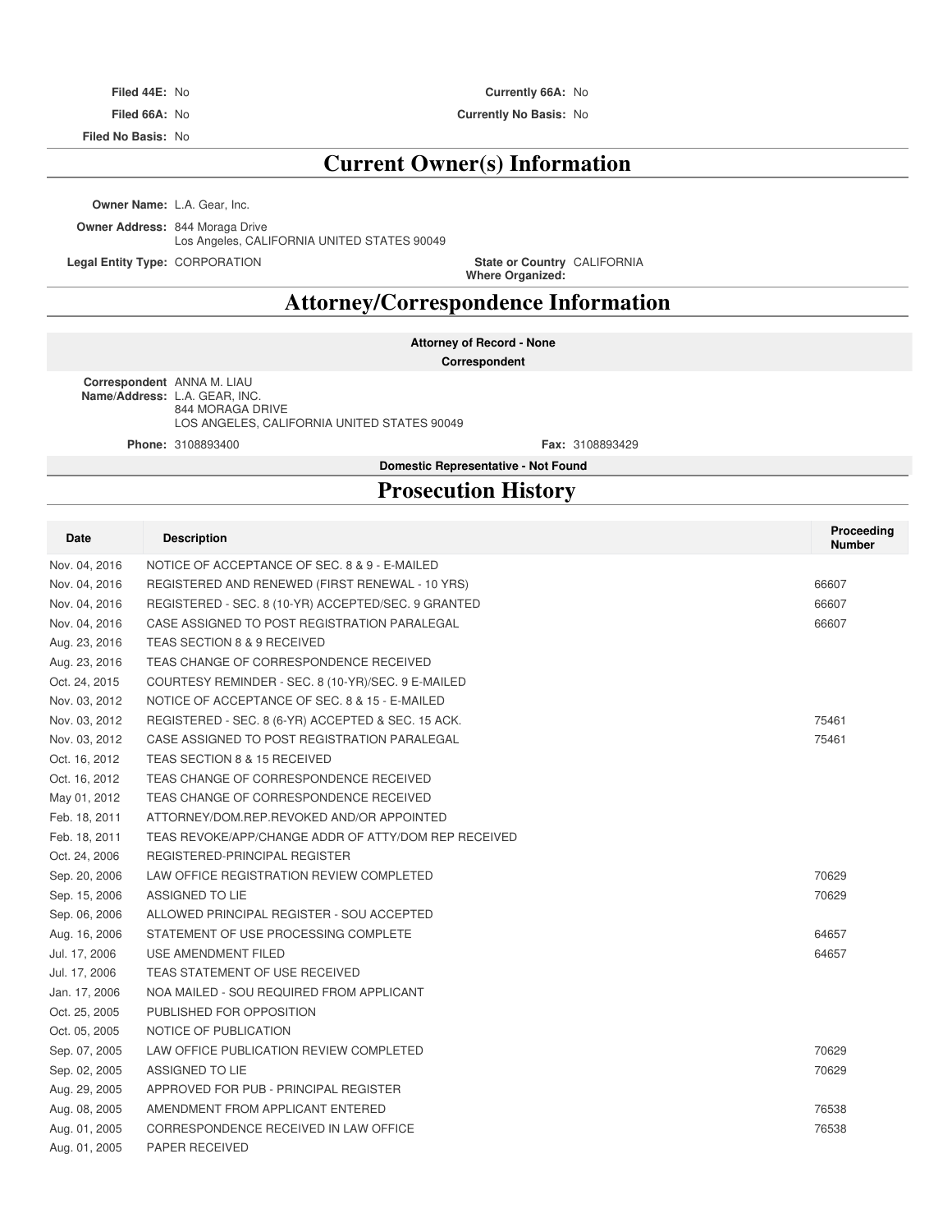**Filed 44E:** No **Currently 66A:** No

**Filed 66A:** No **Currently No Basis:** No

**Filed No Basis:** No

## Current Owner(s) Information

**Owner Name:** L.A. Gear, Inc.

**Owner Address:** 844 Moraga Drive
Los Angeles, CALIFORNIA UNITED STATES 90049

**Legal Entity Type:** CORPORATION **State or Country Where Organized:** CALIFORNIA

## Attorney/Correspondence Information

**Attorney of Record - None**

**Correspondent**

**Correspondent Name/Address:** ANNA M. LIAU
L.A. GEAR, INC.
844 MORAGA DRIVE
LOS ANGELES, CALIFORNIA UNITED STATES 90049

**Phone:** 3108893400 **Fax:** 3108893429

**Domestic Representative - Not Found**

## Prosecution History

| Date | Description | Proceeding Number |
|---|---|---|
| Nov. 04, 2016 | NOTICE OF ACCEPTANCE OF SEC. 8 & 9 - E-MAILED | |
| Nov. 04, 2016 | REGISTERED AND RENEWED (FIRST RENEWAL - 10 YRS) | 66607 |
| Nov. 04, 2016 | REGISTERED - SEC. 8 (10-YR) ACCEPTED/SEC. 9 GRANTED | 66607 |
| Nov. 04, 2016 | CASE ASSIGNED TO POST REGISTRATION PARALEGAL | 66607 |
| Aug. 23, 2016 | TEAS SECTION 8 & 9 RECEIVED | |
| Aug. 23, 2016 | TEAS CHANGE OF CORRESPONDENCE RECEIVED | |
| Oct. 24, 2015 | COURTESY REMINDER - SEC. 8 (10-YR)/SEC. 9 E-MAILED | |
| Nov. 03, 2012 | NOTICE OF ACCEPTANCE OF SEC. 8 & 15 - E-MAILED | |
| Nov. 03, 2012 | REGISTERED - SEC. 8 (6-YR) ACCEPTED & SEC. 15 ACK. | 75461 |
| Nov. 03, 2012 | CASE ASSIGNED TO POST REGISTRATION PARALEGAL | 75461 |
| Oct. 16, 2012 | TEAS SECTION 8 & 15 RECEIVED | |
| Oct. 16, 2012 | TEAS CHANGE OF CORRESPONDENCE RECEIVED | |
| May 01, 2012 | TEAS CHANGE OF CORRESPONDENCE RECEIVED | |
| Feb. 18, 2011 | ATTORNEY/DOM.REP.REVOKED AND/OR APPOINTED | |
| Feb. 18, 2011 | TEAS REVOKE/APP/CHANGE ADDR OF ATTY/DOM REP RECEIVED | |
| Oct. 24, 2006 | REGISTERED-PRINCIPAL REGISTER | |
| Sep. 20, 2006 | LAW OFFICE REGISTRATION REVIEW COMPLETED | 70629 |
| Sep. 15, 2006 | ASSIGNED TO LIE | 70629 |
| Sep. 06, 2006 | ALLOWED PRINCIPAL REGISTER - SOU ACCEPTED | |
| Aug. 16, 2006 | STATEMENT OF USE PROCESSING COMPLETE | 64657 |
| Jul. 17, 2006 | USE AMENDMENT FILED | 64657 |
| Jul. 17, 2006 | TEAS STATEMENT OF USE RECEIVED | |
| Jan. 17, 2006 | NOA MAILED - SOU REQUIRED FROM APPLICANT | |
| Oct. 25, 2005 | PUBLISHED FOR OPPOSITION | |
| Oct. 05, 2005 | NOTICE OF PUBLICATION | |
| Sep. 07, 2005 | LAW OFFICE PUBLICATION REVIEW COMPLETED | 70629 |
| Sep. 02, 2005 | ASSIGNED TO LIE | 70629 |
| Aug. 29, 2005 | APPROVED FOR PUB - PRINCIPAL REGISTER | |
| Aug. 08, 2005 | AMENDMENT FROM APPLICANT ENTERED | 76538 |
| Aug. 01, 2005 | CORRESPONDENCE RECEIVED IN LAW OFFICE | 76538 |
| Aug. 01, 2005 | PAPER RECEIVED | |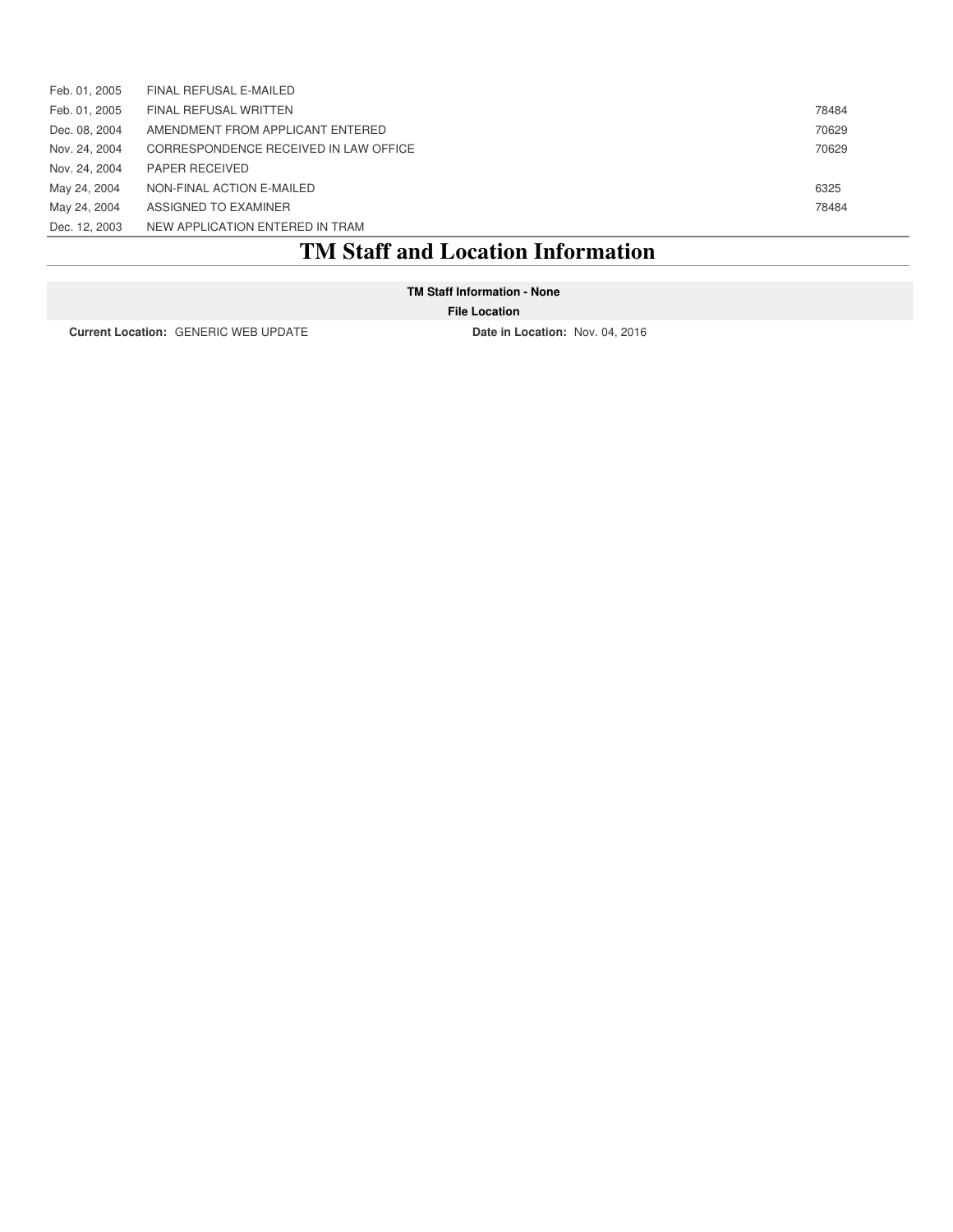| | | |
|---|---|---|
| Feb. 01, 2005 | FINAL REFUSAL E-MAILED | |
| Feb. 01, 2005 | FINAL REFUSAL WRITTEN | 78484 |
| Dec. 08, 2004 | AMENDMENT FROM APPLICANT ENTERED | 70629 |
| Nov. 24, 2004 | CORRESPONDENCE RECEIVED IN LAW OFFICE | 70629 |
| Nov. 24, 2004 | PAPER RECEIVED | |
| May 24, 2004 | NON-FINAL ACTION E-MAILED | 6325 |
| May 24, 2004 | ASSIGNED TO EXAMINER | 78484 |
| Dec. 12, 2003 | NEW APPLICATION ENTERED IN TRAM | |

# TM Staff and Location Information

**TM Staff Information - None**

**File Location**

**Current Location:** GENERIC WEB UPDATE **Date in Location:** Nov. 04, 2016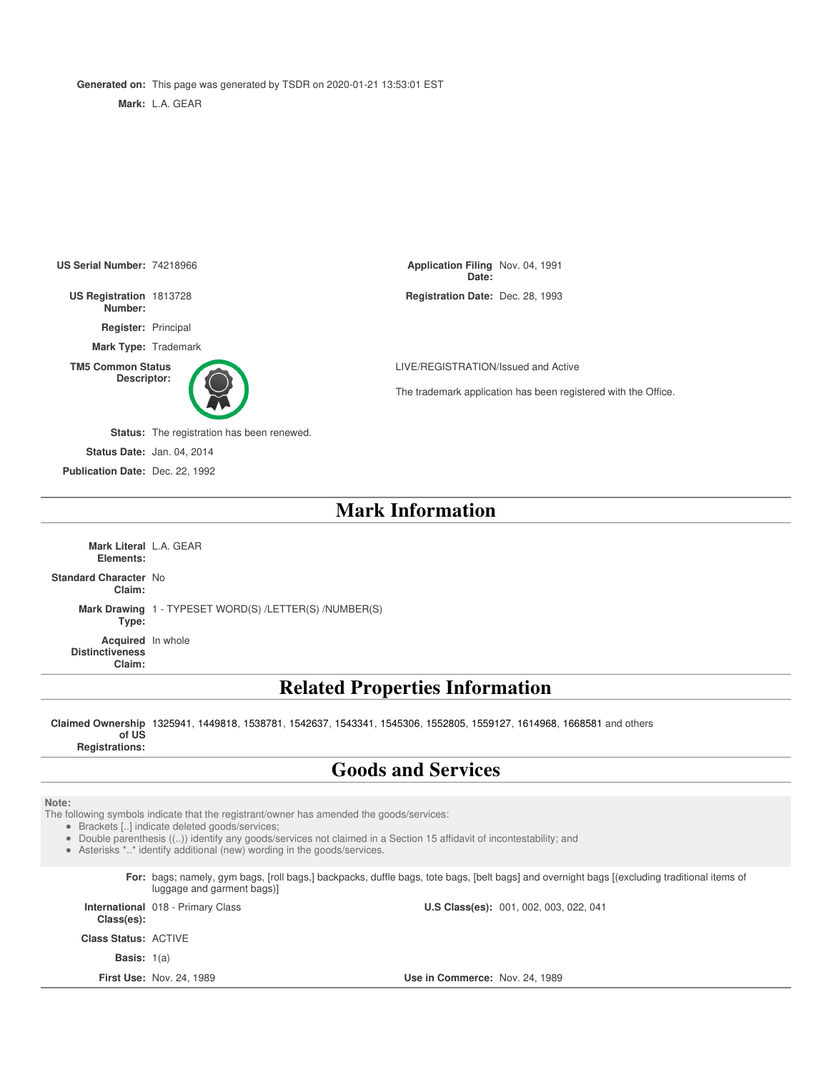**Generated on:** This page was generated by TSDR on 2020-01-21 13:53:01 EST

**Mark:** L.A. GEAR

**US Serial Number:** 74218966

**Application Filing Date:** Nov. 04, 1991

**US Registration Number:** 1813728

**Registration Date:** Dec. 28, 1993

**Register:** Principal

**Mark Type:** Trademark

**TM5 Common Status Descriptor:** LIVE/REGISTRATION/Issued and Active

The trademark application has been registered with the Office.

**Status:** The registration has been renewed.

**Status Date:** Jan. 04, 2014

**Publication Date:** Dec. 22, 1992

# Mark Information

**Mark Literal Elements:** L.A. GEAR

**Standard Character Claim:** No

**Mark Drawing Type:** 1 - TYPESET WORD(S) /LETTER(S) /NUMBER(S)

**Acquired Distinctiveness Claim:** In whole

# Related Properties Information

**Claimed Ownership of US Registrations:** 1325941, 1449818, 1538781, 1542637, 1543341, 1545306, 1552805, 1559127, 1614968, 1668581 and others

# Goods and Services

**Note:**
The following symbols indicate that the registrant/owner has amended the goods/services:

- Brackets [..] indicate deleted goods/services;
- Double parenthesis ((..)) identify any goods/services not claimed in a Section 15 affidavit of incontestability; and
- Asterisks *..* identify additional (new) wording in the goods/services.

**For:** bags; namely, gym bags, [roll bags,] backpacks, duffle bags, tote bags, [belt bags] and overnight bags [(excluding traditional items of luggage and garment bags)]

**International Class(es):** 018 - Primary Class

**U.S Class(es):** 001, 002, 003, 022, 041

**Class Status:** ACTIVE

**Basis:** 1(a)

**First Use:** Nov. 24, 1989

**Use in Commerce:** Nov. 24, 1989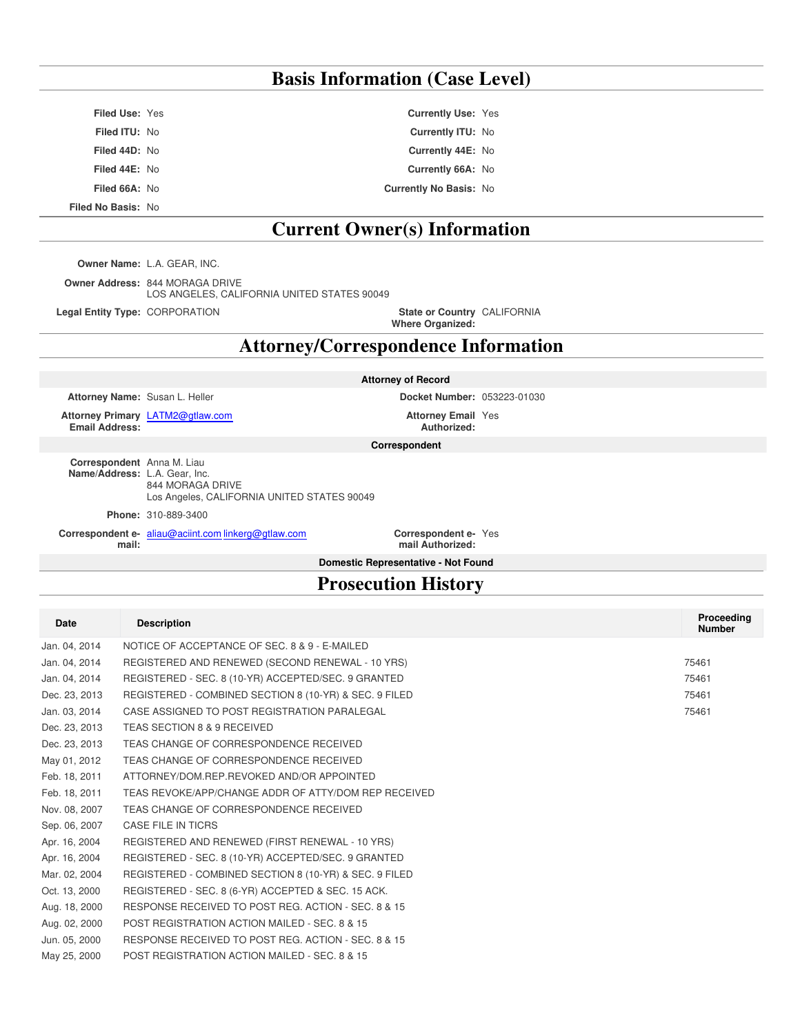## Basis Information (Case Level)

**Filed Use:** Yes
**Filed ITU:** No
**Filed 44D:** No
**Filed 44E:** No
**Filed 66A:** No
**Filed No Basis:** No

**Currently Use:** Yes
**Currently ITU:** No
**Currently 44E:** No
**Currently 66A:** No
**Currently No Basis:** No

## Current Owner(s) Information

**Owner Name:** L.A. GEAR, INC.

**Owner Address:** 844 MORAGA DRIVE
LOS ANGELES, CALIFORNIA UNITED STATES 90049

**Legal Entity Type:** CORPORATION

**State or Country Where Organized:** CALIFORNIA

## Attorney/Correspondence Information

**Attorney of Record**

**Attorney Name:** Susan L. Heller

**Docket Number:** 053223-01030

**Attorney Primary Email Address:** LATM2@gtlaw.com

**Attorney Email Authorized:** Yes

**Correspondent**

**Correspondent Name/Address:** Anna M. Liau
L.A. Gear, Inc.
844 MORAGA DRIVE
Los Angeles, CALIFORNIA UNITED STATES 90049

**Phone:** 310-889-3400

**Correspondent e-mail:** aliau@aciint.com linkerg@gtlaw.com

**Correspondent e-mail Authorized:** Yes

**Domestic Representative - Not Found**

## Prosecution History

| Date | Description | Proceeding Number |
|---|---|---|
| Jan. 04, 2014 | NOTICE OF ACCEPTANCE OF SEC. 8 & 9 - E-MAILED | |
| Jan. 04, 2014 | REGISTERED AND RENEWED (SECOND RENEWAL - 10 YRS) | 75461 |
| Jan. 04, 2014 | REGISTERED - SEC. 8 (10-YR) ACCEPTED/SEC. 9 GRANTED | 75461 |
| Dec. 23, 2013 | REGISTERED - COMBINED SECTION 8 (10-YR) & SEC. 9 FILED | 75461 |
| Jan. 03, 2014 | CASE ASSIGNED TO POST REGISTRATION PARALEGAL | 75461 |
| Dec. 23, 2013 | TEAS SECTION 8 & 9 RECEIVED | |
| Dec. 23, 2013 | TEAS CHANGE OF CORRESPONDENCE RECEIVED | |
| May 01, 2012 | TEAS CHANGE OF CORRESPONDENCE RECEIVED | |
| Feb. 18, 2011 | ATTORNEY/DOM.REP.REVOKED AND/OR APPOINTED | |
| Feb. 18, 2011 | TEAS REVOKE/APP/CHANGE ADDR OF ATTY/DOM REP RECEIVED | |
| Nov. 08, 2007 | TEAS CHANGE OF CORRESPONDENCE RECEIVED | |
| Sep. 06, 2007 | CASE FILE IN TICRS | |
| Apr. 16, 2004 | REGISTERED AND RENEWED (FIRST RENEWAL - 10 YRS) | |
| Apr. 16, 2004 | REGISTERED - SEC. 8 (10-YR) ACCEPTED/SEC. 9 GRANTED | |
| Mar. 02, 2004 | REGISTERED - COMBINED SECTION 8 (10-YR) & SEC. 9 FILED | |
| Oct. 13, 2000 | REGISTERED - SEC. 8 (6-YR) ACCEPTED & SEC. 15 ACK. | |
| Aug. 18, 2000 | RESPONSE RECEIVED TO POST REG. ACTION - SEC. 8 & 15 | |
| Aug. 02, 2000 | POST REGISTRATION ACTION MAILED - SEC. 8 & 15 | |
| Jun. 05, 2000 | RESPONSE RECEIVED TO POST REG. ACTION - SEC. 8 & 15 | |
| May 25, 2000 | POST REGISTRATION ACTION MAILED - SEC. 8 & 15 | |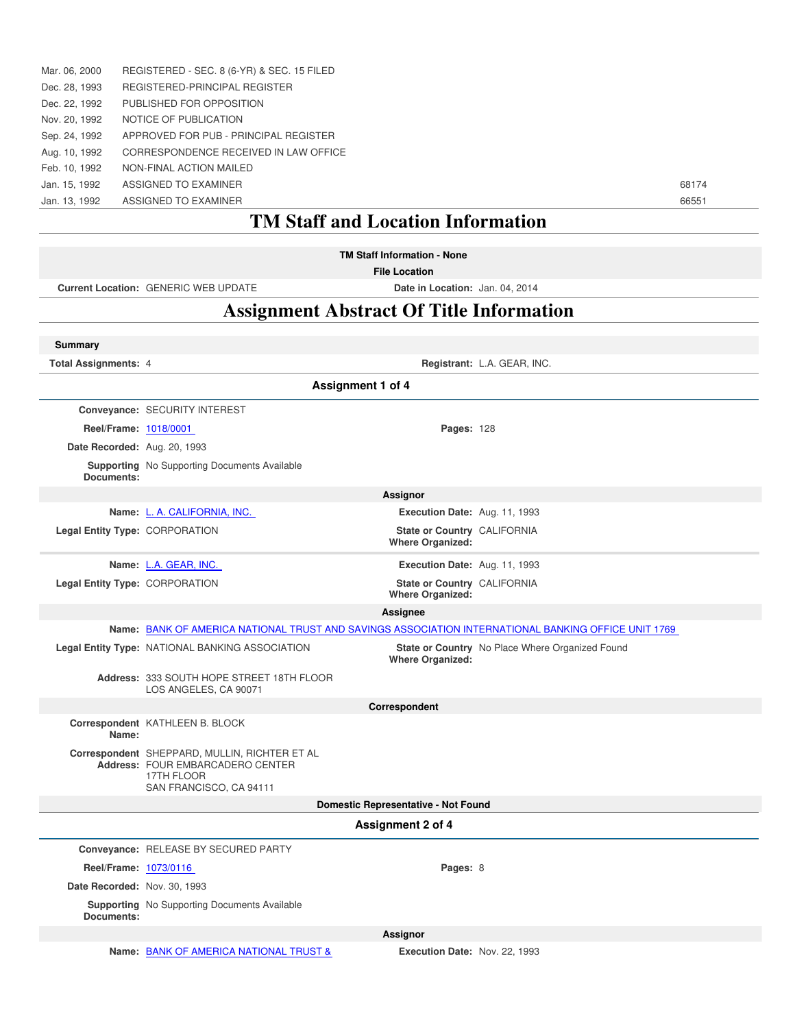| | | |
|---|---|---|
| Mar. 06, 2000 | REGISTERED - SEC. 8 (6-YR) & SEC. 15 FILED | |
| Dec. 28, 1993 | REGISTERED-PRINCIPAL REGISTER | |
| Dec. 22, 1992 | PUBLISHED FOR OPPOSITION | |
| Nov. 20, 1992 | NOTICE OF PUBLICATION | |
| Sep. 24, 1992 | APPROVED FOR PUB - PRINCIPAL REGISTER | |
| Aug. 10, 1992 | CORRESPONDENCE RECEIVED IN LAW OFFICE | |
| Feb. 10, 1992 | NON-FINAL ACTION MAILED | |
| Jan. 15, 1992 | ASSIGNED TO EXAMINER | 68174 |
| Jan. 13, 1992 | ASSIGNED TO EXAMINER | 66551 |

# TM Staff and Location Information

**TM Staff Information - None**

**File Location**

**Current Location:** GENERIC WEB UPDATE **Date in Location:** Jan. 04, 2014

# Assignment Abstract Of Title Information

**Summary**

**Total Assignments:** 4 **Registrant:** L.A. GEAR, INC.

## Assignment 1 of 4

**Conveyance:** SECURITY INTEREST

**Reel/Frame:** 1018/0001 **Pages:** 128

**Date Recorded:** Aug. 20, 1993

**Supporting Documents:** No Supporting Documents Available

**Assignor**

**Name:** L. A. CALIFORNIA, INC. **Execution Date:** Aug. 11, 1993

**Legal Entity Type:** CORPORATION **State or Country Where Organized:** CALIFORNIA

**Name:** L.A. GEAR, INC. **Execution Date:** Aug. 11, 1993

**Legal Entity Type:** CORPORATION **State or Country Where Organized:** CALIFORNIA

**Assignee**

**Name:** BANK OF AMERICA NATIONAL TRUST AND SAVINGS ASSOCIATION INTERNATIONAL BANKING OFFICE UNIT 1769

**Legal Entity Type:** NATIONAL BANKING ASSOCIATION **State or Country Where Organized:** No Place Where Organized Found

**Address:** 333 SOUTH HOPE STREET 18TH FLOOR
LOS ANGELES, CA 90071

**Correspondent**

**Correspondent Name:** KATHLEEN B. BLOCK

**Correspondent Address:** SHEPPARD, MULLIN, RICHTER ET AL
FOUR EMBARCADERO CENTER
17TH FLOOR
SAN FRANCISCO, CA 94111

**Domestic Representative - Not Found**

## Assignment 2 of 4

**Conveyance:** RELEASE BY SECURED PARTY

**Reel/Frame:** 1073/0116 **Pages:** 8

**Date Recorded:** Nov. 30, 1993

**Supporting Documents:** No Supporting Documents Available

**Assignor**

**Name:** BANK OF AMERICA NATIONAL TRUST & **Execution Date:** Nov. 22, 1993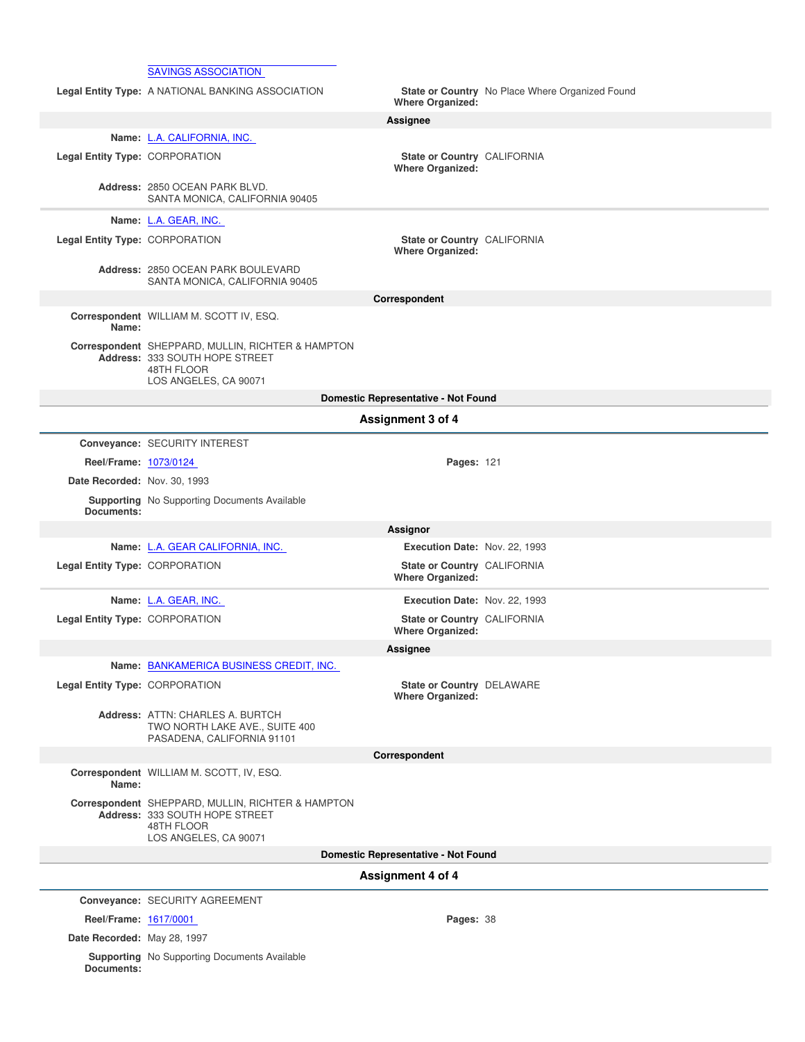SAVINGS ASSOCIATION

**Legal Entity Type:** A NATIONAL BANKING ASSOCIATION

**State or Country Where Organized:** No Place Where Organized Found

**Assignee**

**Name:** L.A. CALIFORNIA, INC.

**Legal Entity Type:** CORPORATION

**State or Country Where Organized:** CALIFORNIA

**Address:** 2850 OCEAN PARK BLVD.
SANTA MONICA, CALIFORNIA 90405

**Name:** L.A. GEAR, INC.

**Legal Entity Type:** CORPORATION

**State or Country Where Organized:** CALIFORNIA

**Address:** 2850 OCEAN PARK BOULEVARD
SANTA MONICA, CALIFORNIA 90405

**Correspondent**

**Correspondent Name:** WILLIAM M. SCOTT IV, ESQ.

**Correspondent Address:** SHEPPARD, MULLIN, RICHTER & HAMPTON
333 SOUTH HOPE STREET
48TH FLOOR
LOS ANGELES, CA 90071

**Domestic Representative - Not Found**

## Assignment 3 of 4

**Conveyance:** SECURITY INTEREST

**Reel/Frame:** 1073/0124

**Pages:** 121

**Date Recorded:** Nov. 30, 1993

**Supporting Documents:** No Supporting Documents Available

**Assignor**

**Name:** L.A. GEAR CALIFORNIA, INC.

**Execution Date:** Nov. 22, 1993

**Legal Entity Type:** CORPORATION

**State or Country Where Organized:** CALIFORNIA

**Name:** L.A. GEAR, INC.

**Execution Date:** Nov. 22, 1993

**Legal Entity Type:** CORPORATION

**State or Country Where Organized:** CALIFORNIA

**Assignee**

**Name:** BANKAMERICA BUSINESS CREDIT, INC.

**Legal Entity Type:** CORPORATION

**State or Country Where Organized:** DELAWARE

**Address:** ATTN: CHARLES A. BURTCH
TWO NORTH LAKE AVE., SUITE 400
PASADENA, CALIFORNIA 91101

**Correspondent**

**Correspondent Name:** WILLIAM M. SCOTT, IV, ESQ.

**Correspondent Address:** SHEPPARD, MULLIN, RICHTER & HAMPTON
333 SOUTH HOPE STREET
48TH FLOOR
LOS ANGELES, CA 90071

**Domestic Representative - Not Found**

## Assignment 4 of 4

**Conveyance:** SECURITY AGREEMENT

**Reel/Frame:** 1617/0001

**Pages:** 38

**Date Recorded:** May 28, 1997

**Supporting Documents:** No Supporting Documents Available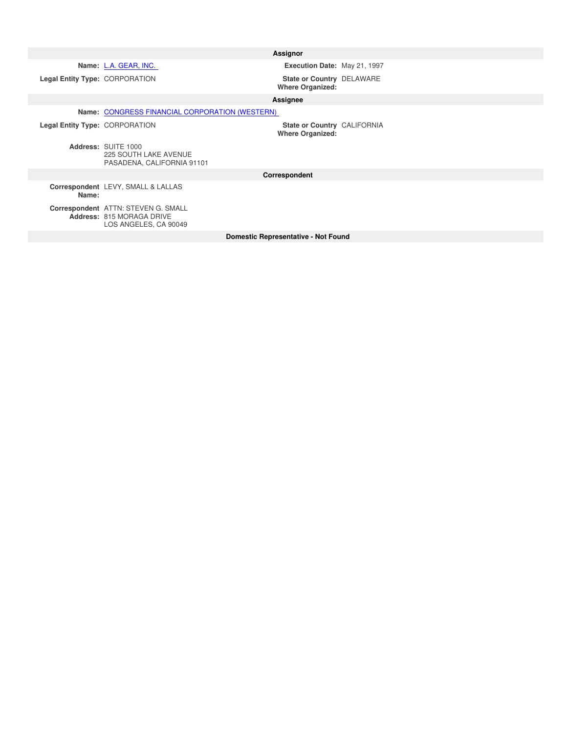## Assignor

**Name:** L.A. GEAR, INC.

**Execution Date:** May 21, 1997

**Legal Entity Type:** CORPORATION

**State or Country Where Organized:** DELAWARE

## Assignee

**Name:** CONGRESS FINANCIAL CORPORATION (WESTERN)

**Legal Entity Type:** CORPORATION

**State or Country Where Organized:** CALIFORNIA

**Address:** SUITE 1000
225 SOUTH LAKE AVENUE
PASADENA, CALIFORNIA 91101

## Correspondent

**Correspondent Name:** LEVY, SMALL & LALLAS

**Correspondent Address:** ATTN: STEVEN G. SMALL
815 MORAGA DRIVE
LOS ANGELES, CA 90049

## Domestic Representative - Not Found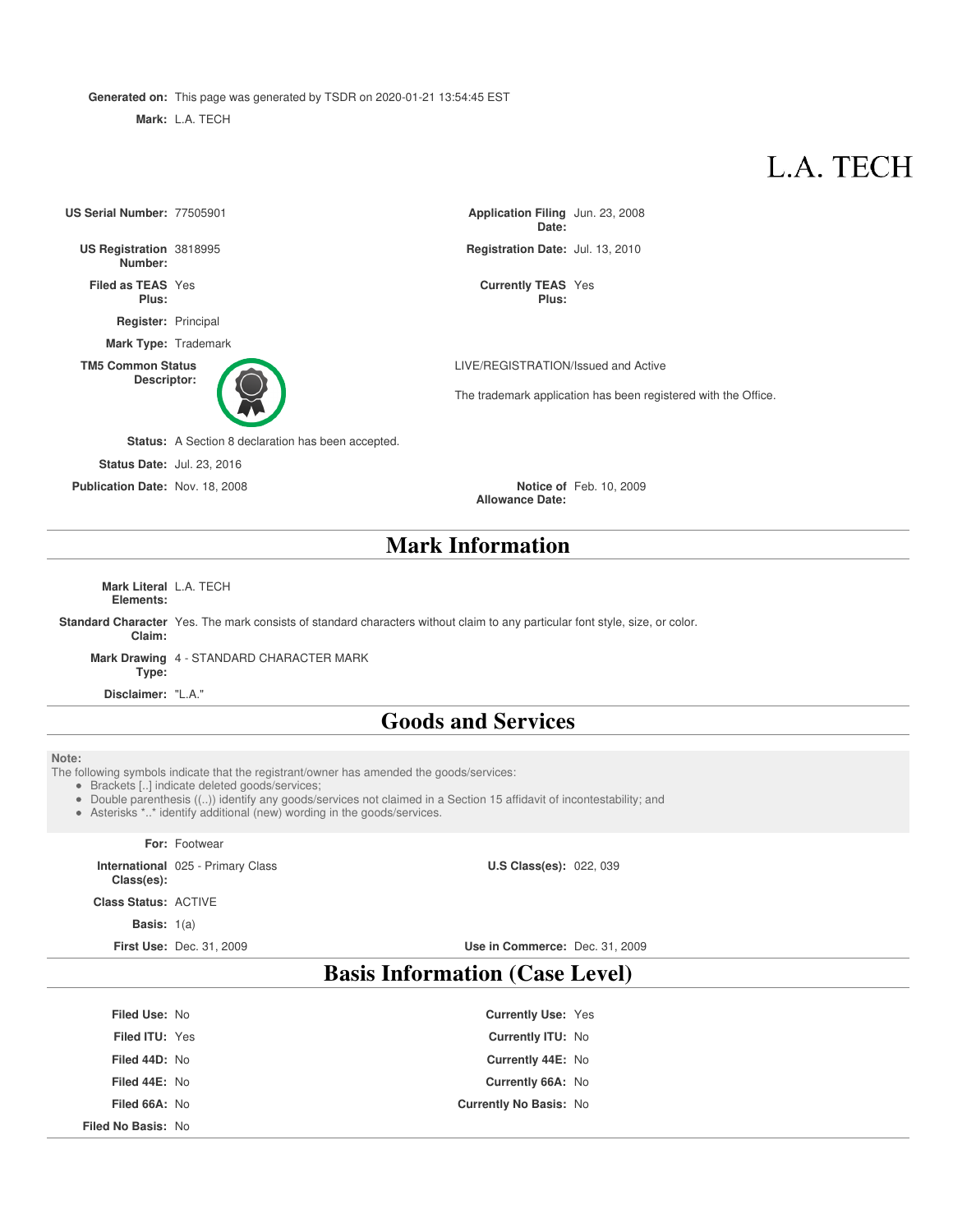**Generated on:** This page was generated by TSDR on 2020-01-21 13:54:45 EST

**Mark:** L.A. TECH

# L.A. TECH

| | | | |
|---|---|---|---|
| **US Serial Number:** | 77505901 | **Application Filing Date:** | Jun. 23, 2008 |
| **US Registration Number:** | 3818995 | **Registration Date:** | Jul. 13, 2010 |
| **Filed as TEAS Plus:** | Yes | **Currently TEAS Plus:** | Yes |
| **Register:** | Principal | | |
| **Mark Type:** | Trademark | | |
| **TM5 Common Status Descriptor:** | | LIVE/REGISTRATION/Issued and Active<br>The trademark application has been registered with the Office. | |
| **Status:** | A Section 8 declaration has been accepted. | | |
| **Status Date:** | Jul. 23, 2016 | | |
| **Publication Date:** | Nov. 18, 2008 | **Notice of Allowance Date:** | Feb. 10, 2009 |

## Mark Information

**Mark Literal Elements:** L.A. TECH

**Standard Character Claim:** Yes. The mark consists of standard characters without claim to any particular font style, size, or color.

**Mark Drawing Type:** 4 - STANDARD CHARACTER MARK

**Disclaimer:** "L.A."

## Goods and Services

**Note:**
The following symbols indicate that the registrant/owner has amended the goods/services:

- Brackets [..] indicate deleted goods/services;
- Double parenthesis ((..)) identify any goods/services not claimed in a Section 15 affidavit of incontestability; and
- Asterisks *..* identify additional (new) wording in the goods/services.

**For:** Footwear

| | | | |
|---|---|---|---|
| **International Class(es):** | 025 - Primary Class | **U.S Class(es):** | 022, 039 |
| **Class Status:** | ACTIVE | | |
| **Basis:** | 1(a) | | |
| **First Use:** | Dec. 31, 2009 | **Use in Commerce:** | Dec. 31, 2009 |

## Basis Information (Case Level)

| | | | |
|---|---|---|---|
| **Filed Use:** | No | **Currently Use:** | Yes |
| **Filed ITU:** | Yes | **Currently ITU:** | No |
| **Filed 44D:** | No | **Currently 44E:** | No |
| **Filed 44E:** | No | **Currently 66A:** | No |
| **Filed 66A:** | No | **Currently No Basis:** | No |
| **Filed No Basis:** | No | | |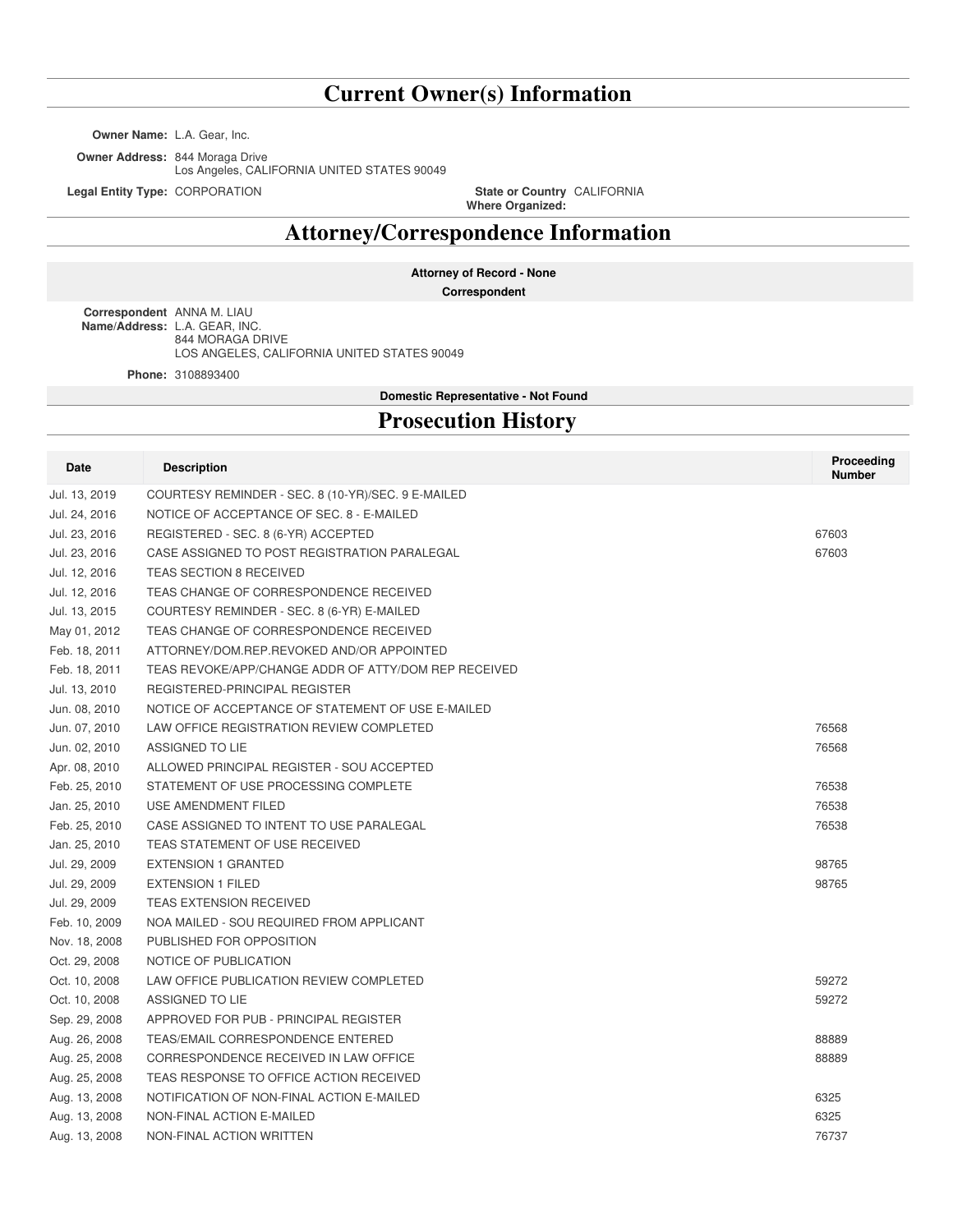# Current Owner(s) Information

**Owner Name:** L.A. Gear, Inc.

**Owner Address:** 844 Moraga Drive
Los Angeles, CALIFORNIA UNITED STATES 90049

**Legal Entity Type:** CORPORATION

**State or Country Where Organized:** CALIFORNIA

# Attorney/Correspondence Information

**Attorney of Record - None**

**Correspondent**

**Correspondent Name/Address:** ANNA M. LIAU
L.A. GEAR, INC.
844 MORAGA DRIVE
LOS ANGELES, CALIFORNIA UNITED STATES 90049

**Phone:** 3108893400

**Domestic Representative - Not Found**

# Prosecution History

| Date | Description | Proceeding Number |
|---|---|---|
| Jul. 13, 2019 | COURTESY REMINDER - SEC. 8 (10-YR)/SEC. 9 E-MAILED | |
| Jul. 24, 2016 | NOTICE OF ACCEPTANCE OF SEC. 8 - E-MAILED | |
| Jul. 23, 2016 | REGISTERED - SEC. 8 (6-YR) ACCEPTED | 67603 |
| Jul. 23, 2016 | CASE ASSIGNED TO POST REGISTRATION PARALEGAL | 67603 |
| Jul. 12, 2016 | TEAS SECTION 8 RECEIVED | |
| Jul. 12, 2016 | TEAS CHANGE OF CORRESPONDENCE RECEIVED | |
| Jul. 13, 2015 | COURTESY REMINDER - SEC. 8 (6-YR) E-MAILED | |
| May 01, 2012 | TEAS CHANGE OF CORRESPONDENCE RECEIVED | |
| Feb. 18, 2011 | ATTORNEY/DOM.REP.REVOKED AND/OR APPOINTED | |
| Feb. 18, 2011 | TEAS REVOKE/APP/CHANGE ADDR OF ATTY/DOM REP RECEIVED | |
| Jul. 13, 2010 | REGISTERED-PRINCIPAL REGISTER | |
| Jun. 08, 2010 | NOTICE OF ACCEPTANCE OF STATEMENT OF USE E-MAILED | |
| Jun. 07, 2010 | LAW OFFICE REGISTRATION REVIEW COMPLETED | 76568 |
| Jun. 02, 2010 | ASSIGNED TO LIE | 76568 |
| Apr. 08, 2010 | ALLOWED PRINCIPAL REGISTER - SOU ACCEPTED | |
| Feb. 25, 2010 | STATEMENT OF USE PROCESSING COMPLETE | 76538 |
| Jan. 25, 2010 | USE AMENDMENT FILED | 76538 |
| Feb. 25, 2010 | CASE ASSIGNED TO INTENT TO USE PARALEGAL | 76538 |
| Jan. 25, 2010 | TEAS STATEMENT OF USE RECEIVED | |
| Jul. 29, 2009 | EXTENSION 1 GRANTED | 98765 |
| Jul. 29, 2009 | EXTENSION 1 FILED | 98765 |
| Jul. 29, 2009 | TEAS EXTENSION RECEIVED | |
| Feb. 10, 2009 | NOA MAILED - SOU REQUIRED FROM APPLICANT | |
| Nov. 18, 2008 | PUBLISHED FOR OPPOSITION | |
| Oct. 29, 2008 | NOTICE OF PUBLICATION | |
| Oct. 10, 2008 | LAW OFFICE PUBLICATION REVIEW COMPLETED | 59272 |
| Oct. 10, 2008 | ASSIGNED TO LIE | 59272 |
| Sep. 29, 2008 | APPROVED FOR PUB - PRINCIPAL REGISTER | |
| Aug. 26, 2008 | TEAS/EMAIL CORRESPONDENCE ENTERED | 88889 |
| Aug. 25, 2008 | CORRESPONDENCE RECEIVED IN LAW OFFICE | 88889 |
| Aug. 25, 2008 | TEAS RESPONSE TO OFFICE ACTION RECEIVED | |
| Aug. 13, 2008 | NOTIFICATION OF NON-FINAL ACTION E-MAILED | 6325 |
| Aug. 13, 2008 | NON-FINAL ACTION E-MAILED | 6325 |
| Aug. 13, 2008 | NON-FINAL ACTION WRITTEN | 76737 |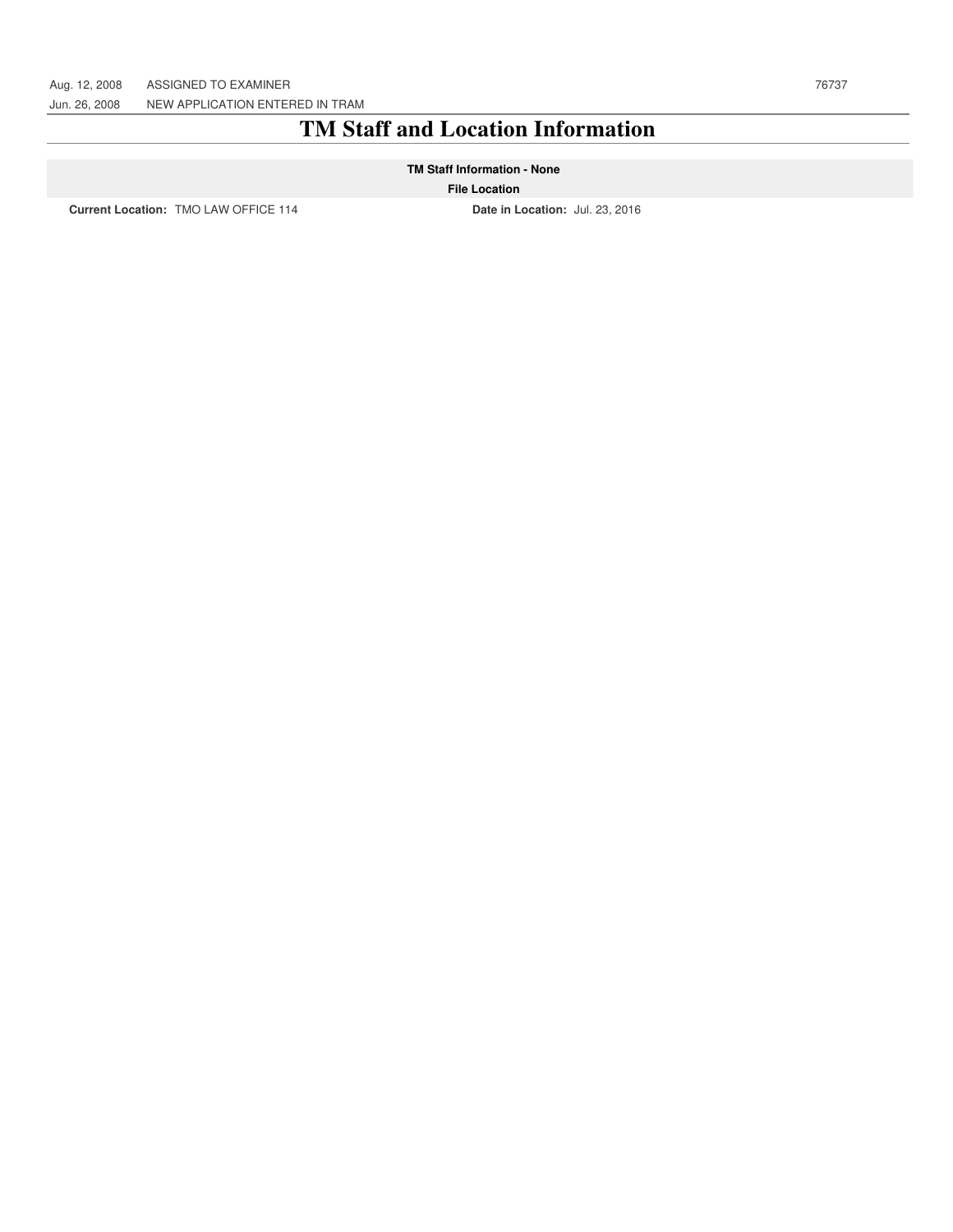| | | |
|---|---|---|
| Aug. 12, 2008 | ASSIGNED TO EXAMINER | 76737 |
| Jun. 26, 2008 | NEW APPLICATION ENTERED IN TRAM | |

# TM Staff and Location Information

**TM Staff Information - None**

**File Location**

**Current Location:** TMO LAW OFFICE 114 **Date in Location:** Jul. 23, 2016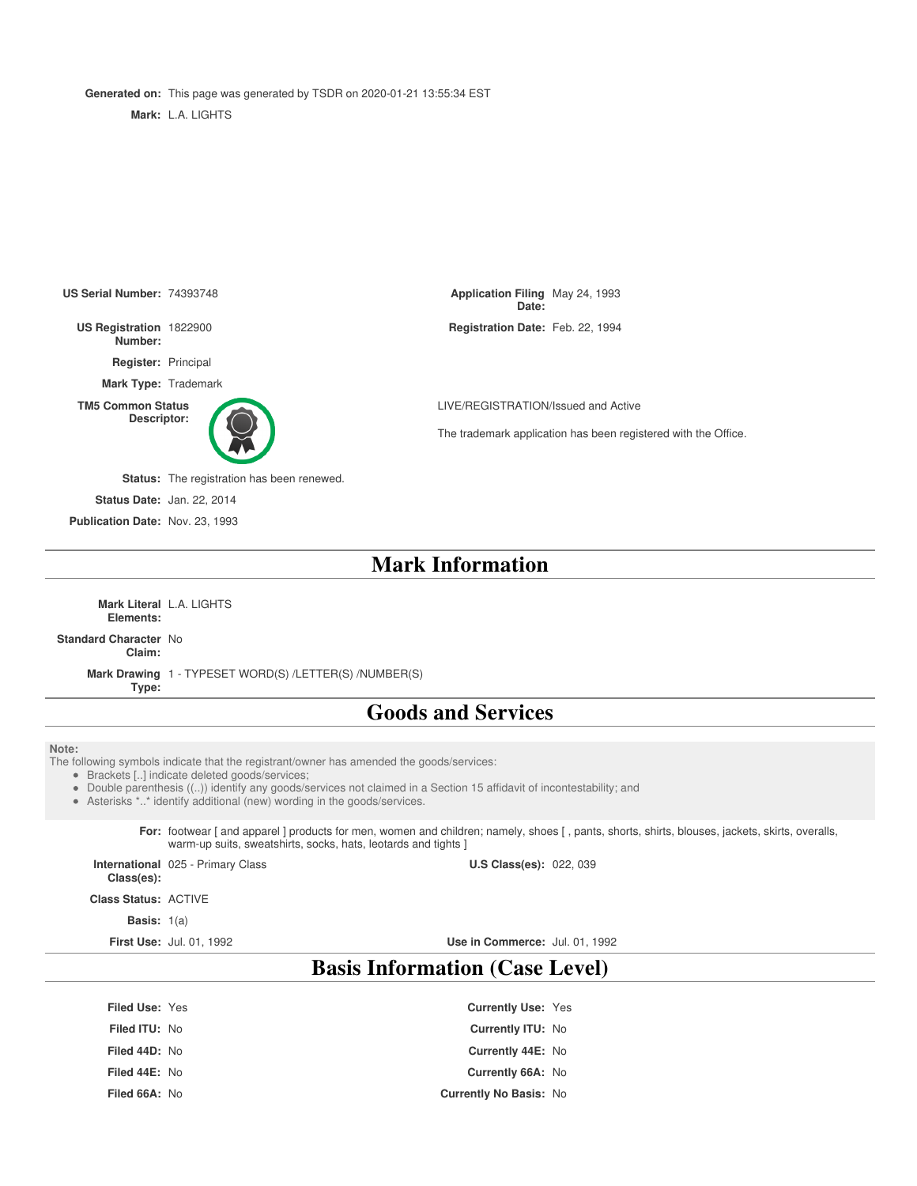**Generated on:** This page was generated by TSDR on 2020-01-21 13:55:34 EST

**Mark:** L.A. LIGHTS

**US Serial Number:** 74393748

**Application Filing Date:** May 24, 1993

**US Registration Number:** 1822900

**Registration Date:** Feb. 22, 1994

**Register:** Principal

**Mark Type:** Trademark

**TM5 Common Status Descriptor:** LIVE/REGISTRATION/Issued and Active

The trademark application has been registered with the Office.

**Status:** The registration has been renewed.

**Status Date:** Jan. 22, 2014

**Publication Date:** Nov. 23, 1993

# Mark Information

**Mark Literal Elements:** L.A. LIGHTS

**Standard Character Claim:** No

**Mark Drawing Type:** 1 - TYPESET WORD(S) /LETTER(S) /NUMBER(S)

# Goods and Services

**Note:**
The following symbols indicate that the registrant/owner has amended the goods/services:

- Brackets [..] indicate deleted goods/services;
- Double parenthesis ((..)) identify any goods/services not claimed in a Section 15 affidavit of incontestability; and
- Asterisks *..* identify additional (new) wording in the goods/services.

**For:** footwear [ and apparel ] products for men, women and children; namely, shoes [ , pants, shorts, shirts, blouses, jackets, skirts, overalls, warm-up suits, sweatshirts, socks, hats, leotards and tights ]

**International Class(es):** 025 - Primary Class

**U.S Class(es):** 022, 039

**Class Status:** ACTIVE

**Basis:** 1(a)

**First Use:** Jul. 01, 1992

**Use in Commerce:** Jul. 01, 1992

# Basis Information (Case Level)

**Filed Use:** Yes

**Currently Use:** Yes

**Filed ITU:** No

**Currently ITU:** No

**Filed 44D:** No

**Currently 44E:** No

**Filed 44E:** No

**Currently 66A:** No

**Filed 66A:** No

**Currently No Basis:** No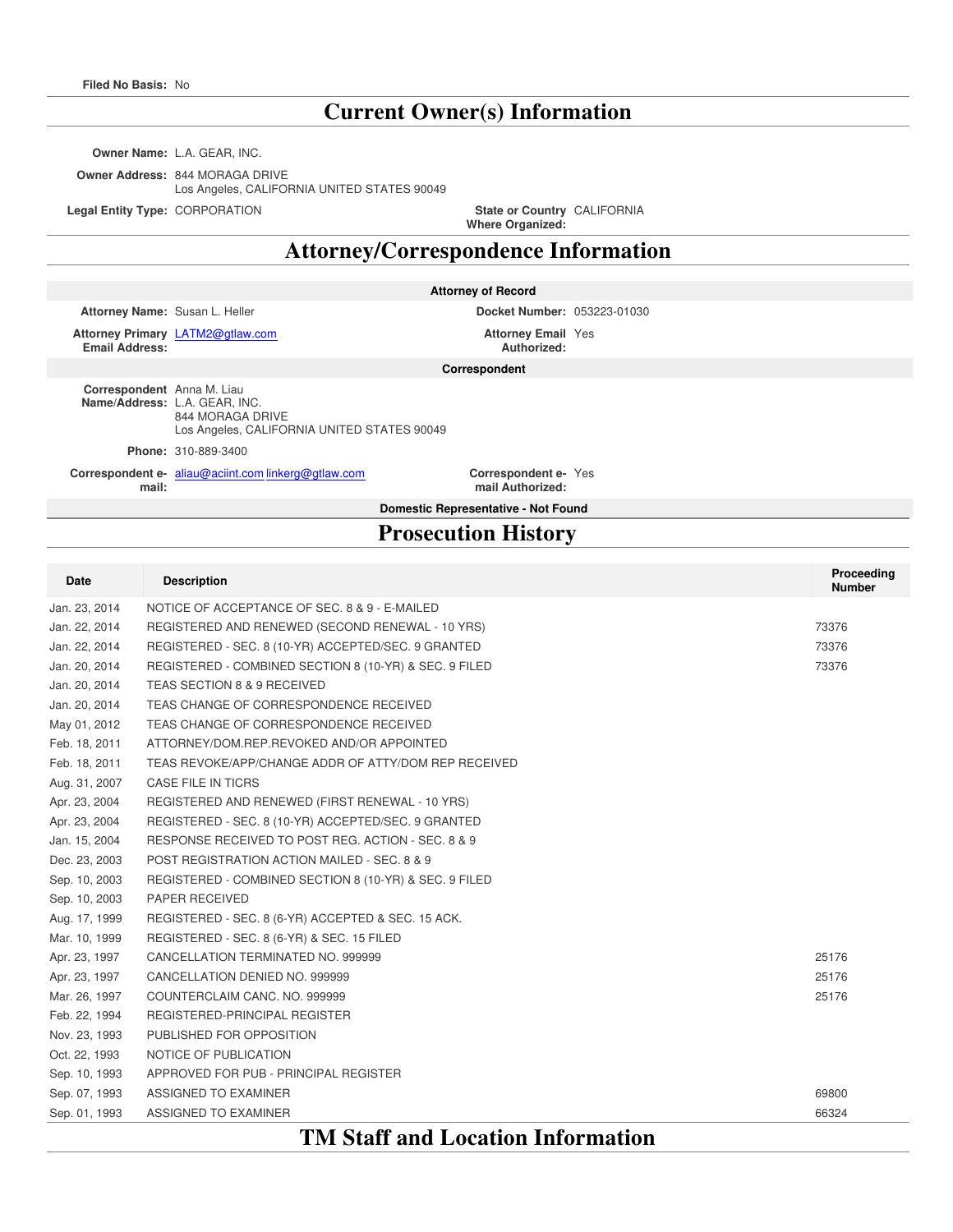**Filed No Basis:** No

## Current Owner(s) Information

**Owner Name:** L.A. GEAR, INC.

**Owner Address:** 844 MORAGA DRIVE
Los Angeles, CALIFORNIA UNITED STATES 90049

**Legal Entity Type:** CORPORATION

**State or Country Where Organized:** CALIFORNIA

## Attorney/Correspondence Information

**Attorney of Record**

**Attorney Name:** Susan L. Heller

**Docket Number:** 053223-01030

**Attorney Primary Email Address:** LATM2@gtlaw.com

**Attorney Email Authorized:** Yes

**Correspondent**

**Correspondent Name/Address:** Anna M. Liau
L.A. GEAR, INC.
844 MORAGA DRIVE
Los Angeles, CALIFORNIA UNITED STATES 90049

**Phone:** 310-889-3400

**Correspondent e-mail:** aliau@aciint.com linkerg@gtlaw.com

**Correspondent e-mail Authorized:** Yes

**Domestic Representative - Not Found**

## Prosecution History

| Date | Description | Proceeding Number |
|---|---|---|
| Jan. 23, 2014 | NOTICE OF ACCEPTANCE OF SEC. 8 & 9 - E-MAILED | |
| Jan. 22, 2014 | REGISTERED AND RENEWED (SECOND RENEWAL - 10 YRS) | 73376 |
| Jan. 22, 2014 | REGISTERED - SEC. 8 (10-YR) ACCEPTED/SEC. 9 GRANTED | 73376 |
| Jan. 20, 2014 | REGISTERED - COMBINED SECTION 8 (10-YR) & SEC. 9 FILED | 73376 |
| Jan. 20, 2014 | TEAS SECTION 8 & 9 RECEIVED | |
| Jan. 20, 2014 | TEAS CHANGE OF CORRESPONDENCE RECEIVED | |
| May 01, 2012 | TEAS CHANGE OF CORRESPONDENCE RECEIVED | |
| Feb. 18, 2011 | ATTORNEY/DOM.REP.REVOKED AND/OR APPOINTED | |
| Feb. 18, 2011 | TEAS REVOKE/APP/CHANGE ADDR OF ATTY/DOM REP RECEIVED | |
| Aug. 31, 2007 | CASE FILE IN TICRS | |
| Apr. 23, 2004 | REGISTERED AND RENEWED (FIRST RENEWAL - 10 YRS) | |
| Apr. 23, 2004 | REGISTERED - SEC. 8 (10-YR) ACCEPTED/SEC. 9 GRANTED | |
| Jan. 15, 2004 | RESPONSE RECEIVED TO POST REG. ACTION - SEC. 8 & 9 | |
| Dec. 23, 2003 | POST REGISTRATION ACTION MAILED - SEC. 8 & 9 | |
| Sep. 10, 2003 | REGISTERED - COMBINED SECTION 8 (10-YR) & SEC. 9 FILED | |
| Sep. 10, 2003 | PAPER RECEIVED | |
| Aug. 17, 1999 | REGISTERED - SEC. 8 (6-YR) ACCEPTED & SEC. 15 ACK. | |
| Mar. 10, 1999 | REGISTERED - SEC. 8 (6-YR) & SEC. 15 FILED | |
| Apr. 23, 1997 | CANCELLATION TERMINATED NO. 999999 | 25176 |
| Apr. 23, 1997 | CANCELLATION DENIED NO. 999999 | 25176 |
| Mar. 26, 1997 | COUNTERCLAIM CANC. NO. 999999 | 25176 |
| Feb. 22, 1994 | REGISTERED-PRINCIPAL REGISTER | |
| Nov. 23, 1993 | PUBLISHED FOR OPPOSITION | |
| Oct. 22, 1993 | NOTICE OF PUBLICATION | |
| Sep. 10, 1993 | APPROVED FOR PUB - PRINCIPAL REGISTER | |
| Sep. 07, 1993 | ASSIGNED TO EXAMINER | 69800 |
| Sep. 01, 1993 | ASSIGNED TO EXAMINER | 66324 |

## TM Staff and Location Information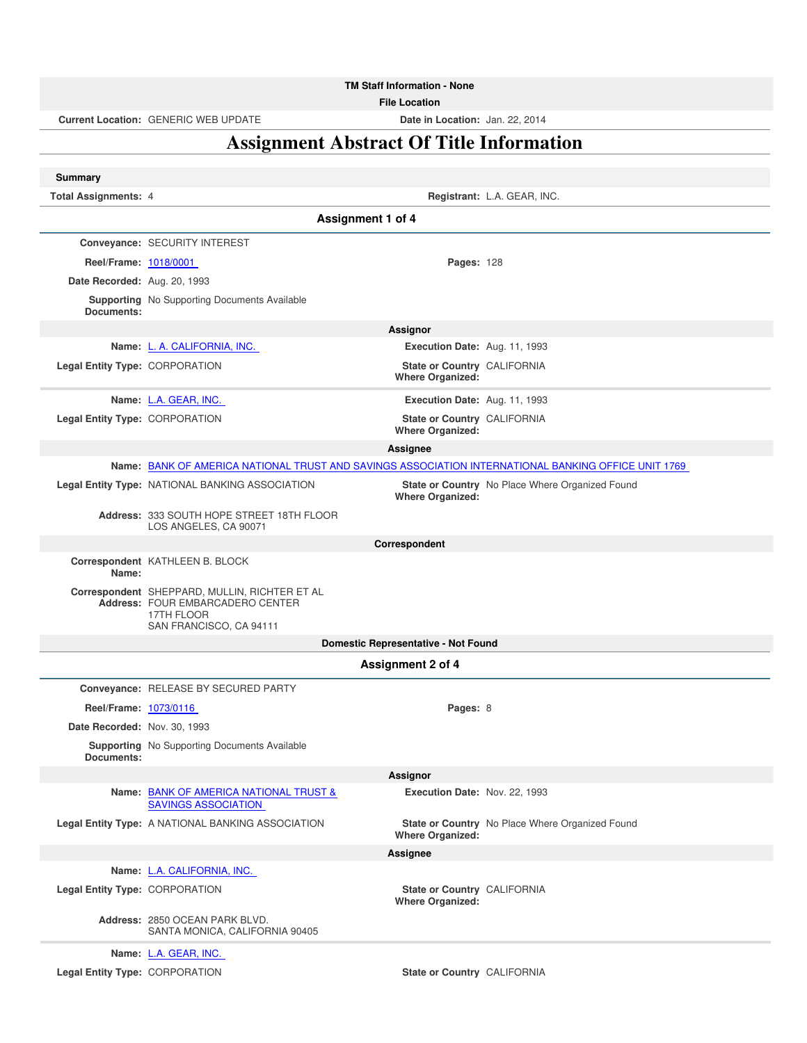**TM Staff Information - None**

**File Location**

**Current Location:** GENERIC WEB UPDATE **Date in Location:** Jan. 22, 2014

# Assignment Abstract Of Title Information

**Summary**

**Total Assignments:** 4 **Registrant:** L.A. GEAR, INC.

## Assignment 1 of 4

**Conveyance:** SECURITY INTEREST

**Reel/Frame:** 1018/0001 **Pages:** 128

**Date Recorded:** Aug. 20, 1993

**Supporting Documents:** No Supporting Documents Available

**Assignor**

**Name:** L. A. CALIFORNIA, INC. **Execution Date:** Aug. 11, 1993

**Legal Entity Type:** CORPORATION **State or Country Where Organized:** CALIFORNIA

**Name:** L.A. GEAR, INC. **Execution Date:** Aug. 11, 1993

**Legal Entity Type:** CORPORATION **State or Country Where Organized:** CALIFORNIA

**Assignee**

**Name:** BANK OF AMERICA NATIONAL TRUST AND SAVINGS ASSOCIATION INTERNATIONAL BANKING OFFICE UNIT 1769

**Legal Entity Type:** NATIONAL BANKING ASSOCIATION **State or Country Where Organized:** No Place Where Organized Found

**Address:** 333 SOUTH HOPE STREET 18TH FLOOR
LOS ANGELES, CA 90071

**Correspondent**

**Correspondent Name:** KATHLEEN B. BLOCK

**Correspondent Address:** SHEPPARD, MULLIN, RICHTER ET AL
FOUR EMBARCADERO CENTER
17TH FLOOR
SAN FRANCISCO, CA 94111

**Domestic Representative - Not Found**

## Assignment 2 of 4

**Conveyance:** RELEASE BY SECURED PARTY

**Reel/Frame:** 1073/0116 **Pages:** 8

**Date Recorded:** Nov. 30, 1993

**Supporting Documents:** No Supporting Documents Available

**Assignor**

**Name:** BANK OF AMERICA NATIONAL TRUST & SAVINGS ASSOCIATION **Execution Date:** Nov. 22, 1993

**Legal Entity Type:** A NATIONAL BANKING ASSOCIATION **State or Country Where Organized:** No Place Where Organized Found

**Assignee**

**Name:** L.A. CALIFORNIA, INC.

**Legal Entity Type:** CORPORATION **State or Country Where Organized:** CALIFORNIA

**Address:** 2850 OCEAN PARK BLVD.
SANTA MONICA, CALIFORNIA 90405

**Name:** L.A. GEAR, INC.

**Legal Entity Type:** CORPORATION **State or Country** CALIFORNIA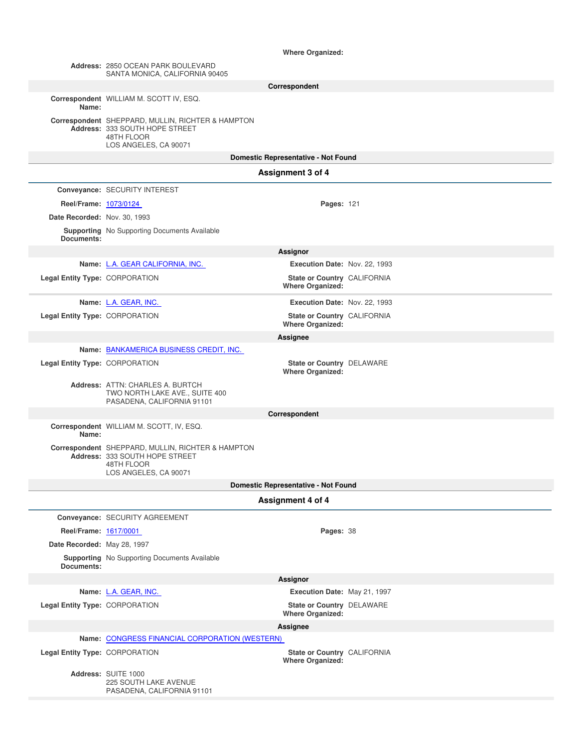**Where Organized:**

**Address:** 2850 OCEAN PARK BOULEVARD
SANTA MONICA, CALIFORNIA 90405

**Correspondent**

**Correspondent Name:** WILLIAM M. SCOTT IV, ESQ.

**Correspondent Address:** SHEPPARD, MULLIN, RICHTER & HAMPTON
333 SOUTH HOPE STREET
48TH FLOOR
LOS ANGELES, CA 90071

**Domestic Representative - Not Found**

## Assignment 3 of 4

**Conveyance:** SECURITY INTEREST

**Reel/Frame:** 1073/0124 **Pages:** 121

**Date Recorded:** Nov. 30, 1993

**Supporting Documents:** No Supporting Documents Available

**Assignor**

**Name:** L.A. GEAR CALIFORNIA, INC. **Execution Date:** Nov. 22, 1993

**Legal Entity Type:** CORPORATION **State or Country Where Organized:** CALIFORNIA

**Name:** L.A. GEAR, INC. **Execution Date:** Nov. 22, 1993

**Legal Entity Type:** CORPORATION **State or Country Where Organized:** CALIFORNIA

**Assignee**

**Name:** BANKAMERICA BUSINESS CREDIT, INC.

**Legal Entity Type:** CORPORATION **State or Country Where Organized:** DELAWARE

**Address:** ATTN: CHARLES A. BURTCH
TWO NORTH LAKE AVE., SUITE 400
PASADENA, CALIFORNIA 91101

**Correspondent**

**Correspondent Name:** WILLIAM M. SCOTT, IV, ESQ.

**Correspondent Address:** SHEPPARD, MULLIN, RICHTER & HAMPTON
333 SOUTH HOPE STREET
48TH FLOOR
LOS ANGELES, CA 90071

**Domestic Representative - Not Found**

## Assignment 4 of 4

**Conveyance:** SECURITY AGREEMENT

**Reel/Frame:** 1617/0001 **Pages:** 38

**Date Recorded:** May 28, 1997

**Supporting Documents:** No Supporting Documents Available

**Assignor**

**Name:** L.A. GEAR, INC. **Execution Date:** May 21, 1997

**Legal Entity Type:** CORPORATION **State or Country Where Organized:** DELAWARE

**Assignee**

**Name:** CONGRESS FINANCIAL CORPORATION (WESTERN)

**Legal Entity Type:** CORPORATION **State or Country Where Organized:** CALIFORNIA

**Address:** SUITE 1000
225 SOUTH LAKE AVENUE
PASADENA, CALIFORNIA 91101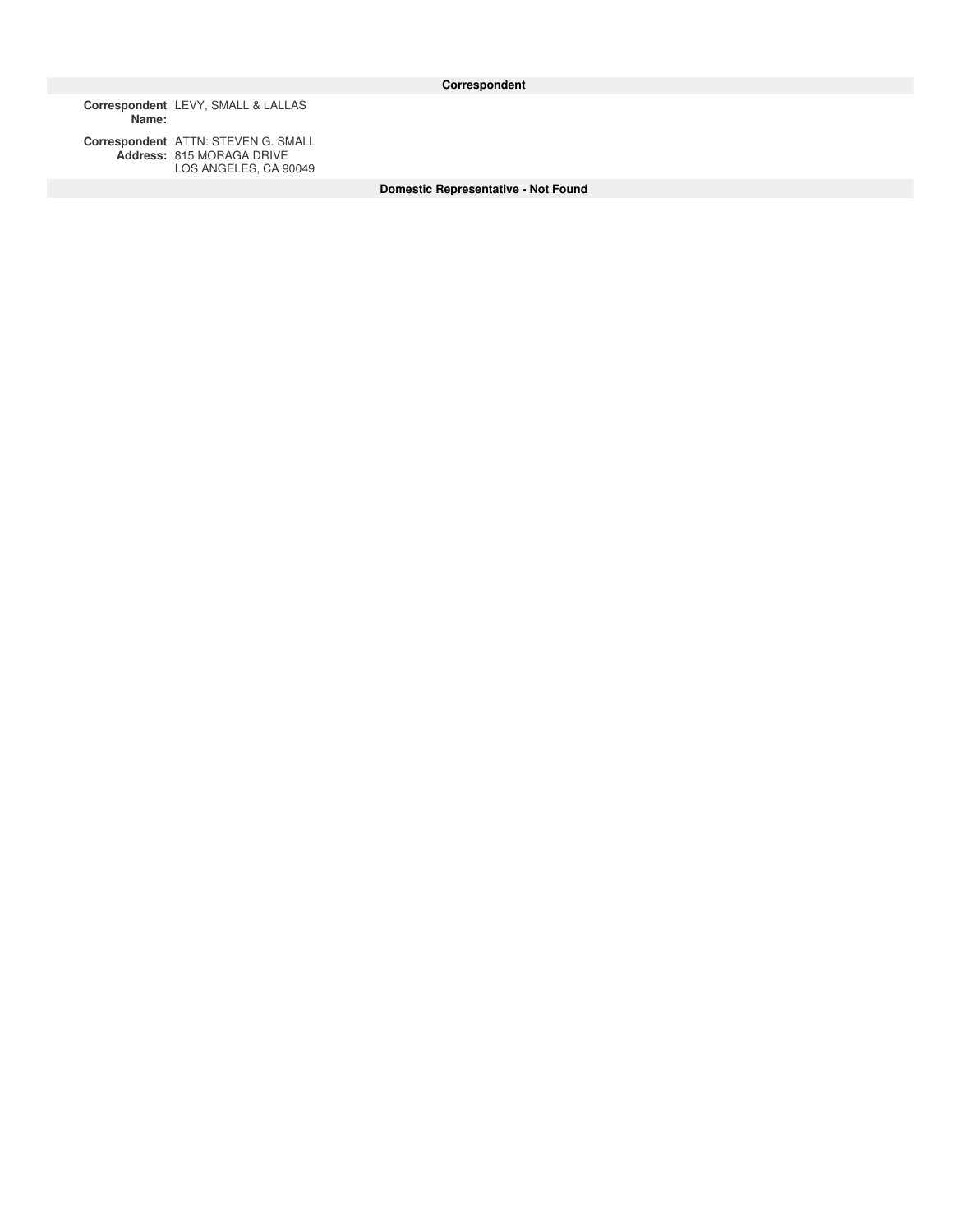## Correspondent

**Correspondent Name:** LEVY, SMALL & LALLAS

**Correspondent Address:** ATTN: STEVEN G. SMALL
815 MORAGA DRIVE
LOS ANGELES, CA 90049

## Domestic Representative - Not Found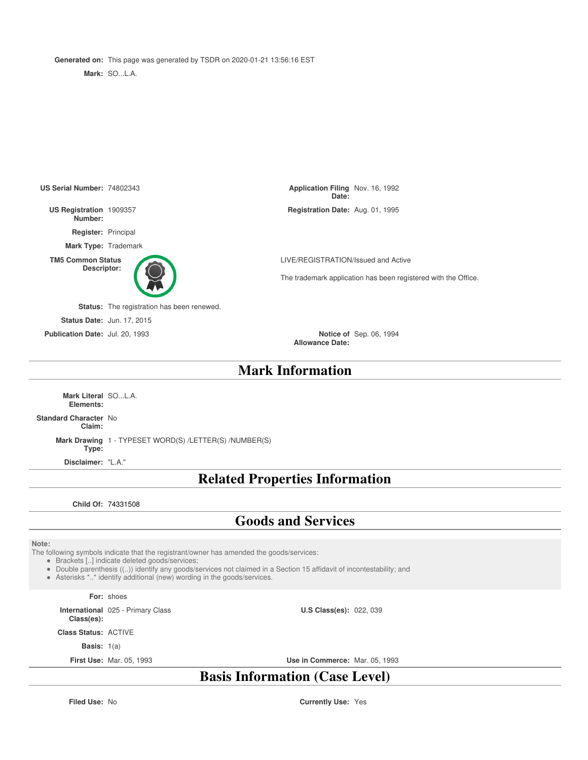**Generated on:** This page was generated by TSDR on 2020-01-21 13:56:16 EST

**Mark:** SO...L.A.

**US Serial Number:** 74802343

**Application Filing Date:** Nov. 16, 1992

**US Registration Number:** 1909357

**Registration Date:** Aug. 01, 1995

**Register:** Principal

**Mark Type:** Trademark

**TM5 Common Status Descriptor:** LIVE/REGISTRATION/Issued and Active

The trademark application has been registered with the Office.

**Status:** The registration has been renewed.

**Status Date:** Jun. 17, 2015

**Publication Date:** Jul. 20, 1993

**Notice of Allowance Date:** Sep. 06, 1994

## Mark Information

**Mark Literal Elements:** SO...L.A.

**Standard Character Claim:** No

**Mark Drawing Type:** 1 - TYPESET WORD(S) /LETTER(S) /NUMBER(S)

**Disclaimer:** "L.A."

## Related Properties Information

**Child Of:** 74331508

## Goods and Services

**Note:**
The following symbols indicate that the registrant/owner has amended the goods/services:

- Brackets [..] indicate deleted goods/services;
- Double parenthesis ((..)) identify any goods/services not claimed in a Section 15 affidavit of incontestability; and
- Asterisks *..* identify additional (new) wording in the goods/services.

**For:** shoes

**International Class(es):** 025 - Primary Class

**U.S Class(es):** 022, 039

**Class Status:** ACTIVE

**Basis:** 1(a)

**First Use:** Mar. 05, 1993

**Use in Commerce:** Mar. 05, 1993

## Basis Information (Case Level)

**Filed Use:** No

**Currently Use:** Yes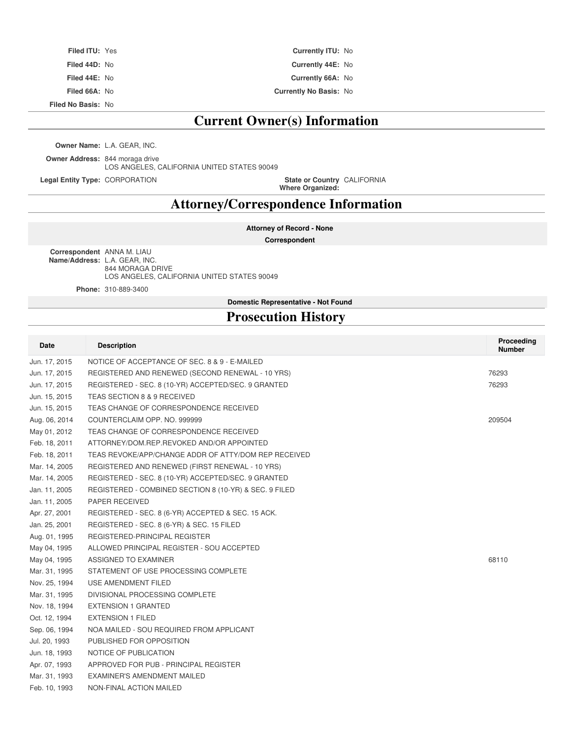**Filed ITU:** Yes

**Filed 44D:** No

**Filed 44E:** No

**Filed 66A:** No

**Filed No Basis:** No

**Currently ITU:** No

**Currently 44E:** No

**Currently 66A:** No

**Currently No Basis:** No

## Current Owner(s) Information

**Owner Name:** L.A. GEAR, INC.

**Owner Address:** 844 moraga drive
LOS ANGELES, CALIFORNIA UNITED STATES 90049

**Legal Entity Type:** CORPORATION

**State or Country Where Organized:** CALIFORNIA

## Attorney/Correspondence Information

**Attorney of Record - None**

**Correspondent**

**Correspondent Name/Address:** ANNA M. LIAU
L.A. GEAR, INC.
844 MORAGA DRIVE
LOS ANGELES, CALIFORNIA UNITED STATES 90049

**Phone:** 310-889-3400

**Domestic Representative - Not Found**

## Prosecution History

| Date | Description | Proceeding Number |
|---|---|---|
| Jun. 17, 2015 | NOTICE OF ACCEPTANCE OF SEC. 8 & 9 - E-MAILED | |
| Jun. 17, 2015 | REGISTERED AND RENEWED (SECOND RENEWAL - 10 YRS) | 76293 |
| Jun. 17, 2015 | REGISTERED - SEC. 8 (10-YR) ACCEPTED/SEC. 9 GRANTED | 76293 |
| Jun. 15, 2015 | TEAS SECTION 8 & 9 RECEIVED | |
| Jun. 15, 2015 | TEAS CHANGE OF CORRESPONDENCE RECEIVED | |
| Aug. 06, 2014 | COUNTERCLAIM OPP. NO. 999999 | 209504 |
| May 01, 2012 | TEAS CHANGE OF CORRESPONDENCE RECEIVED | |
| Feb. 18, 2011 | ATTORNEY/DOM.REP.REVOKED AND/OR APPOINTED | |
| Feb. 18, 2011 | TEAS REVOKE/APP/CHANGE ADDR OF ATTY/DOM REP RECEIVED | |
| Mar. 14, 2005 | REGISTERED AND RENEWED (FIRST RENEWAL - 10 YRS) | |
| Mar. 14, 2005 | REGISTERED - SEC. 8 (10-YR) ACCEPTED/SEC. 9 GRANTED | |
| Jan. 11, 2005 | REGISTERED - COMBINED SECTION 8 (10-YR) & SEC. 9 FILED | |
| Jan. 11, 2005 | PAPER RECEIVED | |
| Apr. 27, 2001 | REGISTERED - SEC. 8 (6-YR) ACCEPTED & SEC. 15 ACK. | |
| Jan. 25, 2001 | REGISTERED - SEC. 8 (6-YR) & SEC. 15 FILED | |
| Aug. 01, 1995 | REGISTERED-PRINCIPAL REGISTER | |
| May 04, 1995 | ALLOWED PRINCIPAL REGISTER - SOU ACCEPTED | |
| May 04, 1995 | ASSIGNED TO EXAMINER | 68110 |
| Mar. 31, 1995 | STATEMENT OF USE PROCESSING COMPLETE | |
| Nov. 25, 1994 | USE AMENDMENT FILED | |
| Mar. 31, 1995 | DIVISIONAL PROCESSING COMPLETE | |
| Nov. 18, 1994 | EXTENSION 1 GRANTED | |
| Oct. 12, 1994 | EXTENSION 1 FILED | |
| Sep. 06, 1994 | NOA MAILED - SOU REQUIRED FROM APPLICANT | |
| Jul. 20, 1993 | PUBLISHED FOR OPPOSITION | |
| Jun. 18, 1993 | NOTICE OF PUBLICATION | |
| Apr. 07, 1993 | APPROVED FOR PUB - PRINCIPAL REGISTER | |
| Mar. 31, 1993 | EXAMINER'S AMENDMENT MAILED | |
| Feb. 10, 1993 | NON-FINAL ACTION MAILED | |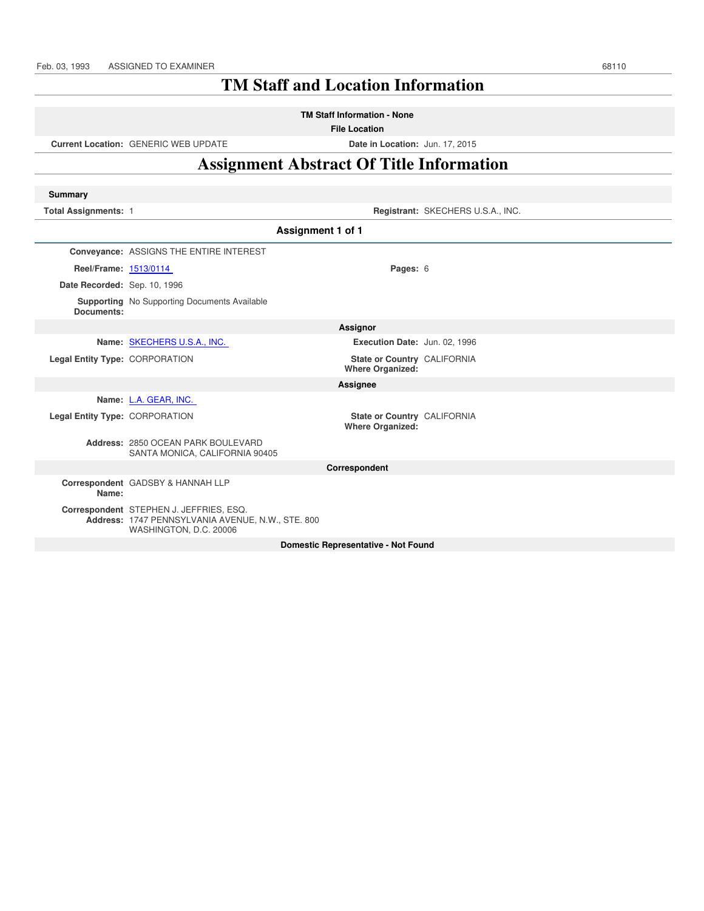| Feb. 03, 1993 | ASSIGNED TO EXAMINER | 68110 |
| --- | --- | --- |

# TM Staff and Location Information

**TM Staff Information - None**

**File Location**

| | | | |
| --- | --- | --- | --- |
| **Current Location:** | GENERIC WEB UPDATE | **Date in Location:** | Jun. 17, 2015 |

# Assignment Abstract Of Title Information

**Summary**

| | | | |
| --- | --- | --- | --- |
| **Total Assignments:** | 1 | **Registrant:** | SKECHERS U.S.A., INC. |

**Assignment 1 of 1**

| | | | |
| --- | --- | --- | --- |
| **Conveyance:** | ASSIGNS THE ENTIRE INTEREST | | |
| **Reel/Frame:** | 1513/0114 | **Pages:** | 6 |
| **Date Recorded:** | Sep. 10, 1996 | | |
| **Supporting Documents:** | No Supporting Documents Available | | |

**Assignor**

| | | | |
| --- | --- | --- | --- |
| **Name:** | SKECHERS U.S.A., INC. | **Execution Date:** | Jun. 02, 1996 |
| **Legal Entity Type:** | CORPORATION | **State or Country Where Organized:** | CALIFORNIA |

**Assignee**

| | | | |
| --- | --- | --- | --- |
| **Name:** | L.A. GEAR, INC. | | |
| **Legal Entity Type:** | CORPORATION | **State or Country Where Organized:** | CALIFORNIA |
| **Address:** | 2850 OCEAN PARK BOULEVARD<br>SANTA MONICA, CALIFORNIA 90405 | | |

**Correspondent**

| | |
| --- | --- |
| **Correspondent Name:** | GADSBY & HANNAH LLP |
| **Correspondent Address:** | STEPHEN J. JEFFRIES, ESQ.<br>1747 PENNSYLVANIA AVENUE, N.W., STE. 800<br>WASHINGTON, D.C. 20006 |

**Domestic Representative - Not Found**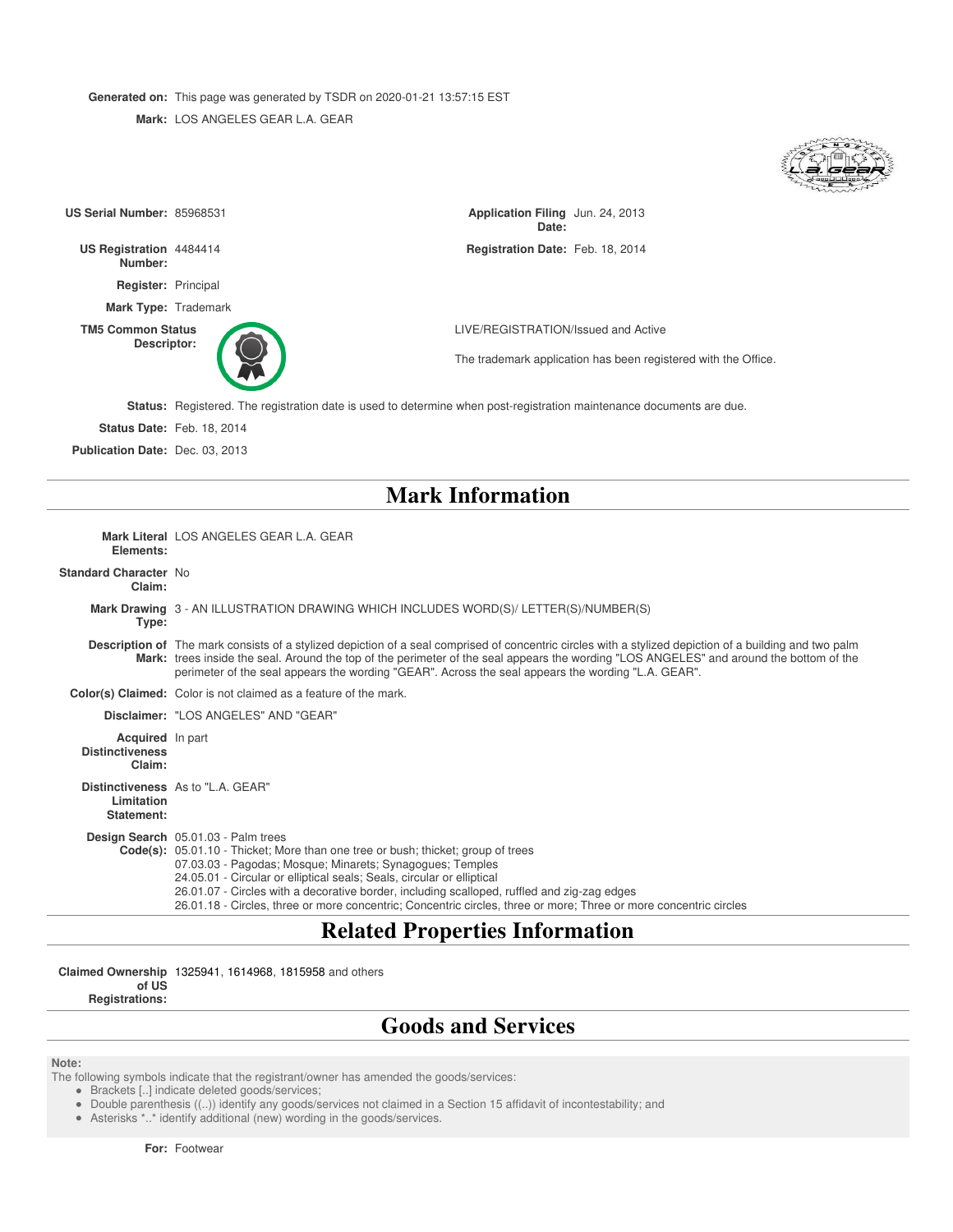**Generated on:** This page was generated by TSDR on 2020-01-21 13:57:15 EST

**Mark:** LOS ANGELES GEAR L.A. GEAR

**US Serial Number:** 85968531

**Application Filing Date:** Jun. 24, 2013

**US Registration Number:** 4484414

**Registration Date:** Feb. 18, 2014

**Register:** Principal

**Mark Type:** Trademark

**TM5 Common Status Descriptor:** LIVE/REGISTRATION/Issued and Active

The trademark application has been registered with the Office.

**Status:** Registered. The registration date is used to determine when post-registration maintenance documents are due.

**Status Date:** Feb. 18, 2014

**Publication Date:** Dec. 03, 2013

# Mark Information

**Mark Literal Elements:** LOS ANGELES GEAR L.A. GEAR

**Standard Character Claim:** No

**Mark Drawing Type:** 3 - AN ILLUSTRATION DRAWING WHICH INCLUDES WORD(S)/ LETTER(S)/NUMBER(S)

**Description of Mark:** The mark consists of a stylized depiction of a seal comprised of concentric circles with a stylized depiction of a building and two palm trees inside the seal. Around the top of the perimeter of the seal appears the wording "LOS ANGELES" and around the bottom of the perimeter of the seal appears the wording "GEAR". Across the seal appears the wording "L.A. GEAR".

**Color(s) Claimed:** Color is not claimed as a feature of the mark.

**Disclaimer:** "LOS ANGELES" AND "GEAR"

**Acquired Distinctiveness Claim:** In part

**Distinctiveness Limitation Statement:** As to "L.A. GEAR"

**Design Search Code(s):**
05.01.03 - Palm trees
05.01.10 - Thicket; More than one tree or bush; thicket; group of trees
07.03.03 - Pagodas; Mosque; Minarets; Synagogues; Temples
24.05.01 - Circular or elliptical seals; Seals, circular or elliptical
26.01.07 - Circles with a decorative border, including scalloped, ruffled and zig-zag edges
26.01.18 - Circles, three or more concentric; Concentric circles, three or more; Three or more concentric circles

# Related Properties Information

**Claimed Ownership of US Registrations:** 1325941, 1614968, 1815958 and others

# Goods and Services

**Note:**
The following symbols indicate that the registrant/owner has amended the goods/services:

- Brackets [..] indicate deleted goods/services;
- Double parenthesis ((..)) identify any goods/services not claimed in a Section 15 affidavit of incontestability; and
- Asterisks *..* identify additional (new) wording in the goods/services.

**For:** Footwear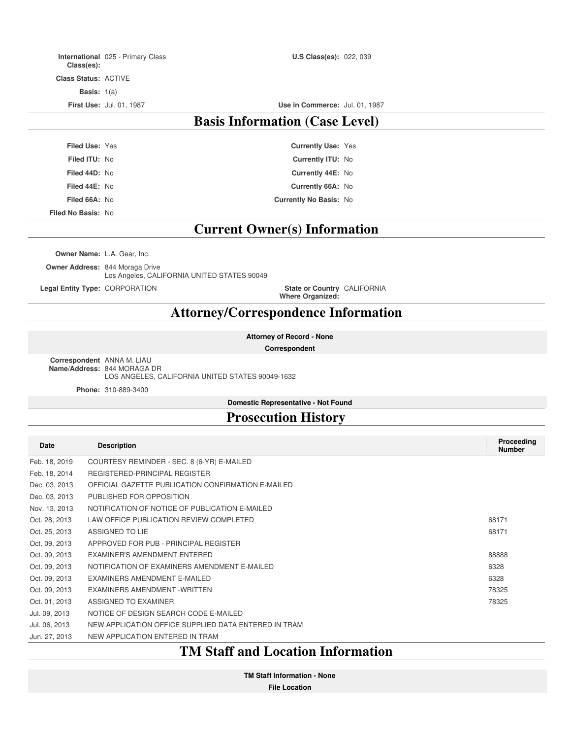**International Class(es):** 025 - Primary Class

**U.S Class(es):** 022, 039

**Class Status:** ACTIVE

**Basis:** 1(a)

**First Use:** Jul. 01, 1987

**Use in Commerce:** Jul. 01, 1987

## Basis Information (Case Level)

**Filed Use:** Yes

**Currently Use:** Yes

**Filed ITU:** No

**Currently ITU:** No

**Filed 44D:** No

**Currently 44E:** No

**Filed 44E:** No

**Currently 66A:** No

**Filed 66A:** No

**Currently No Basis:** No

**Filed No Basis:** No

## Current Owner(s) Information

**Owner Name:** L.A. Gear, Inc.

**Owner Address:** 844 Moraga Drive
Los Angeles, CALIFORNIA UNITED STATES 90049

**Legal Entity Type:** CORPORATION

**State or Country Where Organized:** CALIFORNIA

## Attorney/Correspondence Information

**Attorney of Record - None**

**Correspondent**

**Correspondent Name/Address:** ANNA M. LIAU
844 MORAGA DR
LOS ANGELES, CALIFORNIA UNITED STATES 90049-1632

**Phone:** 310-889-3400

**Domestic Representative - Not Found**

## Prosecution History

| Date | Description | Proceeding Number |
| --- | --- | --- |
| Feb. 18, 2019 | COURTESY REMINDER - SEC. 8 (6-YR) E-MAILED | |
| Feb. 18, 2014 | REGISTERED-PRINCIPAL REGISTER | |
| Dec. 03, 2013 | OFFICIAL GAZETTE PUBLICATION CONFIRMATION E-MAILED | |
| Dec. 03, 2013 | PUBLISHED FOR OPPOSITION | |
| Nov. 13, 2013 | NOTIFICATION OF NOTICE OF PUBLICATION E-MAILED | |
| Oct. 28, 2013 | LAW OFFICE PUBLICATION REVIEW COMPLETED | 68171 |
| Oct. 25, 2013 | ASSIGNED TO LIE | 68171 |
| Oct. 09, 2013 | APPROVED FOR PUB - PRINCIPAL REGISTER | |
| Oct. 09, 2013 | EXAMINER'S AMENDMENT ENTERED | 88888 |
| Oct. 09, 2013 | NOTIFICATION OF EXAMINERS AMENDMENT E-MAILED | 6328 |
| Oct. 09, 2013 | EXAMINERS AMENDMENT E-MAILED | 6328 |
| Oct. 09, 2013 | EXAMINERS AMENDMENT -WRITTEN | 78325 |
| Oct. 01, 2013 | ASSIGNED TO EXAMINER | 78325 |
| Jul. 09, 2013 | NOTICE OF DESIGN SEARCH CODE E-MAILED | |
| Jul. 06, 2013 | NEW APPLICATION OFFICE SUPPLIED DATA ENTERED IN TRAM | |
| Jun. 27, 2013 | NEW APPLICATION ENTERED IN TRAM | |

## TM Staff and Location Information

**TM Staff Information - None**

**File Location**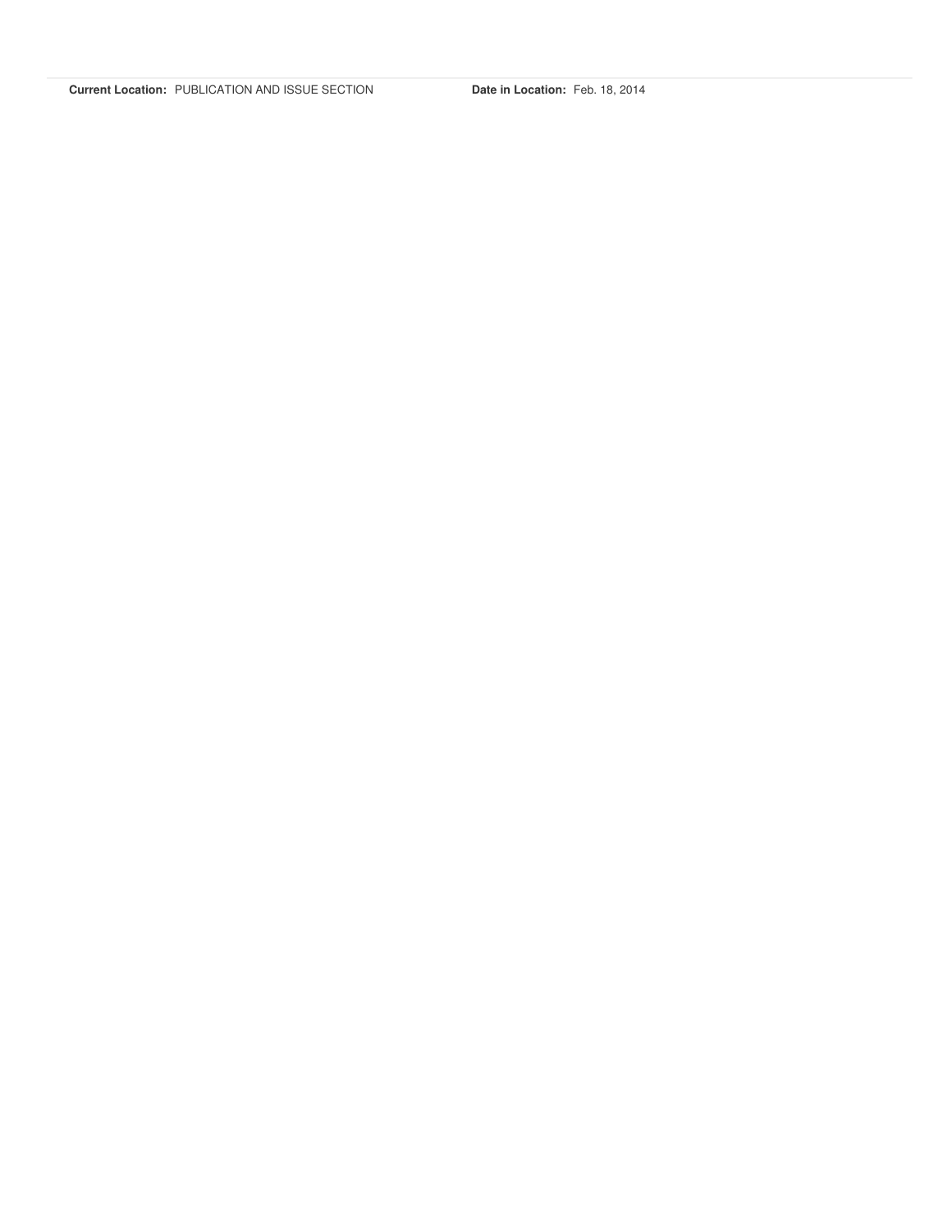**Current Location:** PUBLICATION AND ISSUE SECTION **Date in Location:** Feb. 18, 2014